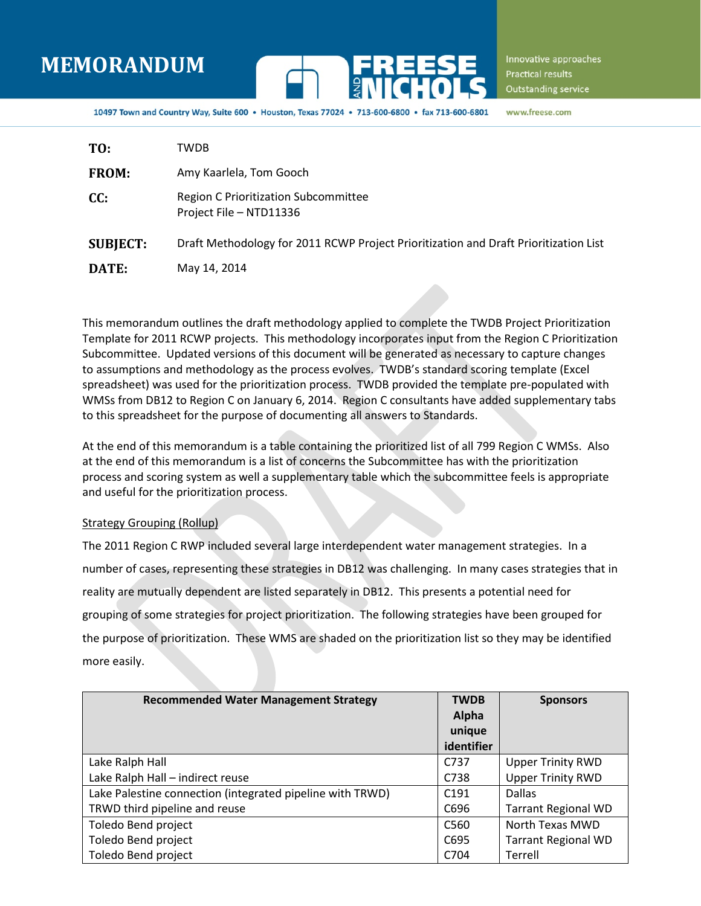# MEMORANDUM

**FREESE AND NICHOLS**

Innovative approaches
Practical results
Outstanding service

10497 Town and Country Way, Suite 600 • Houston, Texas 77024 • 713-600-6800 • fax 713-600-6801 www.freese.com

**TO:** TWDB

**FROM:** Amy Kaarlela, Tom Gooch

**CC:** Region C Prioritization Subcommittee
Project File – NTD11336

**SUBJECT:** Draft Methodology for 2011 RCWP Project Prioritization and Draft Prioritization List

**DATE:** May 14, 2014

This memorandum outlines the draft methodology applied to complete the TWDB Project Prioritization Template for 2011 RCWP projects. This methodology incorporates input from the Region C Prioritization Subcommittee. Updated versions of this document will be generated as necessary to capture changes to assumptions and methodology as the process evolves. TWDB's standard scoring template (Excel spreadsheet) was used for the prioritization process. TWDB provided the template pre-populated with WMSs from DB12 to Region C on January 6, 2014. Region C consultants have added supplementary tabs to this spreadsheet for the purpose of documenting all answers to Standards.

At the end of this memorandum is a table containing the prioritized list of all 799 Region C WMSs. Also at the end of this memorandum is a list of concerns the Subcommittee has with the prioritization process and scoring system as well a supplementary table which the subcommittee feels is appropriate and useful for the prioritization process.

<u>Strategy Grouping (Rollup)</u>

The 2011 Region C RWP included several large interdependent water management strategies. In a number of cases, representing these strategies in DB12 was challenging. In many cases strategies that in reality are mutually dependent are listed separately in DB12. This presents a potential need for grouping of some strategies for project prioritization. The following strategies have been grouped for the purpose of prioritization. These WMS are shaded on the prioritization list so they may be identified more easily.

| Recommended Water Management Strategy | TWDB Alpha unique identifier | Sponsors |
|---|---|---|
| Lake Ralph Hall | C737 | Upper Trinity RWD |
| Lake Ralph Hall – indirect reuse | C738 | Upper Trinity RWD |
| Lake Palestine connection (integrated pipeline with TRWD) | C191 | Dallas |
| TRWD third pipeline and reuse | C696 | Tarrant Regional WD |
| Toledo Bend project | C560 | North Texas MWD |
| Toledo Bend project | C695 | Tarrant Regional WD |
| Toledo Bend project | C704 | Terrell |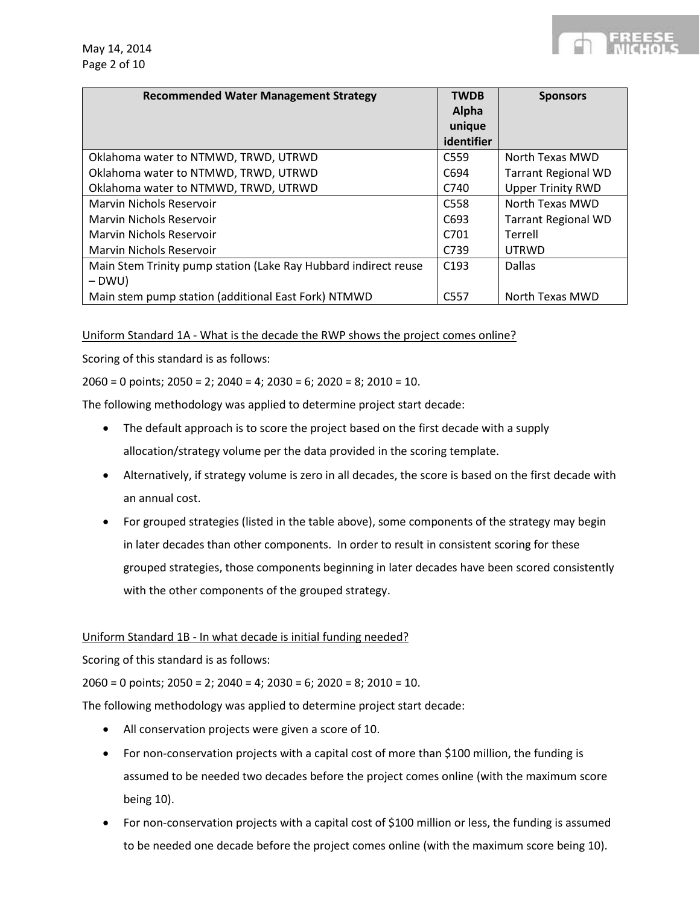| Recommended Water Management Strategy | TWDB Alpha unique identifier | Sponsors |
|---|---|---|
| Oklahoma water to NTMWD, TRWD, UTRWD | C559 | North Texas MWD |
| Oklahoma water to NTMWD, TRWD, UTRWD | C694 | Tarrant Regional WD |
| Oklahoma water to NTMWD, TRWD, UTRWD | C740 | Upper Trinity RWD |
| Marvin Nichols Reservoir | C558 | North Texas MWD |
| Marvin Nichols Reservoir | C693 | Tarrant Regional WD |
| Marvin Nichols Reservoir | C701 | Terrell |
| Marvin Nichols Reservoir | C739 | UTRWD |
| Main Stem Trinity pump station (Lake Ray Hubbard indirect reuse – DWU) | C193 | Dallas |
| Main stem pump station (additional East Fork) NTMWD | C557 | North Texas MWD |

Uniform Standard 1A - What is the decade the RWP shows the project comes online?

Scoring of this standard is as follows:

2060 = 0 points; 2050 = 2; 2040 = 4; 2030 = 6; 2020 = 8; 2010 = 10.

The following methodology was applied to determine project start decade:

- The default approach is to score the project based on the first decade with a supply allocation/strategy volume per the data provided in the scoring template.
- Alternatively, if strategy volume is zero in all decades, the score is based on the first decade with an annual cost.
- For grouped strategies (listed in the table above), some components of the strategy may begin in later decades than other components. In order to result in consistent scoring for these grouped strategies, those components beginning in later decades have been scored consistently with the other components of the grouped strategy.

Uniform Standard 1B - In what decade is initial funding needed?

Scoring of this standard is as follows:

2060 = 0 points; 2050 = 2; 2040 = 4; 2030 = 6; 2020 = 8; 2010 = 10.

The following methodology was applied to determine project start decade:

- All conservation projects were given a score of 10.
- For non-conservation projects with a capital cost of more than $100 million, the funding is assumed to be needed two decades before the project comes online (with the maximum score being 10).
- For non-conservation projects with a capital cost of $100 million or less, the funding is assumed to be needed one decade before the project comes online (with the maximum score being 10).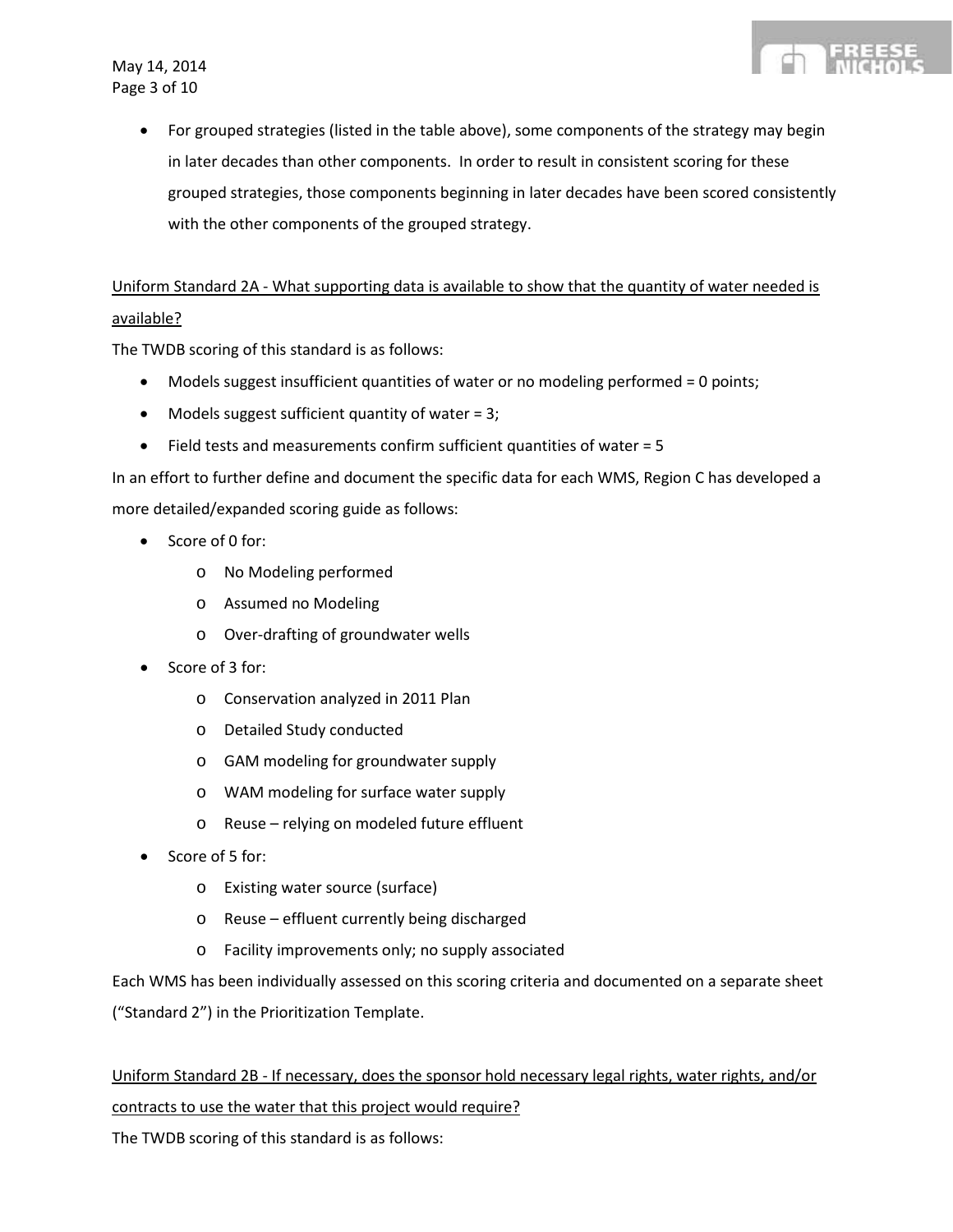- For grouped strategies (listed in the table above), some components of the strategy may begin in later decades than other components. In order to result in consistent scoring for these grouped strategies, those components beginning in later decades have been scored consistently with the other components of the grouped strategy.

<u>Uniform Standard 2A - What supporting data is available to show that the quantity of water needed is available?</u>

The TWDB scoring of this standard is as follows:

- Models suggest insufficient quantities of water or no modeling performed = 0 points;
- Models suggest sufficient quantity of water = 3;
- Field tests and measurements confirm sufficient quantities of water = 5

In an effort to further define and document the specific data for each WMS, Region C has developed a more detailed/expanded scoring guide as follows:

- Score of 0 for:
  - No Modeling performed
  - Assumed no Modeling
  - Over-drafting of groundwater wells
- Score of 3 for:
  - Conservation analyzed in 2011 Plan
  - Detailed Study conducted
  - GAM modeling for groundwater supply
  - WAM modeling for surface water supply
  - Reuse – relying on modeled future effluent
- Score of 5 for:
  - Existing water source (surface)
  - Reuse – effluent currently being discharged
  - Facility improvements only; no supply associated

Each WMS has been individually assessed on this scoring criteria and documented on a separate sheet ("Standard 2") in the Prioritization Template.

<u>Uniform Standard 2B - If necessary, does the sponsor hold necessary legal rights, water rights, and/or contracts to use the water that this project would require?</u>

The TWDB scoring of this standard is as follows: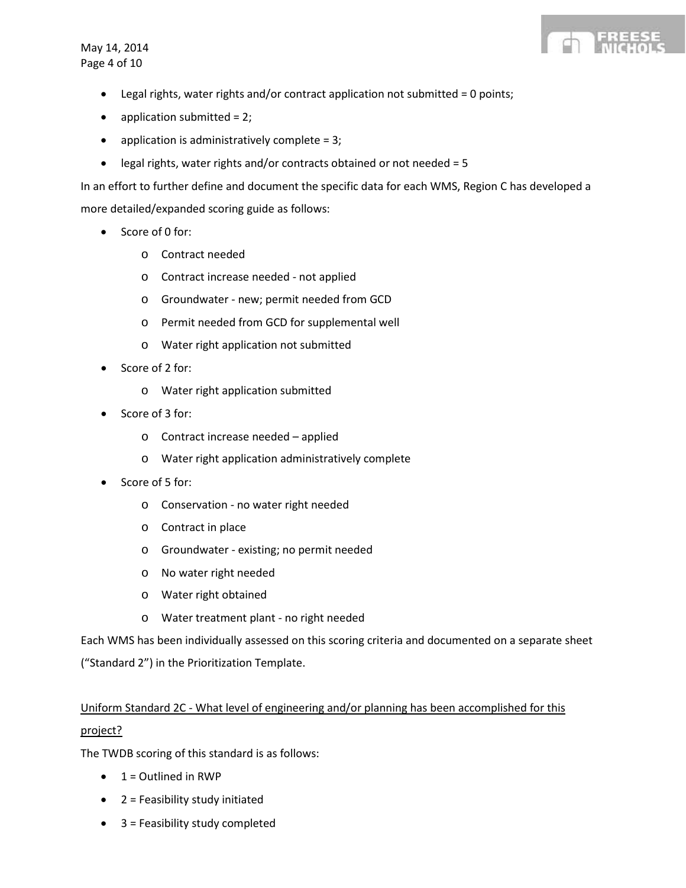- Legal rights, water rights and/or contract application not submitted = 0 points;
- application submitted = 2;
- application is administratively complete = 3;
- legal rights, water rights and/or contracts obtained or not needed = 5

In an effort to further define and document the specific data for each WMS, Region C has developed a more detailed/expanded scoring guide as follows:

- Score of 0 for:
  - Contract needed
  - Contract increase needed - not applied
  - Groundwater - new; permit needed from GCD
  - Permit needed from GCD for supplemental well
  - Water right application not submitted
- Score of 2 for:
  - Water right application submitted
- Score of 3 for:
  - Contract increase needed – applied
  - Water right application administratively complete
- Score of 5 for:
  - Conservation - no water right needed
  - Contract in place
  - Groundwater - existing; no permit needed
  - No water right needed
  - Water right obtained
  - Water treatment plant - no right needed

Each WMS has been individually assessed on this scoring criteria and documented on a separate sheet ("Standard 2") in the Prioritization Template.

<u>Uniform Standard 2C - What level of engineering and/or planning has been accomplished for this project?</u>

The TWDB scoring of this standard is as follows:

- 1 = Outlined in RWP
- 2 = Feasibility study initiated
- 3 = Feasibility study completed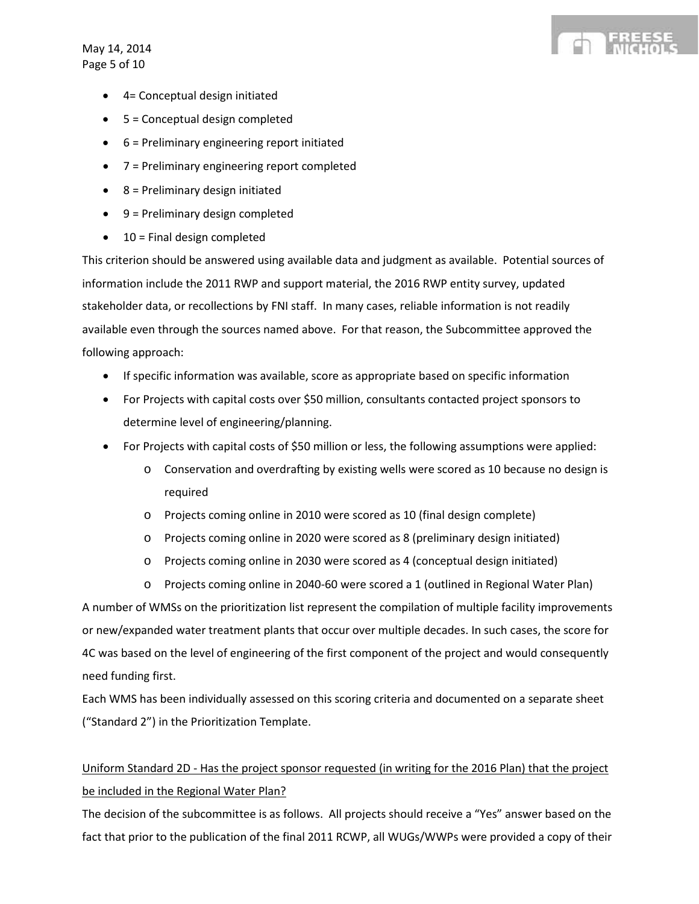- 4= Conceptual design initiated
- 5 = Conceptual design completed
- 6 = Preliminary engineering report initiated
- 7 = Preliminary engineering report completed
- 8 = Preliminary design initiated
- 9 = Preliminary design completed
- 10 = Final design completed

This criterion should be answered using available data and judgment as available. Potential sources of information include the 2011 RWP and support material, the 2016 RWP entity survey, updated stakeholder data, or recollections by FNI staff. In many cases, reliable information is not readily available even through the sources named above. For that reason, the Subcommittee approved the following approach:

- If specific information was available, score as appropriate based on specific information
- For Projects with capital costs over $50 million, consultants contacted project sponsors to determine level of engineering/planning.
- For Projects with capital costs of $50 million or less, the following assumptions were applied:
  - Conservation and overdrafting by existing wells were scored as 10 because no design is required
  - Projects coming online in 2010 were scored as 10 (final design complete)
  - Projects coming online in 2020 were scored as 8 (preliminary design initiated)
  - Projects coming online in 2030 were scored as 4 (conceptual design initiated)
  - Projects coming online in 2040-60 were scored a 1 (outlined in Regional Water Plan)

A number of WMSs on the prioritization list represent the compilation of multiple facility improvements or new/expanded water treatment plants that occur over multiple decades. In such cases, the score for 4C was based on the level of engineering of the first component of the project and would consequently need funding first.

Each WMS has been individually assessed on this scoring criteria and documented on a separate sheet ("Standard 2") in the Prioritization Template.

<u>Uniform Standard 2D - Has the project sponsor requested (in writing for the 2016 Plan) that the project be included in the Regional Water Plan?</u>

The decision of the subcommittee is as follows. All projects should receive a "Yes" answer based on the fact that prior to the publication of the final 2011 RCWP, all WUGs/WWPs were provided a copy of their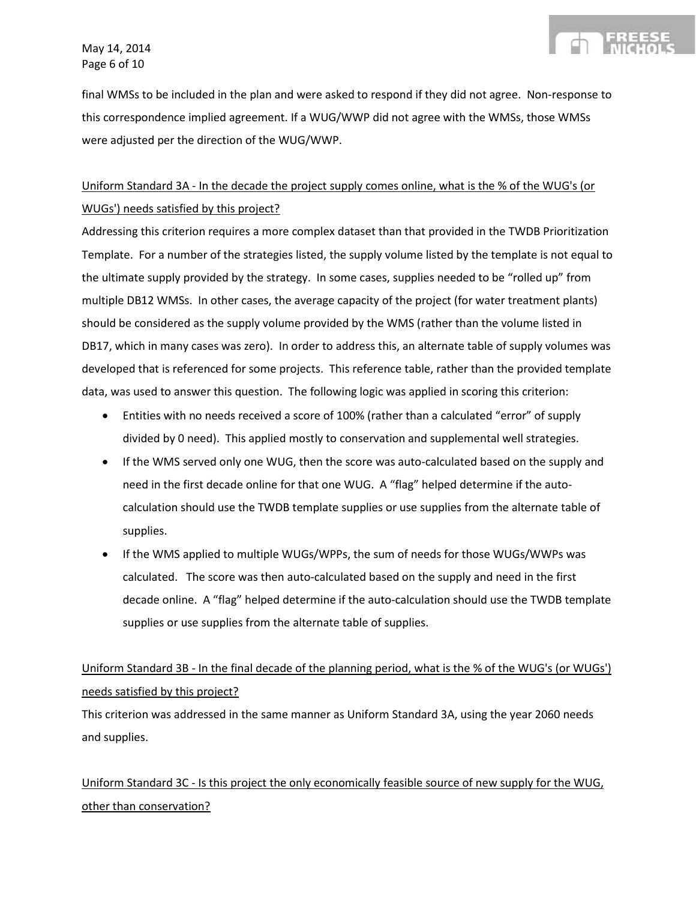final WMSs to be included in the plan and were asked to respond if they did not agree. Non-response to this correspondence implied agreement. If a WUG/WWP did not agree with the WMSs, those WMSs were adjusted per the direction of the WUG/WWP.

Uniform Standard 3A - In the decade the project supply comes online, what is the % of the WUG's (or WUGs') needs satisfied by this project?

Addressing this criterion requires a more complex dataset than that provided in the TWDB Prioritization Template. For a number of the strategies listed, the supply volume listed by the template is not equal to the ultimate supply provided by the strategy. In some cases, supplies needed to be "rolled up" from multiple DB12 WMSs. In other cases, the average capacity of the project (for water treatment plants) should be considered as the supply volume provided by the WMS (rather than the volume listed in DB17, which in many cases was zero). In order to address this, an alternate table of supply volumes was developed that is referenced for some projects. This reference table, rather than the provided template data, was used to answer this question. The following logic was applied in scoring this criterion:

- Entities with no needs received a score of 100% (rather than a calculated "error" of supply divided by 0 need). This applied mostly to conservation and supplemental well strategies.
- If the WMS served only one WUG, then the score was auto-calculated based on the supply and need in the first decade online for that one WUG. A "flag" helped determine if the auto-calculation should use the TWDB template supplies or use supplies from the alternate table of supplies.
- If the WMS applied to multiple WUGs/WPPs, the sum of needs for those WUGs/WWPs was calculated. The score was then auto-calculated based on the supply and need in the first decade online. A "flag" helped determine if the auto-calculation should use the TWDB template supplies or use supplies from the alternate table of supplies.

Uniform Standard 3B - In the final decade of the planning period, what is the % of the WUG's (or WUGs') needs satisfied by this project?

This criterion was addressed in the same manner as Uniform Standard 3A, using the year 2060 needs and supplies.

Uniform Standard 3C - Is this project the only economically feasible source of new supply for the WUG, other than conservation?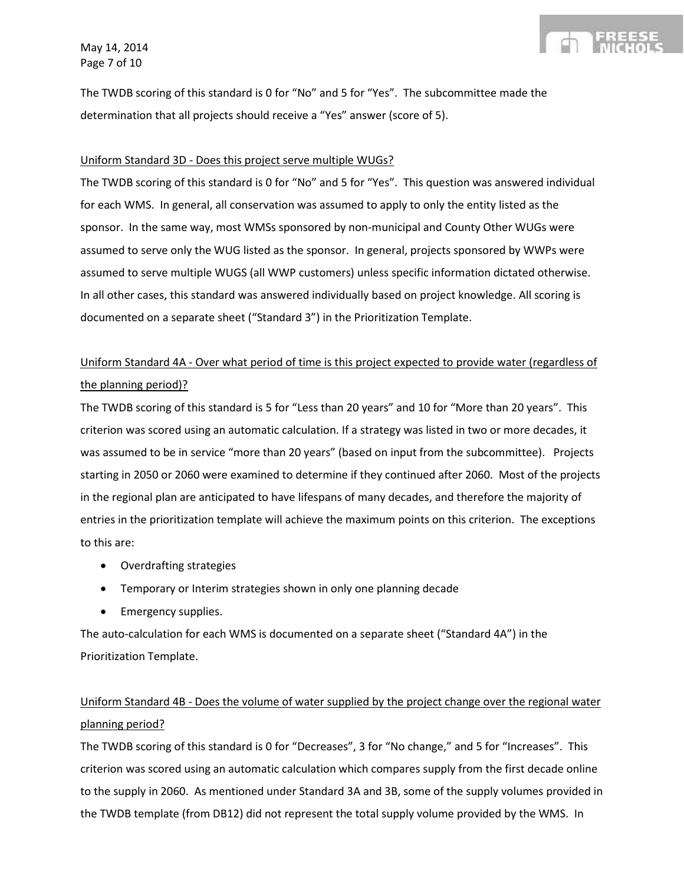The TWDB scoring of this standard is 0 for “No” and 5 for “Yes”. The subcommittee made the determination that all projects should receive a “Yes” answer (score of 5).

Uniform Standard 3D - Does this project serve multiple WUGs?

The TWDB scoring of this standard is 0 for “No” and 5 for “Yes”. This question was answered individual for each WMS. In general, all conservation was assumed to apply to only the entity listed as the sponsor. In the same way, most WMSs sponsored by non-municipal and County Other WUGs were assumed to serve only the WUG listed as the sponsor. In general, projects sponsored by WWPs were assumed to serve multiple WUGS (all WWP customers) unless specific information dictated otherwise. In all other cases, this standard was answered individually based on project knowledge. All scoring is documented on a separate sheet (“Standard 3”) in the Prioritization Template.

Uniform Standard 4A - Over what period of time is this project expected to provide water (regardless of the planning period)?

The TWDB scoring of this standard is 5 for “Less than 20 years” and 10 for “More than 20 years”. This criterion was scored using an automatic calculation. If a strategy was listed in two or more decades, it was assumed to be in service “more than 20 years” (based on input from the subcommittee). Projects starting in 2050 or 2060 were examined to determine if they continued after 2060. Most of the projects in the regional plan are anticipated to have lifespans of many decades, and therefore the majority of entries in the prioritization template will achieve the maximum points on this criterion. The exceptions to this are:

- Overdrafting strategies
- Temporary or Interim strategies shown in only one planning decade
- Emergency supplies.

The auto-calculation for each WMS is documented on a separate sheet (“Standard 4A”) in the Prioritization Template.

Uniform Standard 4B - Does the volume of water supplied by the project change over the regional water planning period?

The TWDB scoring of this standard is 0 for “Decreases”, 3 for “No change,” and 5 for “Increases”. This criterion was scored using an automatic calculation which compares supply from the first decade online to the supply in 2060. As mentioned under Standard 3A and 3B, some of the supply volumes provided in the TWDB template (from DB12) did not represent the total supply volume provided by the WMS. In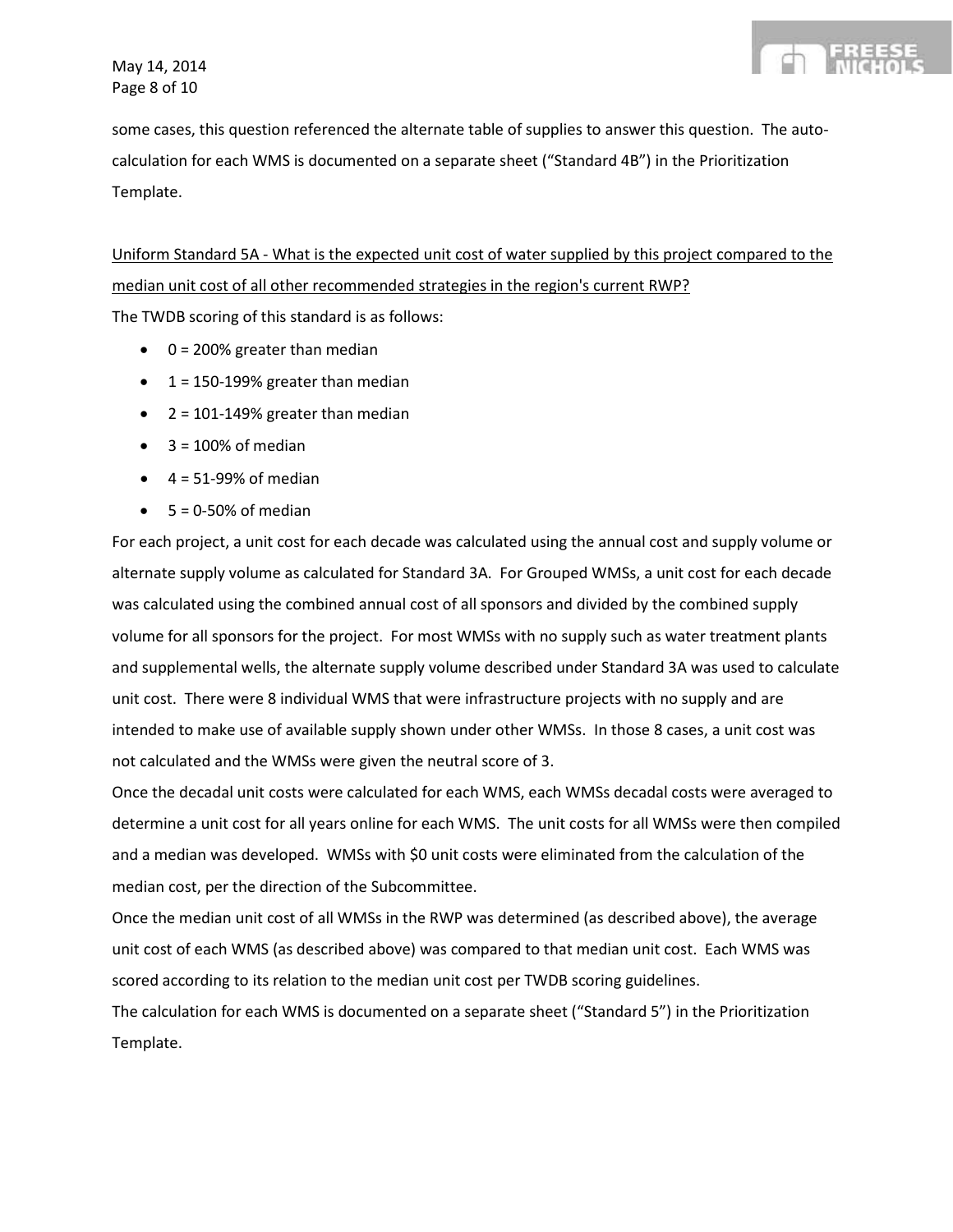some cases, this question referenced the alternate table of supplies to answer this question. The auto-calculation for each WMS is documented on a separate sheet ("Standard 4B") in the Prioritization Template.

<u>Uniform Standard 5A - What is the expected unit cost of water supplied by this project compared to the median unit cost of all other recommended strategies in the region's current RWP?</u>

The TWDB scoring of this standard is as follows:

- 0 = 200% greater than median
- 1 = 150-199% greater than median
- 2 = 101-149% greater than median
- 3 = 100% of median
- 4 = 51-99% of median
- 5 = 0-50% of median

For each project, a unit cost for each decade was calculated using the annual cost and supply volume or alternate supply volume as calculated for Standard 3A. For Grouped WMSs, a unit cost for each decade was calculated using the combined annual cost of all sponsors and divided by the combined supply volume for all sponsors for the project. For most WMSs with no supply such as water treatment plants and supplemental wells, the alternate supply volume described under Standard 3A was used to calculate unit cost. There were 8 individual WMS that were infrastructure projects with no supply and are intended to make use of available supply shown under other WMSs. In those 8 cases, a unit cost was not calculated and the WMSs were given the neutral score of 3.

Once the decadal unit costs were calculated for each WMS, each WMSs decadal costs were averaged to determine a unit cost for all years online for each WMS. The unit costs for all WMSs were then compiled and a median was developed. WMSs with $0 unit costs were eliminated from the calculation of the median cost, per the direction of the Subcommittee.

Once the median unit cost of all WMSs in the RWP was determined (as described above), the average unit cost of each WMS (as described above) was compared to that median unit cost. Each WMS was scored according to its relation to the median unit cost per TWDB scoring guidelines.

The calculation for each WMS is documented on a separate sheet ("Standard 5") in the Prioritization Template.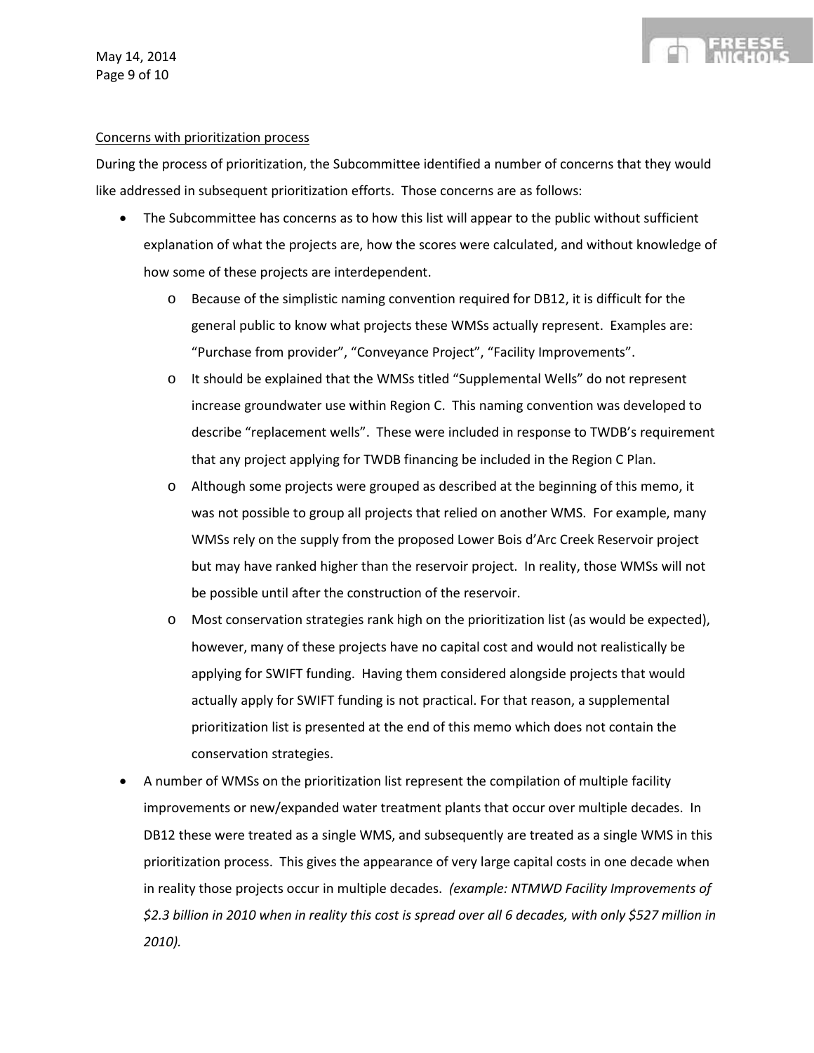<u>Concerns with prioritization process</u>

During the process of prioritization, the Subcommittee identified a number of concerns that they would like addressed in subsequent prioritization efforts. Those concerns are as follows:

- The Subcommittee has concerns as to how this list will appear to the public without sufficient explanation of what the projects are, how the scores were calculated, and without knowledge of how some of these projects are interdependent.
  - Because of the simplistic naming convention required for DB12, it is difficult for the general public to know what projects these WMSs actually represent. Examples are: "Purchase from provider", "Conveyance Project", "Facility Improvements".
  - It should be explained that the WMSs titled "Supplemental Wells" do not represent increase groundwater use within Region C. This naming convention was developed to describe "replacement wells". These were included in response to TWDB's requirement that any project applying for TWDB financing be included in the Region C Plan.
  - Although some projects were grouped as described at the beginning of this memo, it was not possible to group all projects that relied on another WMS. For example, many WMSs rely on the supply from the proposed Lower Bois d'Arc Creek Reservoir project but may have ranked higher than the reservoir project. In reality, those WMSs will not be possible until after the construction of the reservoir.
  - Most conservation strategies rank high on the prioritization list (as would be expected), however, many of these projects have no capital cost and would not realistically be applying for SWIFT funding. Having them considered alongside projects that would actually apply for SWIFT funding is not practical. For that reason, a supplemental prioritization list is presented at the end of this memo which does not contain the conservation strategies.
- A number of WMSs on the prioritization list represent the compilation of multiple facility improvements or new/expanded water treatment plants that occur over multiple decades. In DB12 these were treated as a single WMS, and subsequently are treated as a single WMS in this prioritization process. This gives the appearance of very large capital costs in one decade when in reality those projects occur in multiple decades. *(example: NTMWD Facility Improvements of $2.3 billion in 2010 when in reality this cost is spread over all 6 decades, with only $527 million in 2010).*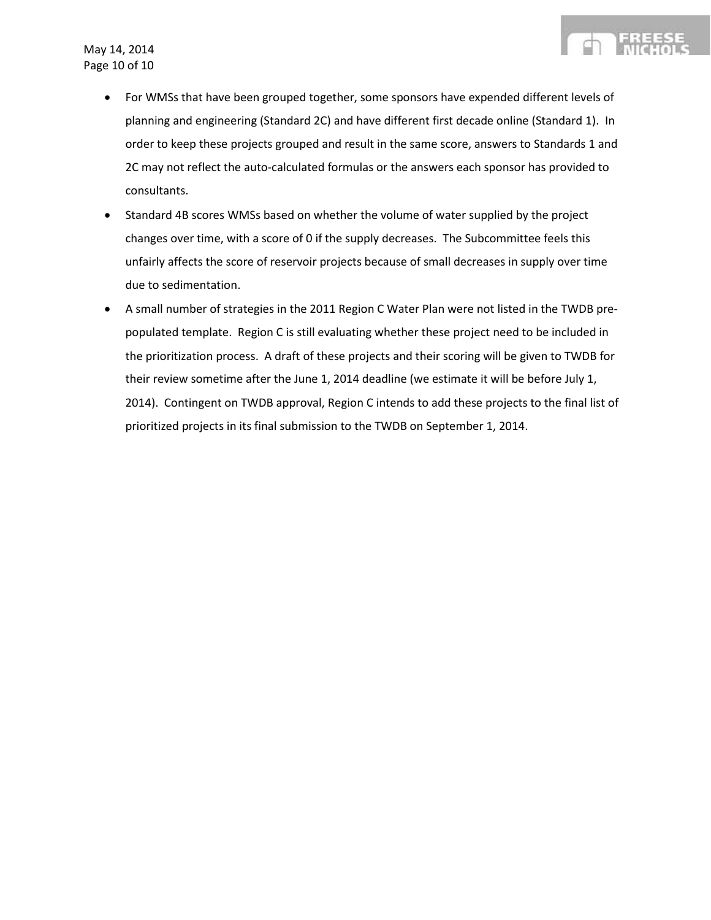- For WMSs that have been grouped together, some sponsors have expended different levels of planning and engineering (Standard 2C) and have different first decade online (Standard 1). In order to keep these projects grouped and result in the same score, answers to Standards 1 and 2C may not reflect the auto-calculated formulas or the answers each sponsor has provided to consultants.
- Standard 4B scores WMSs based on whether the volume of water supplied by the project changes over time, with a score of 0 if the supply decreases. The Subcommittee feels this unfairly affects the score of reservoir projects because of small decreases in supply over time due to sedimentation.
- A small number of strategies in the 2011 Region C Water Plan were not listed in the TWDB pre-populated template. Region C is still evaluating whether these project need to be included in the prioritization process. A draft of these projects and their scoring will be given to TWDB for their review sometime after the June 1, 2014 deadline (we estimate it will be before July 1, 2014). Contingent on TWDB approval, Region C intends to add these projects to the final list of prioritized projects in its final submission to the TWDB on September 1, 2014.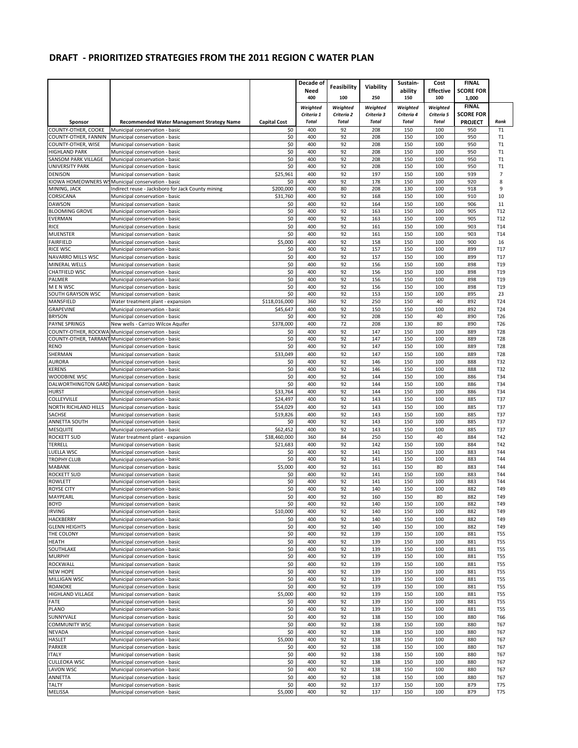## DRAFT - PRIORITIZED STRATEGIES FROM THE 2011 REGION C WATER PLAN

| | | | Decade of Need | Feasibility | Viability | Sustain-ability | Cost Effective | FINAL SCORE FOR | |
|---|---|---|---|---|---|---|---|---|---|
| | | | 400 | 100 | 250 | 150 | 100 | 1,000 | |
| Sponsor | Recommended Water Management Strategy Name | Capital Cost | Weighted Criteria 1 Total | Weighted Criteria 2 Total | Weighted Criteria 3 Total | Weighted Criteria 4 Total | Weighted Criteria 5 Total | FINAL SCORE FOR PROJECT | Rank |
| COUNTY-OTHER, COOKE | Municipal conservation - basic | $0 | 400 | 92 | 208 | 150 | 100 | 950 | T1 |
| COUNTY-OTHER, FANNIN | Municipal conservation - basic | $0 | 400 | 92 | 208 | 150 | 100 | 950 | T1 |
| COUNTY-OTHER, WISE | Municipal conservation - basic | $0 | 400 | 92 | 208 | 150 | 100 | 950 | T1 |
| HIGHLAND PARK | Municipal conservation - basic | $0 | 400 | 92 | 208 | 150 | 100 | 950 | T1 |
| SANSOM PARK VILLAGE | Municipal conservation - basic | $0 | 400 | 92 | 208 | 150 | 100 | 950 | T1 |
| UNIVERSITY PARK | Municipal conservation - basic | $0 | 400 | 92 | 208 | 150 | 100 | 950 | T1 |
| DENISON | Municipal conservation - basic | $25,961 | 400 | 92 | 197 | 150 | 100 | 939 | 7 |
| KIOWA HOMEOWNERS WS | Municipal conservation - basic | $0 | 400 | 92 | 178 | 150 | 100 | 920 | 8 |
| MINING, JACK | Indirect reuse - Jacksboro for Jack County mining | $200,000 | 400 | 80 | 208 | 130 | 100 | 918 | 9 |
| CORSICANA | Municipal conservation - basic | $31,760 | 400 | 92 | 168 | 150 | 100 | 910 | 10 |
| DAWSON | Municipal conservation - basic | $0 | 400 | 92 | 164 | 150 | 100 | 906 | 11 |
| BLOOMING GROVE | Municipal conservation - basic | $0 | 400 | 92 | 163 | 150 | 100 | 905 | T12 |
| EVERMAN | Municipal conservation - basic | $0 | 400 | 92 | 163 | 150 | 100 | 905 | T12 |
| RICE | Municipal conservation - basic | $0 | 400 | 92 | 161 | 150 | 100 | 903 | T14 |
| MUENSTER | Municipal conservation - basic | $0 | 400 | 92 | 161 | 150 | 100 | 903 | T14 |
| FAIRFIELD | Municipal conservation - basic | $5,000 | 400 | 92 | 158 | 150 | 100 | 900 | 16 |
| RICE WSC | Municipal conservation - basic | $0 | 400 | 92 | 157 | 150 | 100 | 899 | T17 |
| NAVARRO MILLS WSC | Municipal conservation - basic | $0 | 400 | 92 | 157 | 150 | 100 | 899 | T17 |
| MINERAL WELLS | Municipal conservation - basic | $0 | 400 | 92 | 156 | 150 | 100 | 898 | T19 |
| CHATFIELD WSC | Municipal conservation - basic | $0 | 400 | 92 | 156 | 150 | 100 | 898 | T19 |
| PALMER | Municipal conservation - basic | $0 | 400 | 92 | 156 | 150 | 100 | 898 | T19 |
| M E N WSC | Municipal conservation - basic | $0 | 400 | 92 | 156 | 150 | 100 | 898 | T19 |
| SOUTH GRAYSON WSC | Municipal conservation - basic | $0 | 400 | 92 | 153 | 150 | 100 | 895 | 23 |
| MANSFIELD | Water treatment plant - expansion | $118,016,000 | 360 | 92 | 250 | 150 | 40 | 892 | T24 |
| GRAPEVINE | Municipal conservation - basic | $45,647 | 400 | 92 | 150 | 150 | 100 | 892 | T24 |
| BRYSON | Municipal conservation - basic | $0 | 400 | 92 | 208 | 150 | 40 | 890 | T26 |
| PAYNE SPRINGS | New wells - Carrizo Wilcox Aquifer | $378,000 | 400 | 72 | 208 | 130 | 80 | 890 | T26 |
| COUNTY-OTHER, ROCKWA | Municipal conservation - basic | $0 | 400 | 92 | 147 | 150 | 100 | 889 | T28 |
| COUNTY-OTHER, TARRANT | Municipal conservation - basic | $0 | 400 | 92 | 147 | 150 | 100 | 889 | T28 |
| RENO | Municipal conservation - basic | $0 | 400 | 92 | 147 | 150 | 100 | 889 | T28 |
| SHERMAN | Municipal conservation - basic | $33,049 | 400 | 92 | 147 | 150 | 100 | 889 | T28 |
| AURORA | Municipal conservation - basic | $0 | 400 | 92 | 146 | 150 | 100 | 888 | T32 |
| KERENS | Municipal conservation - basic | $0 | 400 | 92 | 146 | 150 | 100 | 888 | T32 |
| WOODBINE WSC | Municipal conservation - basic | $0 | 400 | 92 | 144 | 150 | 100 | 886 | T34 |
| DALWORTHINGTON GARD | Municipal conservation - basic | $0 | 400 | 92 | 144 | 150 | 100 | 886 | T34 |
| HURST | Municipal conservation - basic | $33,764 | 400 | 92 | 144 | 150 | 100 | 886 | T34 |
| COLLEYVILLE | Municipal conservation - basic | $24,497 | 400 | 92 | 143 | 150 | 100 | 885 | T37 |
| NORTH RICHLAND HILLS | Municipal conservation - basic | $54,029 | 400 | 92 | 143 | 150 | 100 | 885 | T37 |
| SACHSE | Municipal conservation - basic | $19,826 | 400 | 92 | 143 | 150 | 100 | 885 | T37 |
| ANNETTA SOUTH | Municipal conservation - basic | $0 | 400 | 92 | 143 | 150 | 100 | 885 | T37 |
| MESQUITE | Municipal conservation - basic | $62,452 | 400 | 92 | 143 | 150 | 100 | 885 | T37 |
| ROCKETT SUD | Water treatment plant - expansion | $38,460,000 | 360 | 84 | 250 | 150 | 40 | 884 | T42 |
| TERRELL | Municipal conservation - basic | $21,683 | 400 | 92 | 142 | 150 | 100 | 884 | T42 |
| LUELLA WSC | Municipal conservation - basic | $0 | 400 | 92 | 141 | 150 | 100 | 883 | T44 |
| TROPHY CLUB | Municipal conservation - basic | $0 | 400 | 92 | 141 | 150 | 100 | 883 | T44 |
| MABANK | Municipal conservation - basic | $5,000 | 400 | 92 | 161 | 150 | 80 | 883 | T44 |
| ROCKETT SUD | Municipal conservation - basic | $0 | 400 | 92 | 141 | 150 | 100 | 883 | T44 |
| ROWLETT | Municipal conservation - basic | $0 | 400 | 92 | 141 | 150 | 100 | 883 | T44 |
| ROYSE CITY | Municipal conservation - basic | $0 | 400 | 92 | 140 | 150 | 100 | 882 | T49 |
| MAYPEARL | Municipal conservation - basic | $0 | 400 | 92 | 160 | 150 | 80 | 882 | T49 |
| BOYD | Municipal conservation - basic | $0 | 400 | 92 | 140 | 150 | 100 | 882 | T49 |
| IRVING | Municipal conservation - basic | $10,000 | 400 | 92 | 140 | 150 | 100 | 882 | T49 |
| HACKBERRY | Municipal conservation - basic | $0 | 400 | 92 | 140 | 150 | 100 | 882 | T49 |
| GLENN HEIGHTS | Municipal conservation - basic | $0 | 400 | 92 | 140 | 150 | 100 | 882 | T49 |
| THE COLONY | Municipal conservation - basic | $0 | 400 | 92 | 139 | 150 | 100 | 881 | T55 |
| HEATH | Municipal conservation - basic | $0 | 400 | 92 | 139 | 150 | 100 | 881 | T55 |
| SOUTHLAKE | Municipal conservation - basic | $0 | 400 | 92 | 139 | 150 | 100 | 881 | T55 |
| MURPHY | Municipal conservation - basic | $0 | 400 | 92 | 139 | 150 | 100 | 881 | T55 |
| ROCKWALL | Municipal conservation - basic | $0 | 400 | 92 | 139 | 150 | 100 | 881 | T55 |
| NEW HOPE | Municipal conservation - basic | $0 | 400 | 92 | 139 | 150 | 100 | 881 | T55 |
| MILLIGAN WSC | Municipal conservation - basic | $0 | 400 | 92 | 139 | 150 | 100 | 881 | T55 |
| ROANOKE | Municipal conservation - basic | $0 | 400 | 92 | 139 | 150 | 100 | 881 | T55 |
| HIGHLAND VILLAGE | Municipal conservation - basic | $5,000 | 400 | 92 | 139 | 150 | 100 | 881 | T55 |
| FATE | Municipal conservation - basic | $0 | 400 | 92 | 139 | 150 | 100 | 881 | T55 |
| PLANO | Municipal conservation - basic | $0 | 400 | 92 | 139 | 150 | 100 | 881 | T55 |
| SUNNYVALE | Municipal conservation - basic | $0 | 400 | 92 | 138 | 150 | 100 | 880 | T66 |
| COMMUNITY WSC | Municipal conservation - basic | $0 | 400 | 92 | 138 | 150 | 100 | 880 | T67 |
| NEVADA | Municipal conservation - basic | $0 | 400 | 92 | 138 | 150 | 100 | 880 | T67 |
| HASLET | Municipal conservation - basic | $5,000 | 400 | 92 | 138 | 150 | 100 | 880 | T67 |
| PARKER | Municipal conservation - basic | $0 | 400 | 92 | 138 | 150 | 100 | 880 | T67 |
| ITALY | Municipal conservation - basic | $0 | 400 | 92 | 138 | 150 | 100 | 880 | T67 |
| CULLEOKA WSC | Municipal conservation - basic | $0 | 400 | 92 | 138 | 150 | 100 | 880 | T67 |
| LAVON WSC | Municipal conservation - basic | $0 | 400 | 92 | 138 | 150 | 100 | 880 | T67 |
| ANNETTA | Municipal conservation - basic | $0 | 400 | 92 | 138 | 150 | 100 | 880 | T67 |
| TALTY | Municipal conservation - basic | $0 | 400 | 92 | 137 | 150 | 100 | 879 | T75 |
| MELISSA | Municipal conservation - basic | $5,000 | 400 | 92 | 137 | 150 | 100 | 879 | T75 |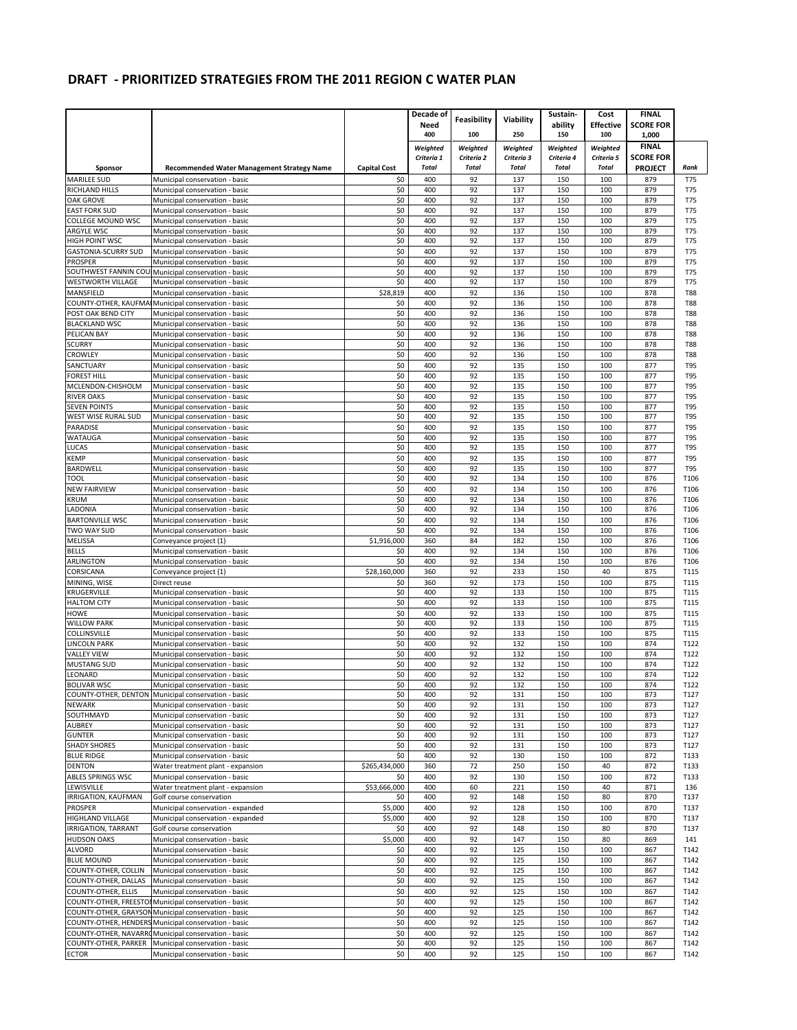# DRAFT - PRIORITIZED STRATEGIES FROM THE 2011 REGION C WATER PLAN

| | | | Decade of Need | Feasibility | Viability | Sustain-ability | Cost Effective | FINAL SCORE FOR | |
|---|---|---|---|---|---|---|---|---|---|
| | | | 400 | 100 | 250 | 150 | 100 | 1,000 | |
| Sponsor | Recommended Water Management Strategy Name | Capital Cost | Weighted Criteria 1 Total | Weighted Criteria 2 Total | Weighted Criteria 3 Total | Weighted Criteria 4 Total | Weighted Criteria 5 Total | FINAL SCORE FOR PROJECT | Rank |
| MARILEE SUD | Municipal conservation - basic | $0 | 400 | 92 | 137 | 150 | 100 | 879 | T75 |
| RICHLAND HILLS | Municipal conservation - basic | $0 | 400 | 92 | 137 | 150 | 100 | 879 | T75 |
| OAK GROVE | Municipal conservation - basic | $0 | 400 | 92 | 137 | 150 | 100 | 879 | T75 |
| EAST FORK SUD | Municipal conservation - basic | $0 | 400 | 92 | 137 | 150 | 100 | 879 | T75 |
| COLLEGE MOUND WSC | Municipal conservation - basic | $0 | 400 | 92 | 137 | 150 | 100 | 879 | T75 |
| ARGYLE WSC | Municipal conservation - basic | $0 | 400 | 92 | 137 | 150 | 100 | 879 | T75 |
| HIGH POINT WSC | Municipal conservation - basic | $0 | 400 | 92 | 137 | 150 | 100 | 879 | T75 |
| GASTONIA-SCURRY SUD | Municipal conservation - basic | $0 | 400 | 92 | 137 | 150 | 100 | 879 | T75 |
| PROSPER | Municipal conservation - basic | $0 | 400 | 92 | 137 | 150 | 100 | 879 | T75 |
| SOUTHWEST FANNIN COU | Municipal conservation - basic | $0 | 400 | 92 | 137 | 150 | 100 | 879 | T75 |
| WESTWORTH VILLAGE | Municipal conservation - basic | $0 | 400 | 92 | 137 | 150 | 100 | 879 | T75 |
| MANSFIELD | Municipal conservation - basic | $28,819 | 400 | 92 | 136 | 150 | 100 | 878 | T88 |
| COUNTY-OTHER, KAUFMA | Municipal conservation - basic | $0 | 400 | 92 | 136 | 150 | 100 | 878 | T88 |
| POST OAK BEND CITY | Municipal conservation - basic | $0 | 400 | 92 | 136 | 150 | 100 | 878 | T88 |
| BLACKLAND WSC | Municipal conservation - basic | $0 | 400 | 92 | 136 | 150 | 100 | 878 | T88 |
| PELICAN BAY | Municipal conservation - basic | $0 | 400 | 92 | 136 | 150 | 100 | 878 | T88 |
| SCURRY | Municipal conservation - basic | $0 | 400 | 92 | 136 | 150 | 100 | 878 | T88 |
| CROWLEY | Municipal conservation - basic | $0 | 400 | 92 | 136 | 150 | 100 | 878 | T88 |
| SANCTUARY | Municipal conservation - basic | $0 | 400 | 92 | 135 | 150 | 100 | 877 | T95 |
| FOREST HILL | Municipal conservation - basic | $0 | 400 | 92 | 135 | 150 | 100 | 877 | T95 |
| MCLENDON-CHISHOLM | Municipal conservation - basic | $0 | 400 | 92 | 135 | 150 | 100 | 877 | T95 |
| RIVER OAKS | Municipal conservation - basic | $0 | 400 | 92 | 135 | 150 | 100 | 877 | T95 |
| SEVEN POINTS | Municipal conservation - basic | $0 | 400 | 92 | 135 | 150 | 100 | 877 | T95 |
| WEST WISE RURAL SUD | Municipal conservation - basic | $0 | 400 | 92 | 135 | 150 | 100 | 877 | T95 |
| PARADISE | Municipal conservation - basic | $0 | 400 | 92 | 135 | 150 | 100 | 877 | T95 |
| WATAUGA | Municipal conservation - basic | $0 | 400 | 92 | 135 | 150 | 100 | 877 | T95 |
| LUCAS | Municipal conservation - basic | $0 | 400 | 92 | 135 | 150 | 100 | 877 | T95 |
| KEMP | Municipal conservation - basic | $0 | 400 | 92 | 135 | 150 | 100 | 877 | T95 |
| BARDWELL | Municipal conservation - basic | $0 | 400 | 92 | 135 | 150 | 100 | 877 | T95 |
| TOOL | Municipal conservation - basic | $0 | 400 | 92 | 134 | 150 | 100 | 876 | T106 |
| NEW FAIRVIEW | Municipal conservation - basic | $0 | 400 | 92 | 134 | 150 | 100 | 876 | T106 |
| KRUM | Municipal conservation - basic | $0 | 400 | 92 | 134 | 150 | 100 | 876 | T106 |
| LADONIA | Municipal conservation - basic | $0 | 400 | 92 | 134 | 150 | 100 | 876 | T106 |
| BARTONVILLE WSC | Municipal conservation - basic | $0 | 400 | 92 | 134 | 150 | 100 | 876 | T106 |
| TWO WAY SUD | Municipal conservation - basic | $0 | 400 | 92 | 134 | 150 | 100 | 876 | T106 |
| MELISSA | Conveyance project (1) | $1,916,000 | 360 | 84 | 182 | 150 | 100 | 876 | T106 |
| BELLS | Municipal conservation - basic | $0 | 400 | 92 | 134 | 150 | 100 | 876 | T106 |
| ARLINGTON | Municipal conservation - basic | $0 | 400 | 92 | 134 | 150 | 100 | 876 | T106 |
| CORSICANA | Conveyance project (1) | $28,160,000 | 360 | 92 | 233 | 150 | 40 | 875 | T115 |
| MINING, WISE | Direct reuse | $0 | 360 | 92 | 173 | 150 | 100 | 875 | T115 |
| KRUGERVILLE | Municipal conservation - basic | $0 | 400 | 92 | 133 | 150 | 100 | 875 | T115 |
| HALTOM CITY | Municipal conservation - basic | $0 | 400 | 92 | 133 | 150 | 100 | 875 | T115 |
| HOWE | Municipal conservation - basic | $0 | 400 | 92 | 133 | 150 | 100 | 875 | T115 |
| WILLOW PARK | Municipal conservation - basic | $0 | 400 | 92 | 133 | 150 | 100 | 875 | T115 |
| COLLINSVILLE | Municipal conservation - basic | $0 | 400 | 92 | 133 | 150 | 100 | 875 | T115 |
| LINCOLN PARK | Municipal conservation - basic | $0 | 400 | 92 | 132 | 150 | 100 | 874 | T122 |
| VALLEY VIEW | Municipal conservation - basic | $0 | 400 | 92 | 132 | 150 | 100 | 874 | T122 |
| MUSTANG SUD | Municipal conservation - basic | $0 | 400 | 92 | 132 | 150 | 100 | 874 | T122 |
| LEONARD | Municipal conservation - basic | $0 | 400 | 92 | 132 | 150 | 100 | 874 | T122 |
| BOLIVAR WSC | Municipal conservation - basic | $0 | 400 | 92 | 132 | 150 | 100 | 874 | T122 |
| COUNTY-OTHER, DENTON | Municipal conservation - basic | $0 | 400 | 92 | 131 | 150 | 100 | 873 | T127 |
| NEWARK | Municipal conservation - basic | $0 | 400 | 92 | 131 | 150 | 100 | 873 | T127 |
| SOUTHMAYD | Municipal conservation - basic | $0 | 400 | 92 | 131 | 150 | 100 | 873 | T127 |
| AUBREY | Municipal conservation - basic | $0 | 400 | 92 | 131 | 150 | 100 | 873 | T127 |
| GUNTER | Municipal conservation - basic | $0 | 400 | 92 | 131 | 150 | 100 | 873 | T127 |
| SHADY SHORES | Municipal conservation - basic | $0 | 400 | 92 | 131 | 150 | 100 | 873 | T127 |
| BLUE RIDGE | Municipal conservation - basic | $0 | 400 | 92 | 130 | 150 | 100 | 872 | T133 |
| DENTON | Water treatment plant - expansion | $265,434,000 | 360 | 72 | 250 | 150 | 40 | 872 | T133 |
| ABLES SPRINGS WSC | Municipal conservation - basic | $0 | 400 | 92 | 130 | 150 | 100 | 872 | T133 |
| LEWISVILLE | Water treatment plant - expansion | $53,666,000 | 400 | 60 | 221 | 150 | 40 | 871 | 136 |
| IRRIGATION, KAUFMAN | Golf course conservation | $0 | 400 | 92 | 148 | 150 | 80 | 870 | T137 |
| PROSPER | Municipal conservation - expanded | $5,000 | 400 | 92 | 128 | 150 | 100 | 870 | T137 |
| HIGHLAND VILLAGE | Municipal conservation - expanded | $5,000 | 400 | 92 | 128 | 150 | 100 | 870 | T137 |
| IRRIGATION, TARRANT | Golf course conservation | $0 | 400 | 92 | 148 | 150 | 80 | 870 | T137 |
| HUDSON OAKS | Municipal conservation - basic | $5,000 | 400 | 92 | 147 | 150 | 80 | 869 | 141 |
| ALVORD | Municipal conservation - basic | $0 | 400 | 92 | 125 | 150 | 100 | 867 | T142 |
| BLUE MOUND | Municipal conservation - basic | $0 | 400 | 92 | 125 | 150 | 100 | 867 | T142 |
| COUNTY-OTHER, COLLIN | Municipal conservation - basic | $0 | 400 | 92 | 125 | 150 | 100 | 867 | T142 |
| COUNTY-OTHER, DALLAS | Municipal conservation - basic | $0 | 400 | 92 | 125 | 150 | 100 | 867 | T142 |
| COUNTY-OTHER, ELLIS | Municipal conservation - basic | $0 | 400 | 92 | 125 | 150 | 100 | 867 | T142 |
| COUNTY-OTHER, FREESTO | Municipal conservation - basic | $0 | 400 | 92 | 125 | 150 | 100 | 867 | T142 |
| COUNTY-OTHER, GRAYSON | Municipal conservation - basic | $0 | 400 | 92 | 125 | 150 | 100 | 867 | T142 |
| COUNTY-OTHER, HENDERS | Municipal conservation - basic | $0 | 400 | 92 | 125 | 150 | 100 | 867 | T142 |
| COUNTY-OTHER, NAVARRO | Municipal conservation - basic | $0 | 400 | 92 | 125 | 150 | 100 | 867 | T142 |
| COUNTY-OTHER, PARKER | Municipal conservation - basic | $0 | 400 | 92 | 125 | 150 | 100 | 867 | T142 |
| ECTOR | Municipal conservation - basic | $0 | 400 | 92 | 125 | 150 | 100 | 867 | T142 |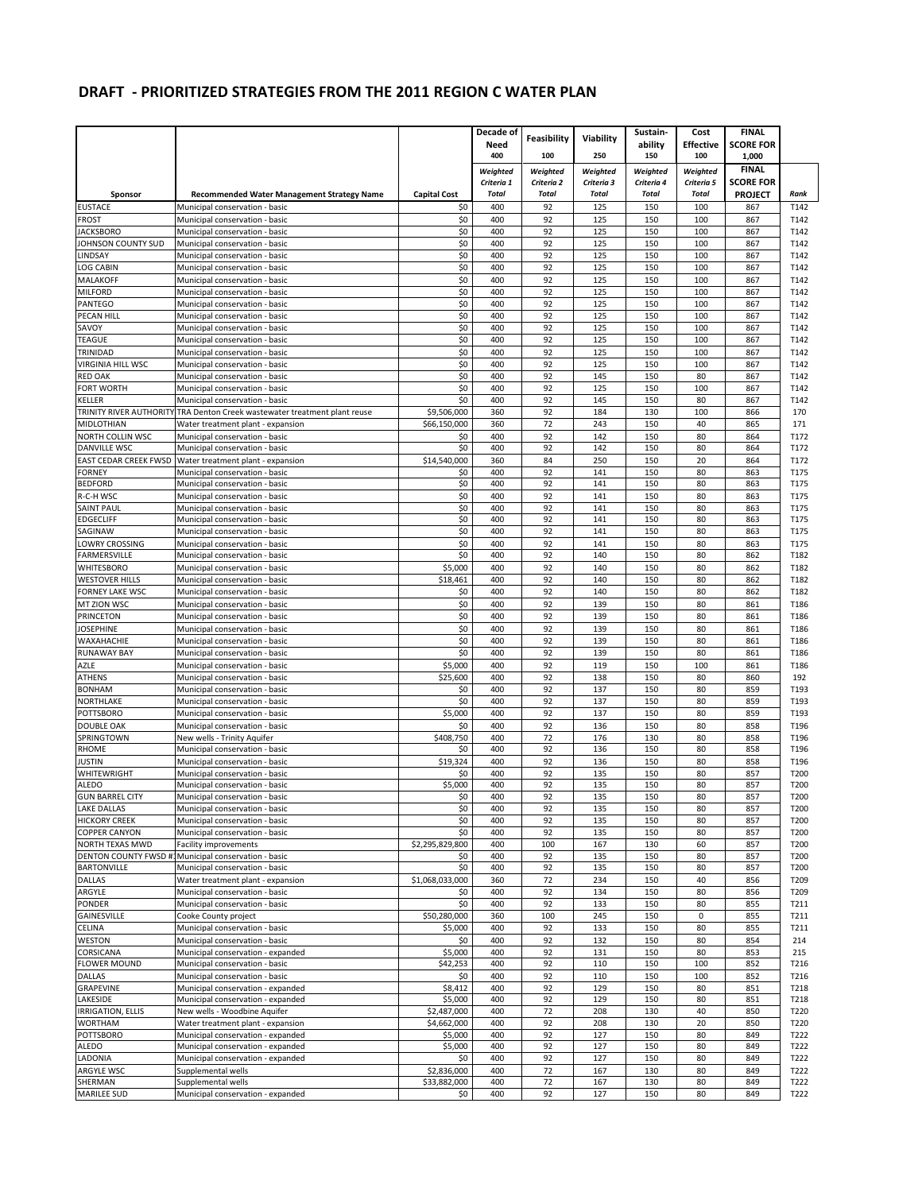# DRAFT - PRIORITIZED STRATEGIES FROM THE 2011 REGION C WATER PLAN

| Sponsor | Recommended Water Management Strategy Name | Capital Cost | Decade of Need 400 | Feasibility 100 | Viability 250 | Sustain-ability 150 | Cost Effective 100 | FINAL SCORE FOR 1,000 | Rank |
|---|---|---|---|---|---|---|---|---|---|
| | | | *Weighted Criteria 1 Total* | *Weighted Criteria 2 Total* | *Weighted Criteria 3 Total* | *Weighted Criteria 4 Total* | *Weighted Criteria 5 Total* | **FINAL SCORE FOR PROJECT** | *Rank* |
| EUSTACE | Municipal conservation - basic | $0 | 400 | 92 | 125 | 150 | 100 | 867 | T142 |
| FROST | Municipal conservation - basic | $0 | 400 | 92 | 125 | 150 | 100 | 867 | T142 |
| JACKSBORO | Municipal conservation - basic | $0 | 400 | 92 | 125 | 150 | 100 | 867 | T142 |
| JOHNSON COUNTY SUD | Municipal conservation - basic | $0 | 400 | 92 | 125 | 150 | 100 | 867 | T142 |
| LINDSAY | Municipal conservation - basic | $0 | 400 | 92 | 125 | 150 | 100 | 867 | T142 |
| LOG CABIN | Municipal conservation - basic | $0 | 400 | 92 | 125 | 150 | 100 | 867 | T142 |
| MALAKOFF | Municipal conservation - basic | $0 | 400 | 92 | 125 | 150 | 100 | 867 | T142 |
| MILFORD | Municipal conservation - basic | $0 | 400 | 92 | 125 | 150 | 100 | 867 | T142 |
| PANTEGO | Municipal conservation - basic | $0 | 400 | 92 | 125 | 150 | 100 | 867 | T142 |
| PECAN HILL | Municipal conservation - basic | $0 | 400 | 92 | 125 | 150 | 100 | 867 | T142 |
| SAVOY | Municipal conservation - basic | $0 | 400 | 92 | 125 | 150 | 100 | 867 | T142 |
| TEAGUE | Municipal conservation - basic | $0 | 400 | 92 | 125 | 150 | 100 | 867 | T142 |
| TRINIDAD | Municipal conservation - basic | $0 | 400 | 92 | 125 | 150 | 100 | 867 | T142 |
| VIRGINIA HILL WSC | Municipal conservation - basic | $0 | 400 | 92 | 125 | 150 | 100 | 867 | T142 |
| RED OAK | Municipal conservation - basic | $0 | 400 | 92 | 145 | 150 | 80 | 867 | T142 |
| FORT WORTH | Municipal conservation - basic | $0 | 400 | 92 | 125 | 150 | 100 | 867 | T142 |
| KELLER | Municipal conservation - basic | $0 | 400 | 92 | 145 | 150 | 80 | 867 | T142 |
| TRINITY RIVER AUTHORITY | TRA Denton Creek wastewater treatment plant reuse | $9,506,000 | 360 | 92 | 184 | 130 | 100 | 866 | 170 |
| MIDLOTHIAN | Water treatment plant - expansion | $66,150,000 | 360 | 72 | 243 | 150 | 40 | 865 | 171 |
| NORTH COLLIN WSC | Municipal conservation - basic | $0 | 400 | 92 | 142 | 150 | 80 | 864 | T172 |
| DANVILLE WSC | Municipal conservation - basic | $0 | 400 | 92 | 142 | 150 | 80 | 864 | T172 |
| EAST CEDAR CREEK FWSD | Water treatment plant - expansion | $14,540,000 | 360 | 84 | 250 | 150 | 20 | 864 | T172 |
| FORNEY | Municipal conservation - basic | $0 | 400 | 92 | 141 | 150 | 80 | 863 | T175 |
| BEDFORD | Municipal conservation - basic | $0 | 400 | 92 | 141 | 150 | 80 | 863 | T175 |
| R-C-H WSC | Municipal conservation - basic | $0 | 400 | 92 | 141 | 150 | 80 | 863 | T175 |
| SAINT PAUL | Municipal conservation - basic | $0 | 400 | 92 | 141 | 150 | 80 | 863 | T175 |
| EDGECLIFF | Municipal conservation - basic | $0 | 400 | 92 | 141 | 150 | 80 | 863 | T175 |
| SAGINAW | Municipal conservation - basic | $0 | 400 | 92 | 141 | 150 | 80 | 863 | T175 |
| LOWRY CROSSING | Municipal conservation - basic | $0 | 400 | 92 | 141 | 150 | 80 | 863 | T175 |
| FARMERSVILLE | Municipal conservation - basic | $0 | 400 | 92 | 140 | 150 | 80 | 862 | T182 |
| WHITESBORO | Municipal conservation - basic | $5,000 | 400 | 92 | 140 | 150 | 80 | 862 | T182 |
| WESTOVER HILLS | Municipal conservation - basic | $18,461 | 400 | 92 | 140 | 150 | 80 | 862 | T182 |
| FORNEY LAKE WSC | Municipal conservation - basic | $0 | 400 | 92 | 140 | 150 | 80 | 862 | T182 |
| MT ZION WSC | Municipal conservation - basic | $0 | 400 | 92 | 139 | 150 | 80 | 861 | T186 |
| PRINCETON | Municipal conservation - basic | $0 | 400 | 92 | 139 | 150 | 80 | 861 | T186 |
| JOSEPHINE | Municipal conservation - basic | $0 | 400 | 92 | 139 | 150 | 80 | 861 | T186 |
| WAXAHACHIE | Municipal conservation - basic | $0 | 400 | 92 | 139 | 150 | 80 | 861 | T186 |
| RUNAWAY BAY | Municipal conservation - basic | $0 | 400 | 92 | 139 | 150 | 80 | 861 | T186 |
| AZLE | Municipal conservation - basic | $5,000 | 400 | 92 | 119 | 150 | 100 | 861 | T186 |
| ATHENS | Municipal conservation - basic | $25,600 | 400 | 92 | 138 | 150 | 80 | 860 | 192 |
| BONHAM | Municipal conservation - basic | $0 | 400 | 92 | 137 | 150 | 80 | 859 | T193 |
| NORTHLAKE | Municipal conservation - basic | $0 | 400 | 92 | 137 | 150 | 80 | 859 | T193 |
| POTTSBORO | Municipal conservation - basic | $5,000 | 400 | 92 | 137 | 150 | 80 | 859 | T193 |
| DOUBLE OAK | Municipal conservation - basic | $0 | 400 | 92 | 136 | 150 | 80 | 858 | T196 |
| SPRINGTOWN | New wells - Trinity Aquifer | $408,750 | 400 | 72 | 176 | 130 | 80 | 858 | T196 |
| RHOME | Municipal conservation - basic | $0 | 400 | 92 | 136 | 150 | 80 | 858 | T196 |
| JUSTIN | Municipal conservation - basic | $19,324 | 400 | 92 | 136 | 150 | 80 | 858 | T196 |
| WHITEWRIGHT | Municipal conservation - basic | $0 | 400 | 92 | 135 | 150 | 80 | 857 | T200 |
| ALEDO | Municipal conservation - basic | $5,000 | 400 | 92 | 135 | 150 | 80 | 857 | T200 |
| GUN BARREL CITY | Municipal conservation - basic | $0 | 400 | 92 | 135 | 150 | 80 | 857 | T200 |
| LAKE DALLAS | Municipal conservation - basic | $0 | 400 | 92 | 135 | 150 | 80 | 857 | T200 |
| HICKORY CREEK | Municipal conservation - basic | $0 | 400 | 92 | 135 | 150 | 80 | 857 | T200 |
| COPPER CANYON | Municipal conservation - basic | $0 | 400 | 92 | 135 | 150 | 80 | 857 | T200 |
| NORTH TEXAS MWD | Facility improvements | $2,295,829,800 | 400 | 100 | 167 | 130 | 60 | 857 | T200 |
| DENTON COUNTY FWSD #1 | Municipal conservation - basic | $0 | 400 | 92 | 135 | 150 | 80 | 857 | T200 |
| BARTONVILLE | Municipal conservation - basic | $0 | 400 | 92 | 135 | 150 | 80 | 857 | T200 |
| DALLAS | Water treatment plant - expansion | $1,068,033,000 | 360 | 72 | 234 | 150 | 40 | 856 | T209 |
| ARGYLE | Municipal conservation - basic | $0 | 400 | 92 | 134 | 150 | 80 | 856 | T209 |
| PONDER | Municipal conservation - basic | $0 | 400 | 92 | 133 | 150 | 80 | 855 | T211 |
| GAINESVILLE | Cooke County project | $50,280,000 | 360 | 100 | 245 | 150 | 0 | 855 | T211 |
| CELINA | Municipal conservation - basic | $5,000 | 400 | 92 | 133 | 150 | 80 | 855 | T211 |
| WESTON | Municipal conservation - basic | $0 | 400 | 92 | 132 | 150 | 80 | 854 | 214 |
| CORSICANA | Municipal conservation - expanded | $5,000 | 400 | 92 | 131 | 150 | 80 | 853 | 215 |
| FLOWER MOUND | Municipal conservation - basic | $42,253 | 400 | 92 | 110 | 150 | 100 | 852 | T216 |
| DALLAS | Municipal conservation - basic | $0 | 400 | 92 | 110 | 150 | 100 | 852 | T216 |
| GRAPEVINE | Municipal conservation - expanded | $8,412 | 400 | 92 | 129 | 150 | 80 | 851 | T218 |
| LAKESIDE | Municipal conservation - expanded | $5,000 | 400 | 92 | 129 | 150 | 80 | 851 | T218 |
| IRRIGATION, ELLIS | New wells - Woodbine Aquifer | $2,487,000 | 400 | 72 | 208 | 130 | 40 | 850 | T220 |
| WORTHAM | Water treatment plant - expansion | $4,662,000 | 400 | 92 | 208 | 130 | 20 | 850 | T220 |
| POTTSBORO | Municipal conservation - expanded | $5,000 | 400 | 92 | 127 | 150 | 80 | 849 | T222 |
| ALEDO | Municipal conservation - expanded | $5,000 | 400 | 92 | 127 | 150 | 80 | 849 | T222 |
| LADONIA | Municipal conservation - expanded | $0 | 400 | 92 | 127 | 150 | 80 | 849 | T222 |
| ARGYLE WSC | Supplemental wells | $2,836,000 | 400 | 72 | 167 | 130 | 80 | 849 | T222 |
| SHERMAN | Supplemental wells | $33,882,000 | 400 | 72 | 167 | 130 | 80 | 849 | T222 |
| MARILEE SUD | Municipal conservation - expanded | $0 | 400 | 92 | 127 | 150 | 80 | 849 | T222 |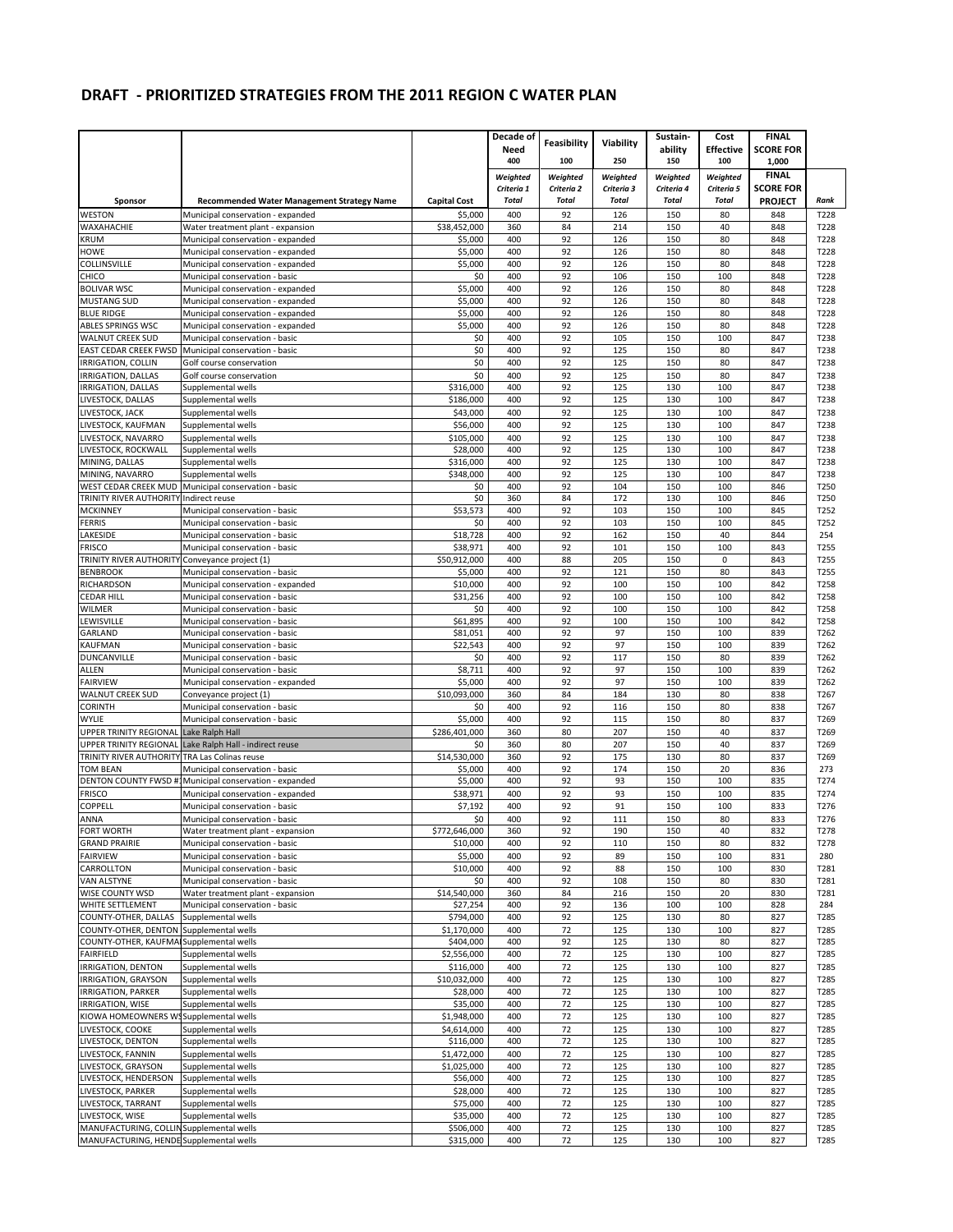## DRAFT - PRIORITIZED STRATEGIES FROM THE 2011 REGION C WATER PLAN

| Sponsor | Recommended Water Management Strategy Name | Capital Cost | Decade of Need 400 Weighted Criteria 1 Total | Feasibility 100 Weighted Criteria 2 Total | Viability 250 Weighted Criteria 3 Total | Sustain-ability 150 Weighted Criteria 4 Total | Cost Effective 100 Weighted Criteria 5 Total | FINAL SCORE FOR 1,000 FINAL SCORE FOR PROJECT | Rank |
|---|---|---|---|---|---|---|---|---|---|
| WESTON | Municipal conservation - expanded | $5,000 | 400 | 92 | 126 | 150 | 80 | 848 | T228 |
| WAXAHACHIE | Water treatment plant - expansion | $38,452,000 | 360 | 84 | 214 | 150 | 40 | 848 | T228 |
| KRUM | Municipal conservation - expanded | $5,000 | 400 | 92 | 126 | 150 | 80 | 848 | T228 |
| HOWE | Municipal conservation - expanded | $5,000 | 400 | 92 | 126 | 150 | 80 | 848 | T228 |
| COLLINSVILLE | Municipal conservation - expanded | $5,000 | 400 | 92 | 126 | 150 | 80 | 848 | T228 |
| CHICO | Municipal conservation - basic | $0 | 400 | 92 | 106 | 150 | 100 | 848 | T228 |
| BOLIVAR WSC | Municipal conservation - expanded | $5,000 | 400 | 92 | 126 | 150 | 80 | 848 | T228 |
| MUSTANG SUD | Municipal conservation - expanded | $5,000 | 400 | 92 | 126 | 150 | 80 | 848 | T228 |
| BLUE RIDGE | Municipal conservation - expanded | $5,000 | 400 | 92 | 126 | 150 | 80 | 848 | T228 |
| ABLES SPRINGS WSC | Municipal conservation - expanded | $5,000 | 400 | 92 | 126 | 150 | 80 | 848 | T228 |
| WALNUT CREEK SUD | Municipal conservation - basic | $0 | 400 | 92 | 105 | 150 | 100 | 847 | T238 |
| EAST CEDAR CREEK FWSD | Municipal conservation - basic | $0 | 400 | 92 | 125 | 150 | 80 | 847 | T238 |
| IRRIGATION, COLLIN | Golf course conservation | $0 | 400 | 92 | 125 | 150 | 80 | 847 | T238 |
| IRRIGATION, DALLAS | Golf course conservation | $0 | 400 | 92 | 125 | 150 | 80 | 847 | T238 |
| IRRIGATION, DALLAS | Supplemental wells | $316,000 | 400 | 92 | 125 | 130 | 100 | 847 | T238 |
| LIVESTOCK, DALLAS | Supplemental wells | $186,000 | 400 | 92 | 125 | 130 | 100 | 847 | T238 |
| LIVESTOCK, JACK | Supplemental wells | $43,000 | 400 | 92 | 125 | 130 | 100 | 847 | T238 |
| LIVESTOCK, KAUFMAN | Supplemental wells | $56,000 | 400 | 92 | 125 | 130 | 100 | 847 | T238 |
| LIVESTOCK, NAVARRO | Supplemental wells | $105,000 | 400 | 92 | 125 | 130 | 100 | 847 | T238 |
| LIVESTOCK, ROCKWALL | Supplemental wells | $28,000 | 400 | 92 | 125 | 130 | 100 | 847 | T238 |
| MINING, DALLAS | Supplemental wells | $316,000 | 400 | 92 | 125 | 130 | 100 | 847 | T238 |
| MINING, NAVARRO | Supplemental wells | $348,000 | 400 | 92 | 125 | 130 | 100 | 847 | T238 |
| WEST CEDAR CREEK MUD | Municipal conservation - basic | $0 | 400 | 92 | 104 | 150 | 100 | 846 | T250 |
| TRINITY RIVER AUTHORITY | Indirect reuse | $0 | 360 | 84 | 172 | 130 | 100 | 846 | T250 |
| MCKINNEY | Municipal conservation - basic | $53,573 | 400 | 92 | 103 | 150 | 100 | 845 | T252 |
| FERRIS | Municipal conservation - basic | $0 | 400 | 92 | 103 | 150 | 100 | 845 | T252 |
| LAKESIDE | Municipal conservation - basic | $18,728 | 400 | 92 | 162 | 150 | 40 | 844 | 254 |
| FRISCO | Municipal conservation - basic | $38,971 | 400 | 92 | 101 | 150 | 100 | 843 | T255 |
| TRINITY RIVER AUTHORITY | Conveyance project (1) | $50,912,000 | 400 | 88 | 205 | 150 | 0 | 843 | T255 |
| BENBROOK | Municipal conservation - basic | $5,000 | 400 | 92 | 121 | 150 | 80 | 843 | T255 |
| RICHARDSON | Municipal conservation - expanded | $10,000 | 400 | 92 | 100 | 150 | 100 | 842 | T258 |
| CEDAR HILL | Municipal conservation - basic | $31,256 | 400 | 92 | 100 | 150 | 100 | 842 | T258 |
| WILMER | Municipal conservation - basic | $0 | 400 | 92 | 100 | 150 | 100 | 842 | T258 |
| LEWISVILLE | Municipal conservation - basic | $61,895 | 400 | 92 | 100 | 150 | 100 | 842 | T258 |
| GARLAND | Municipal conservation - basic | $81,051 | 400 | 92 | 97 | 150 | 100 | 839 | T262 |
| KAUFMAN | Municipal conservation - basic | $22,543 | 400 | 92 | 97 | 150 | 100 | 839 | T262 |
| DUNCANVILLE | Municipal conservation - basic | $0 | 400 | 92 | 117 | 150 | 80 | 839 | T262 |
| ALLEN | Municipal conservation - basic | $8,711 | 400 | 92 | 97 | 150 | 100 | 839 | T262 |
| FAIRVIEW | Municipal conservation - expanded | $5,000 | 400 | 92 | 97 | 150 | 100 | 839 | T262 |
| WALNUT CREEK SUD | Conveyance project (1) | $10,093,000 | 360 | 84 | 184 | 130 | 80 | 838 | T267 |
| CORINTH | Municipal conservation - basic | $0 | 400 | 92 | 116 | 150 | 80 | 838 | T267 |
| WYLIE | Municipal conservation - basic | $5,000 | 400 | 92 | 115 | 150 | 80 | 837 | T269 |
| UPPER TRINITY REGIONAL | Lake Ralph Hall | $286,401,000 | 360 | 80 | 207 | 150 | 40 | 837 | T269 |
| UPPER TRINITY REGIONAL | Lake Ralph Hall - indirect reuse | $0 | 360 | 80 | 207 | 150 | 40 | 837 | T269 |
| TRINITY RIVER AUTHORITY | TRA Las Colinas reuse | $14,530,000 | 360 | 92 | 175 | 130 | 80 | 837 | T269 |
| TOM BEAN | Municipal conservation - basic | $5,000 | 400 | 92 | 174 | 150 | 20 | 836 | 273 |
| DENTON COUNTY FWSD #1 | Municipal conservation - expanded | $5,000 | 400 | 92 | 93 | 150 | 100 | 835 | T274 |
| FRISCO | Municipal conservation - expanded | $38,971 | 400 | 92 | 93 | 150 | 100 | 835 | T274 |
| COPPELL | Municipal conservation - basic | $7,192 | 400 | 92 | 91 | 150 | 100 | 833 | T276 |
| ANNA | Municipal conservation - basic | $0 | 400 | 92 | 111 | 150 | 80 | 833 | T276 |
| FORT WORTH | Water treatment plant - expansion | $772,646,000 | 360 | 92 | 190 | 150 | 40 | 832 | T278 |
| GRAND PRAIRIE | Municipal conservation - basic | $10,000 | 400 | 92 | 110 | 150 | 80 | 832 | T278 |
| FAIRVIEW | Municipal conservation - basic | $5,000 | 400 | 92 | 89 | 150 | 100 | 831 | 280 |
| CARROLLTON | Municipal conservation - basic | $10,000 | 400 | 92 | 88 | 150 | 100 | 830 | T281 |
| VAN ALSTYNE | Municipal conservation - basic | $0 | 400 | 92 | 108 | 150 | 80 | 830 | T281 |
| WISE COUNTY WSD | Water treatment plant - expansion | $14,540,000 | 360 | 84 | 216 | 150 | 20 | 830 | T281 |
| WHITE SETTLEMENT | Municipal conservation - basic | $27,254 | 400 | 92 | 136 | 100 | 100 | 828 | 284 |
| COUNTY-OTHER, DALLAS | Supplemental wells | $794,000 | 400 | 92 | 125 | 130 | 80 | 827 | T285 |
| COUNTY-OTHER, DENTON | Supplemental wells | $1,170,000 | 400 | 72 | 125 | 130 | 100 | 827 | T285 |
| COUNTY-OTHER, KAUFMAN | Supplemental wells | $404,000 | 400 | 92 | 125 | 130 | 80 | 827 | T285 |
| FAIRFIELD | Supplemental wells | $2,556,000 | 400 | 72 | 125 | 130 | 100 | 827 | T285 |
| IRRIGATION, DENTON | Supplemental wells | $116,000 | 400 | 72 | 125 | 130 | 100 | 827 | T285 |
| IRRIGATION, GRAYSON | Supplemental wells | $10,032,000 | 400 | 72 | 125 | 130 | 100 | 827 | T285 |
| IRRIGATION, PARKER | Supplemental wells | $28,000 | 400 | 72 | 125 | 130 | 100 | 827 | T285 |
| IRRIGATION, WISE | Supplemental wells | $35,000 | 400 | 72 | 125 | 130 | 100 | 827 | T285 |
| KIOWA HOMEOWNERS WSC | Supplemental wells | $1,948,000 | 400 | 72 | 125 | 130 | 100 | 827 | T285 |
| LIVESTOCK, COOKE | Supplemental wells | $4,614,000 | 400 | 72 | 125 | 130 | 100 | 827 | T285 |
| LIVESTOCK, DENTON | Supplemental wells | $116,000 | 400 | 72 | 125 | 130 | 100 | 827 | T285 |
| LIVESTOCK, FANNIN | Supplemental wells | $1,472,000 | 400 | 72 | 125 | 130 | 100 | 827 | T285 |
| LIVESTOCK, GRAYSON | Supplemental wells | $1,025,000 | 400 | 72 | 125 | 130 | 100 | 827 | T285 |
| LIVESTOCK, HENDERSON | Supplemental wells | $56,000 | 400 | 72 | 125 | 130 | 100 | 827 | T285 |
| LIVESTOCK, PARKER | Supplemental wells | $28,000 | 400 | 72 | 125 | 130 | 100 | 827 | T285 |
| LIVESTOCK, TARRANT | Supplemental wells | $75,000 | 400 | 72 | 125 | 130 | 100 | 827 | T285 |
| LIVESTOCK, WISE | Supplemental wells | $35,000 | 400 | 72 | 125 | 130 | 100 | 827 | T285 |
| MANUFACTURING, COLLIN | Supplemental wells | $506,000 | 400 | 72 | 125 | 130 | 100 | 827 | T285 |
| MANUFACTURING, HENDERSON | Supplemental wells | $315,000 | 400 | 72 | 125 | 130 | 100 | 827 | T285 |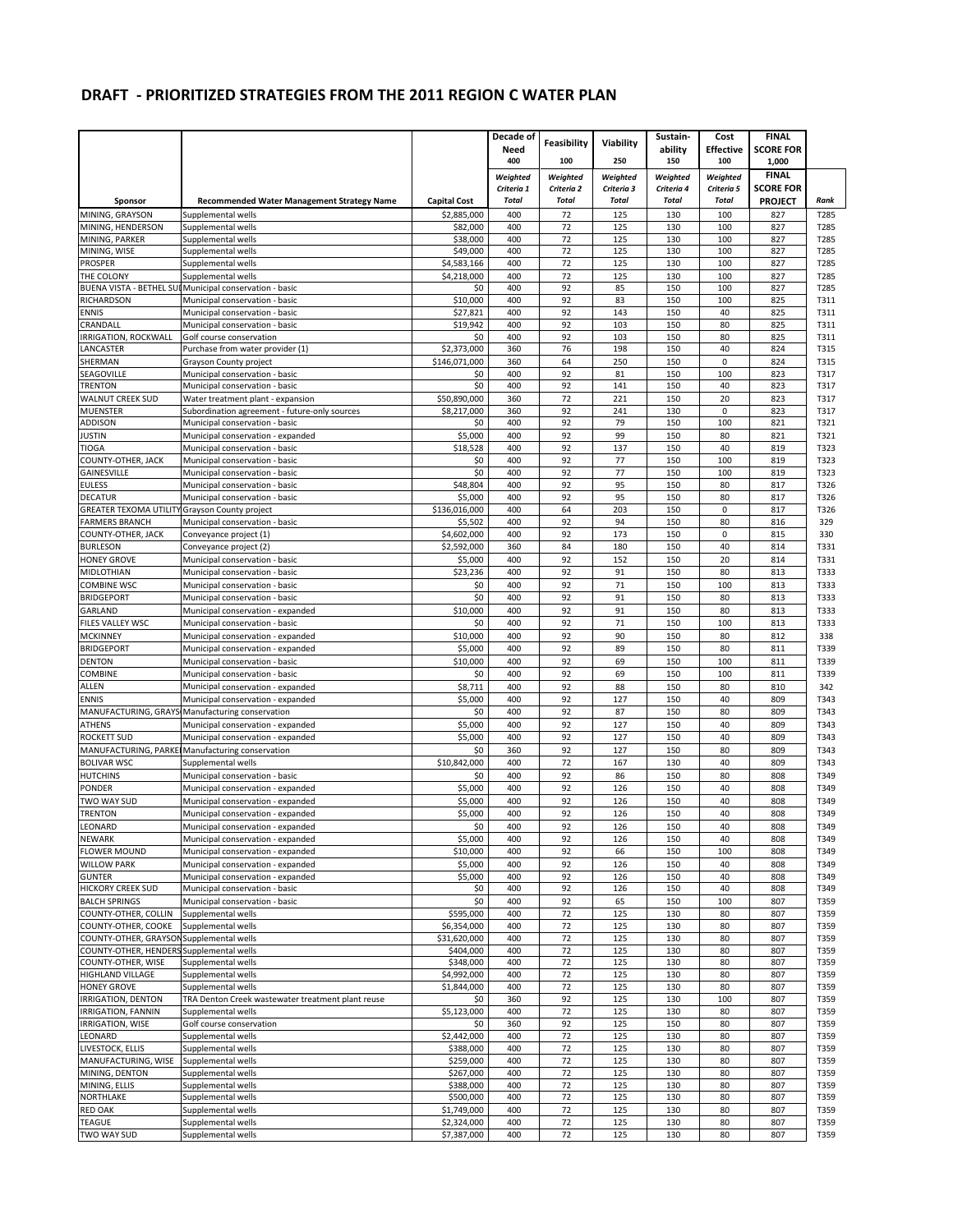# DRAFT - PRIORITIZED STRATEGIES FROM THE 2011 REGION C WATER PLAN

| | | | Decade of Need 400 | Feasibility 100 | Viability 250 | Sustain-ability 150 | Cost Effective 100 | FINAL SCORE FOR 1,000 | |
|---|---|---|---|---|---|---|---|---|---|
| Sponsor | Recommended Water Management Strategy Name | Capital Cost | Weighted Criteria 1 Total | Weighted Criteria 2 Total | Weighted Criteria 3 Total | Weighted Criteria 4 Total | Weighted Criteria 5 Total | FINAL SCORE FOR PROJECT | Rank |
| MINING, GRAYSON | Supplemental wells | $2,885,000 | 400 | 72 | 125 | 130 | 100 | 827 | T285 |
| MINING, HENDERSON | Supplemental wells | $82,000 | 400 | 72 | 125 | 130 | 100 | 827 | T285 |
| MINING, PARKER | Supplemental wells | $38,000 | 400 | 72 | 125 | 130 | 100 | 827 | T285 |
| MINING, WISE | Supplemental wells | $49,000 | 400 | 72 | 125 | 130 | 100 | 827 | T285 |
| PROSPER | Supplemental wells | $4,583,166 | 400 | 72 | 125 | 130 | 100 | 827 | T285 |
| THE COLONY | Supplemental wells | $4,218,000 | 400 | 72 | 125 | 130 | 100 | 827 | T285 |
| BUENA VISTA - BETHEL SUD | Municipal conservation - basic | $0 | 400 | 92 | 85 | 150 | 100 | 827 | T285 |
| RICHARDSON | Municipal conservation - basic | $10,000 | 400 | 92 | 83 | 150 | 100 | 825 | T311 |
| ENNIS | Municipal conservation - basic | $27,821 | 400 | 92 | 143 | 150 | 40 | 825 | T311 |
| CRANDALL | Municipal conservation - basic | $19,942 | 400 | 92 | 103 | 150 | 80 | 825 | T311 |
| IRRIGATION, ROCKWALL | Golf course conservation | $0 | 400 | 92 | 103 | 150 | 80 | 825 | T311 |
| LANCASTER | Purchase from water provider (1) | $2,373,000 | 360 | 76 | 198 | 150 | 40 | 824 | T315 |
| SHERMAN | Grayson County project | $146,071,000 | 360 | 64 | 250 | 150 | 0 | 824 | T315 |
| SEAGOVILLE | Municipal conservation - basic | $0 | 400 | 92 | 81 | 150 | 100 | 823 | T317 |
| TRENTON | Municipal conservation - basic | $0 | 400 | 92 | 141 | 150 | 40 | 823 | T317 |
| WALNUT CREEK SUD | Water treatment plant - expansion | $50,890,000 | 360 | 72 | 221 | 150 | 20 | 823 | T317 |
| MUENSTER | Subordination agreement - future-only sources | $8,217,000 | 360 | 92 | 241 | 130 | 0 | 823 | T317 |
| ADDISON | Municipal conservation - basic | $0 | 400 | 92 | 79 | 150 | 100 | 821 | T321 |
| JUSTIN | Municipal conservation - expanded | $5,000 | 400 | 92 | 99 | 150 | 80 | 821 | T321 |
| TIOGA | Municipal conservation - basic | $18,528 | 400 | 92 | 137 | 150 | 40 | 819 | T323 |
| COUNTY-OTHER, JACK | Municipal conservation - basic | $0 | 400 | 92 | 77 | 150 | 100 | 819 | T323 |
| GAINESVILLE | Municipal conservation - basic | $0 | 400 | 92 | 77 | 150 | 100 | 819 | T323 |
| EULESS | Municipal conservation - basic | $48,804 | 400 | 92 | 95 | 150 | 80 | 817 | T326 |
| DECATUR | Municipal conservation - basic | $5,000 | 400 | 92 | 95 | 150 | 80 | 817 | T326 |
| GREATER TEXOMA UTILITY | Grayson County project | $136,016,000 | 400 | 64 | 203 | 150 | 0 | 817 | T326 |
| FARMERS BRANCH | Municipal conservation - basic | $5,502 | 400 | 92 | 94 | 150 | 80 | 816 | 329 |
| COUNTY-OTHER, JACK | Conveyance project (1) | $4,602,000 | 400 | 92 | 173 | 150 | 0 | 815 | 330 |
| BURLESON | Conveyance project (2) | $2,592,000 | 360 | 84 | 180 | 150 | 40 | 814 | T331 |
| HONEY GROVE | Municipal conservation - basic | $5,000 | 400 | 92 | 152 | 150 | 20 | 814 | T331 |
| MIDLOTHIAN | Municipal conservation - basic | $23,236 | 400 | 92 | 91 | 150 | 80 | 813 | T333 |
| COMBINE WSC | Municipal conservation - basic | $0 | 400 | 92 | 71 | 150 | 100 | 813 | T333 |
| BRIDGEPORT | Municipal conservation - basic | $0 | 400 | 92 | 91 | 150 | 80 | 813 | T333 |
| GARLAND | Municipal conservation - expanded | $10,000 | 400 | 92 | 91 | 150 | 80 | 813 | T333 |
| FILES VALLEY WSC | Municipal conservation - basic | $0 | 400 | 92 | 71 | 150 | 100 | 813 | T333 |
| MCKINNEY | Municipal conservation - expanded | $10,000 | 400 | 92 | 90 | 150 | 80 | 812 | 338 |
| BRIDGEPORT | Municipal conservation - expanded | $5,000 | 400 | 92 | 89 | 150 | 80 | 811 | T339 |
| DENTON | Municipal conservation - basic | $10,000 | 400 | 92 | 69 | 150 | 100 | 811 | T339 |
| COMBINE | Municipal conservation - basic | $0 | 400 | 92 | 69 | 150 | 100 | 811 | T339 |
| ALLEN | Municipal conservation - expanded | $8,711 | 400 | 92 | 88 | 150 | 80 | 810 | 342 |
| ENNIS | Municipal conservation - expanded | $5,000 | 400 | 92 | 127 | 150 | 40 | 809 | T343 |
| MANUFACTURING, GRAYSON | Manufacturing conservation | $0 | 400 | 92 | 87 | 150 | 80 | 809 | T343 |
| ATHENS | Municipal conservation - expanded | $5,000 | 400 | 92 | 127 | 150 | 40 | 809 | T343 |
| ROCKETT SUD | Municipal conservation - expanded | $5,000 | 400 | 92 | 127 | 150 | 40 | 809 | T343 |
| MANUFACTURING, PARKER | Manufacturing conservation | $0 | 360 | 92 | 127 | 150 | 80 | 809 | T343 |
| BOLIVAR WSC | Supplemental wells | $10,842,000 | 400 | 72 | 167 | 130 | 40 | 809 | T343 |
| HUTCHINS | Municipal conservation - basic | $0 | 400 | 92 | 86 | 150 | 80 | 808 | T349 |
| PONDER | Municipal conservation - expanded | $5,000 | 400 | 92 | 126 | 150 | 40 | 808 | T349 |
| TWO WAY SUD | Municipal conservation - expanded | $5,000 | 400 | 92 | 126 | 150 | 40 | 808 | T349 |
| TRENTON | Municipal conservation - expanded | $5,000 | 400 | 92 | 126 | 150 | 40 | 808 | T349 |
| LEONARD | Municipal conservation - expanded | $0 | 400 | 92 | 126 | 150 | 40 | 808 | T349 |
| NEWARK | Municipal conservation - expanded | $5,000 | 400 | 92 | 126 | 150 | 40 | 808 | T349 |
| FLOWER MOUND | Municipal conservation - expanded | $10,000 | 400 | 92 | 66 | 150 | 100 | 808 | T349 |
| WILLOW PARK | Municipal conservation - expanded | $5,000 | 400 | 92 | 126 | 150 | 40 | 808 | T349 |
| GUNTER | Municipal conservation - expanded | $5,000 | 400 | 92 | 126 | 150 | 40 | 808 | T349 |
| HICKORY CREEK SUD | Municipal conservation - basic | $0 | 400 | 92 | 126 | 150 | 40 | 808 | T349 |
| BALCH SPRINGS | Municipal conservation - basic | $0 | 400 | 92 | 65 | 150 | 100 | 807 | T359 |
| COUNTY-OTHER, COLLIN | Supplemental wells | $595,000 | 400 | 72 | 125 | 130 | 80 | 807 | T359 |
| COUNTY-OTHER, COOKE | Supplemental wells | $6,354,000 | 400 | 72 | 125 | 130 | 80 | 807 | T359 |
| COUNTY-OTHER, GRAYSON | Supplemental wells | $31,620,000 | 400 | 72 | 125 | 130 | 80 | 807 | T359 |
| COUNTY-OTHER, HENDERSON | Supplemental wells | $404,000 | 400 | 72 | 125 | 130 | 80 | 807 | T359 |
| COUNTY-OTHER, WISE | Supplemental wells | $348,000 | 400 | 72 | 125 | 130 | 80 | 807 | T359 |
| HIGHLAND VILLAGE | Supplemental wells | $4,992,000 | 400 | 72 | 125 | 130 | 80 | 807 | T359 |
| HONEY GROVE | Supplemental wells | $1,844,000 | 400 | 72 | 125 | 130 | 80 | 807 | T359 |
| IRRIGATION, DENTON | TRA Denton Creek wastewater treatment plant reuse | $0 | 360 | 92 | 125 | 130 | 100 | 807 | T359 |
| IRRIGATION, FANNIN | Supplemental wells | $5,123,000 | 400 | 72 | 125 | 130 | 80 | 807 | T359 |
| IRRIGATION, WISE | Golf course conservation | $0 | 360 | 92 | 125 | 150 | 80 | 807 | T359 |
| LEONARD | Supplemental wells | $2,442,000 | 400 | 72 | 125 | 130 | 80 | 807 | T359 |
| LIVESTOCK, ELLIS | Supplemental wells | $388,000 | 400 | 72 | 125 | 130 | 80 | 807 | T359 |
| MANUFACTURING, WISE | Supplemental wells | $259,000 | 400 | 72 | 125 | 130 | 80 | 807 | T359 |
| MINING, DENTON | Supplemental wells | $267,000 | 400 | 72 | 125 | 130 | 80 | 807 | T359 |
| MINING, ELLIS | Supplemental wells | $388,000 | 400 | 72 | 125 | 130 | 80 | 807 | T359 |
| NORTHLAKE | Supplemental wells | $500,000 | 400 | 72 | 125 | 130 | 80 | 807 | T359 |
| RED OAK | Supplemental wells | $1,749,000 | 400 | 72 | 125 | 130 | 80 | 807 | T359 |
| TEAGUE | Supplemental wells | $2,324,000 | 400 | 72 | 125 | 130 | 80 | 807 | T359 |
| TWO WAY SUD | Supplemental wells | $7,387,000 | 400 | 72 | 125 | 130 | 80 | 807 | T359 |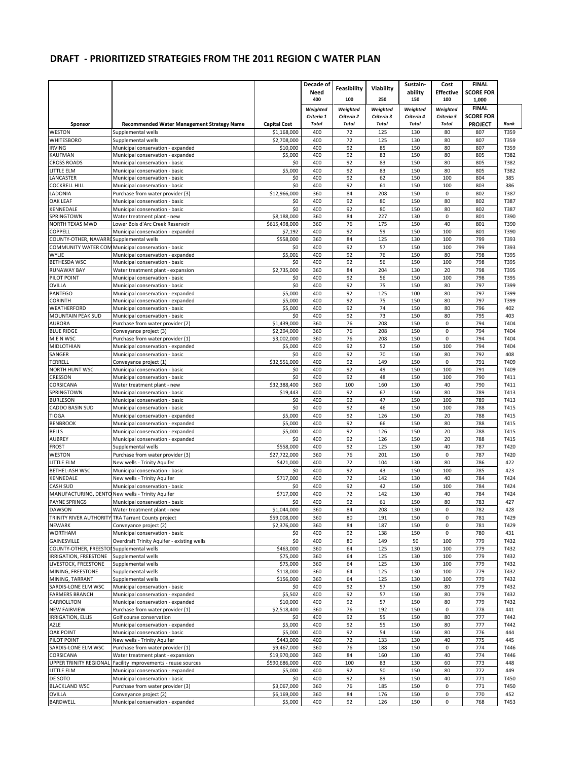## DRAFT - PRIORITIZED STRATEGIES FROM THE 2011 REGION C WATER PLAN

| | | | Decade of Need | Feasibility | Viability | Sustain-ability | Cost Effective | FINAL SCORE FOR | |
|---|---|---|---|---|---|---|---|---|---|
| | | | 400 | 100 | 250 | 150 | 100 | 1,000 | |
| Sponsor | Recommended Water Management Strategy Name | Capital Cost | Weighted Criteria 1 Total | Weighted Criteria 2 Total | Weighted Criteria 3 Total | Weighted Criteria 4 Total | Weighted Criteria 5 Total | FINAL SCORE FOR PROJECT | Rank |
| WESTON | Supplemental wells | $1,168,000 | 400 | 72 | 125 | 130 | 80 | 807 | T359 |
| WHITESBORO | Supplemental wells | $2,708,000 | 400 | 72 | 125 | 130 | 80 | 807 | T359 |
| IRVING | Municipal conservation - expanded | $10,000 | 400 | 92 | 85 | 150 | 80 | 807 | T359 |
| KAUFMAN | Municipal conservation - expanded | $5,000 | 400 | 92 | 83 | 150 | 80 | 805 | T382 |
| CROSS ROADS | Municipal conservation - basic | $0 | 400 | 92 | 83 | 150 | 80 | 805 | T382 |
| LITTLE ELM | Municipal conservation - basic | $5,000 | 400 | 92 | 83 | 150 | 80 | 805 | T382 |
| LANCASTER | Municipal conservation - basic | $0 | 400 | 92 | 62 | 150 | 100 | 804 | 385 |
| COCKRELL HILL | Municipal conservation - basic | $0 | 400 | 92 | 61 | 150 | 100 | 803 | 386 |
| LADONIA | Purchase from water provider (3) | $12,966,000 | 360 | 84 | 208 | 150 | 0 | 802 | T387 |
| OAK LEAF | Municipal conservation - basic | $0 | 400 | 92 | 80 | 150 | 80 | 802 | T387 |
| KENNEDALE | Municipal conservation - basic | $0 | 400 | 92 | 80 | 150 | 80 | 802 | T387 |
| SPRINGTOWN | Water treatment plant - new | $8,188,000 | 360 | 84 | 227 | 130 | 0 | 801 | T390 |
| NORTH TEXAS MWD | Lower Bois d'Arc Creek Reservoir | $615,498,000 | 360 | 76 | 175 | 150 | 40 | 801 | T390 |
| COPPELL | Municipal conservation - expanded | $7,192 | 400 | 92 | 59 | 150 | 100 | 801 | T390 |
| COUNTY-OTHER, NAVARRO | Supplemental wells | $558,000 | 360 | 84 | 125 | 130 | 100 | 799 | T393 |
| COMMUNITY WATER COM | Municipal conservation - basic | $0 | 400 | 92 | 57 | 150 | 100 | 799 | T393 |
| WYLIE | Municipal conservation - expanded | $5,001 | 400 | 92 | 76 | 150 | 80 | 798 | T395 |
| BETHESDA WSC | Municipal conservation - basic | $0 | 400 | 92 | 56 | 150 | 100 | 798 | T395 |
| RUNAWAY BAY | Water treatment plant - expansion | $2,735,000 | 360 | 84 | 204 | 130 | 20 | 798 | T395 |
| PILOT POINT | Municipal conservation - basic | $0 | 400 | 92 | 56 | 150 | 100 | 798 | T395 |
| OVILLA | Municipal conservation - basic | $0 | 400 | 92 | 75 | 150 | 80 | 797 | T399 |
| PANTEGO | Municipal conservation - expanded | $5,000 | 400 | 92 | 125 | 100 | 80 | 797 | T399 |
| CORINTH | Municipal conservation - expanded | $5,000 | 400 | 92 | 75 | 150 | 80 | 797 | T399 |
| WEATHERFORD | Municipal conservation - basic | $5,000 | 400 | 92 | 74 | 150 | 80 | 796 | 402 |
| MOUNTAIN PEAK SUD | Municipal conservation - basic | $0 | 400 | 92 | 73 | 150 | 80 | 795 | 403 |
| AURORA | Purchase from water provider (2) | $1,439,000 | 360 | 76 | 208 | 150 | 0 | 794 | T404 |
| BLUE RIDGE | Conveyance project (3) | $2,294,000 | 360 | 76 | 208 | 150 | 0 | 794 | T404 |
| M E N WSC | Purchase from water provider (1) | $3,002,000 | 360 | 76 | 208 | 150 | 0 | 794 | T404 |
| MIDLOTHIAN | Municipal conservation - expanded | $5,000 | 400 | 92 | 52 | 150 | 100 | 794 | T404 |
| SANGER | Municipal conservation - basic | $0 | 400 | 92 | 70 | 150 | 80 | 792 | 408 |
| TERRELL | Conveyance project (1) | $32,551,000 | 400 | 92 | 149 | 150 | 0 | 791 | T409 |
| NORTH HUNT WSC | Municipal conservation - basic | $0 | 400 | 92 | 49 | 150 | 100 | 791 | T409 |
| CRESSON | Municipal conservation - basic | $0 | 400 | 92 | 48 | 150 | 100 | 790 | T411 |
| CORSICANA | Water treatment plant - new | $32,388,400 | 360 | 100 | 160 | 130 | 40 | 790 | T411 |
| SPRINGTOWN | Municipal conservation - basic | $19,443 | 400 | 92 | 67 | 150 | 80 | 789 | T413 |
| BURLESON | Municipal conservation - basic | $0 | 400 | 92 | 47 | 150 | 100 | 789 | T413 |
| CADDO BASIN SUD | Municipal conservation - basic | $0 | 400 | 92 | 46 | 150 | 100 | 788 | T415 |
| TIOGA | Municipal conservation - expanded | $5,000 | 400 | 92 | 126 | 150 | 20 | 788 | T415 |
| BENBROOK | Municipal conservation - expanded | $5,000 | 400 | 92 | 66 | 150 | 80 | 788 | T415 |
| BELLS | Municipal conservation - expanded | $5,000 | 400 | 92 | 126 | 150 | 20 | 788 | T415 |
| AUBREY | Municipal conservation - expanded | $0 | 400 | 92 | 126 | 150 | 20 | 788 | T415 |
| FROST | Supplemental wells | $558,000 | 400 | 92 | 125 | 130 | 40 | 787 | T420 |
| WESTON | Purchase from water provider (3) | $27,722,000 | 360 | 76 | 201 | 150 | 0 | 787 | T420 |
| LITTLE ELM | New wells - Trinity Aquifer | $421,000 | 400 | 72 | 104 | 130 | 80 | 786 | 422 |
| BETHEL-ASH WSC | Municipal conservation - basic | $0 | 400 | 92 | 43 | 150 | 100 | 785 | 423 |
| KENNEDALE | New wells - Trinity Aquifer | $717,000 | 400 | 72 | 142 | 130 | 40 | 784 | T424 |
| CASH SUD | Municipal conservation - basic | $0 | 400 | 92 | 42 | 150 | 100 | 784 | T424 |
| MANUFACTURING, DENTON | New wells - Trinity Aquifer | $717,000 | 400 | 72 | 142 | 130 | 40 | 784 | T424 |
| PAYNE SPRINGS | Municipal conservation - basic | $0 | 400 | 92 | 61 | 150 | 80 | 783 | 427 |
| DAWSON | Water treatment plant - new | $1,044,000 | 360 | 84 | 208 | 130 | 0 | 782 | 428 |
| TRINITY RIVER AUTHORITY | TRA Tarrant County project | $59,008,000 | 360 | 80 | 191 | 150 | 0 | 781 | T429 |
| NEWARK | Conveyance project (2) | $2,376,000 | 360 | 84 | 187 | 150 | 0 | 781 | T429 |
| WORTHAM | Municipal conservation - basic | $0 | 400 | 92 | 138 | 150 | 0 | 780 | 431 |
| GAINESVILLE | Overdraft Trinity Aquifer - existing wells | $0 | 400 | 80 | 149 | 50 | 100 | 779 | T432 |
| COUNTY-OTHER, FREESTONE | Supplemental wells | $463,000 | 360 | 64 | 125 | 130 | 100 | 779 | T432 |
| IRRIGATION, FREESTONE | Supplemental wells | $75,000 | 360 | 64 | 125 | 130 | 100 | 779 | T432 |
| LIVESTOCK, FREESTONE | Supplemental wells | $75,000 | 360 | 64 | 125 | 130 | 100 | 779 | T432 |
| MINING, FREESTONE | Supplemental wells | $118,000 | 360 | 64 | 125 | 130 | 100 | 779 | T432 |
| MINING, TARRANT | Supplemental wells | $156,000 | 360 | 64 | 125 | 130 | 100 | 779 | T432 |
| SARDIS-LONE ELM WSC | Municipal conservation - basic | $0 | 400 | 92 | 57 | 150 | 80 | 779 | T432 |
| FARMERS BRANCH | Municipal conservation - expanded | $5,502 | 400 | 92 | 57 | 150 | 80 | 779 | T432 |
| CARROLLTON | Municipal conservation - expanded | $10,000 | 400 | 92 | 57 | 150 | 80 | 779 | T432 |
| NEW FAIRVIEW | Purchase from water provider (1) | $2,518,400 | 360 | 76 | 192 | 150 | 0 | 778 | 441 |
| IRRIGATION, ELLIS | Golf course conservation | $0 | 400 | 92 | 55 | 150 | 80 | 777 | T442 |
| AZLE | Municipal conservation - expanded | $5,000 | 400 | 92 | 55 | 150 | 80 | 777 | T442 |
| OAK POINT | Municipal conservation - basic | $5,000 | 400 | 92 | 54 | 150 | 80 | 776 | 444 |
| PILOT POINT | New wells - Trinity Aquifer | $443,000 | 400 | 72 | 133 | 130 | 40 | 775 | 445 |
| SARDIS-LONE ELM WSC | Purchase from water provider (1) | $9,467,000 | 360 | 76 | 188 | 150 | 0 | 774 | T446 |
| CORSICANA | Water treatment plant - expansion | $19,970,000 | 360 | 84 | 160 | 130 | 40 | 774 | T446 |
| UPPER TRINITY REGIONAL | Facility improvements - reuse sources | $590,686,000 | 400 | 100 | 83 | 130 | 60 | 773 | 448 |
| LITTLE ELM | Municipal conservation - expanded | $5,000 | 400 | 92 | 50 | 150 | 80 | 772 | 449 |
| DE SOTO | Municipal conservation - basic | $0 | 400 | 92 | 89 | 150 | 40 | 771 | T450 |
| BLACKLAND WSC | Purchase from water provider (3) | $3,067,000 | 360 | 76 | 185 | 150 | 0 | 771 | T450 |
| OVILLA | Conveyance project (2) | $6,169,000 | 360 | 84 | 176 | 150 | 0 | 770 | 452 |
| BARDWELL | Municipal conservation - expanded | $5,000 | 400 | 92 | 126 | 150 | 0 | 768 | T453 |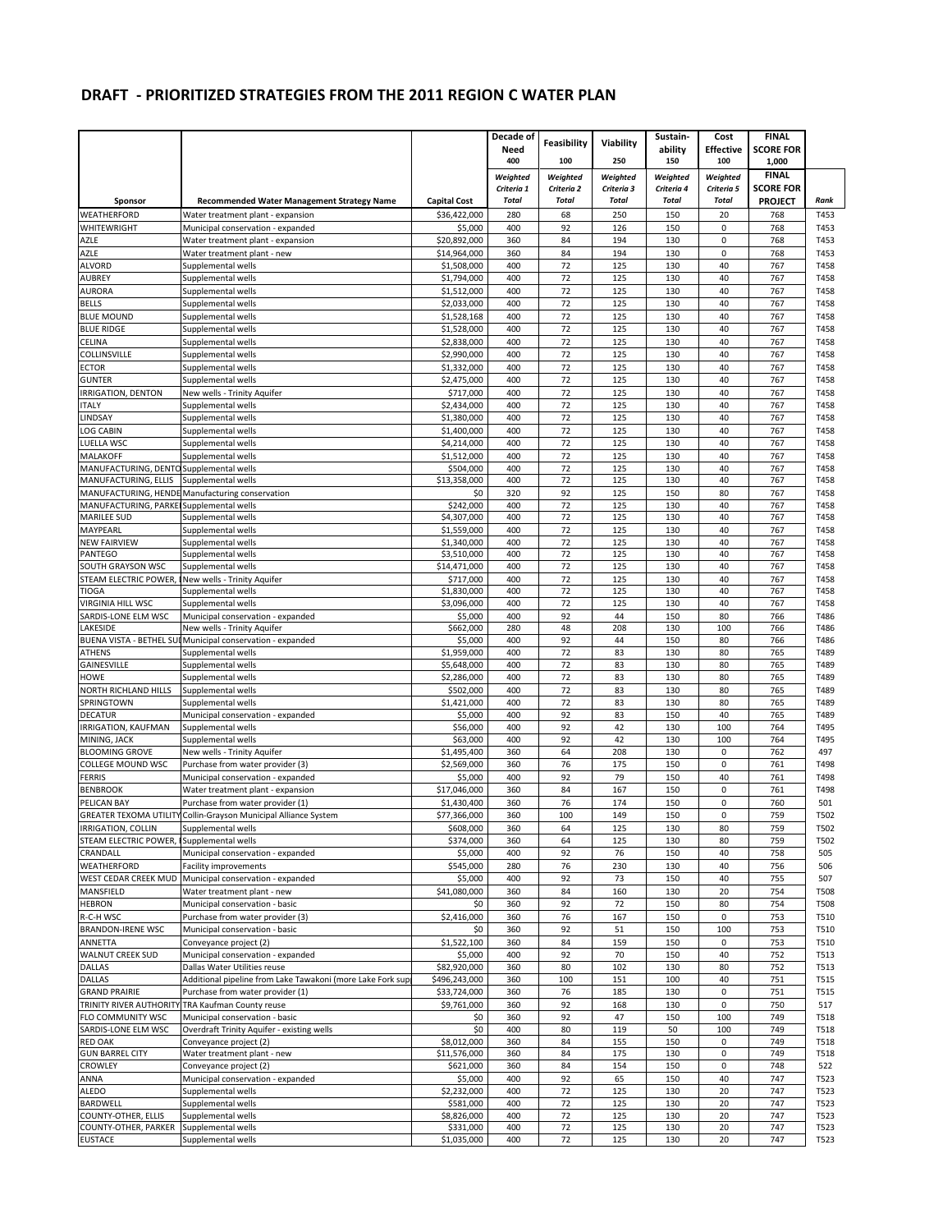## DRAFT - PRIORITIZED STRATEGIES FROM THE 2011 REGION C WATER PLAN

| Sponsor | Recommended Water Management Strategy Name | Capital Cost | Decade of Need 400 | Feasibility 100 | Viability 250 | Sustain-ability 150 | Cost Effective 100 | FINAL SCORE FOR 1,000 | |
|---|---|---|---|---|---|---|---|---|---|
| | | | *Weighted Criteria 1 Total* | *Weighted Criteria 2 Total* | *Weighted Criteria 3 Total* | *Weighted Criteria 4 Total* | *Weighted Criteria 5 Total* | FINAL SCORE FOR PROJECT | *Rank* |
| WEATHERFORD | Water treatment plant - expansion | $36,422,000 | 280 | 68 | 250 | 150 | 20 | 768 | T453 |
| WHITEWRIGHT | Municipal conservation - expanded | $5,000 | 400 | 92 | 126 | 150 | 0 | 768 | T453 |
| AZLE | Water treatment plant - expansion | $20,892,000 | 360 | 84 | 194 | 130 | 0 | 768 | T453 |
| AZLE | Water treatment plant - new | $14,964,000 | 360 | 84 | 194 | 130 | 0 | 768 | T453 |
| ALVORD | Supplemental wells | $1,508,000 | 400 | 72 | 125 | 130 | 40 | 767 | T458 |
| AUBREY | Supplemental wells | $1,794,000 | 400 | 72 | 125 | 130 | 40 | 767 | T458 |
| AURORA | Supplemental wells | $1,512,000 | 400 | 72 | 125 | 130 | 40 | 767 | T458 |
| BELLS | Supplemental wells | $2,033,000 | 400 | 72 | 125 | 130 | 40 | 767 | T458 |
| BLUE MOUND | Supplemental wells | $1,528,168 | 400 | 72 | 125 | 130 | 40 | 767 | T458 |
| BLUE RIDGE | Supplemental wells | $1,528,000 | 400 | 72 | 125 | 130 | 40 | 767 | T458 |
| CELINA | Supplemental wells | $2,838,000 | 400 | 72 | 125 | 130 | 40 | 767 | T458 |
| COLLINSVILLE | Supplemental wells | $2,990,000 | 400 | 72 | 125 | 130 | 40 | 767 | T458 |
| ECTOR | Supplemental wells | $1,332,000 | 400 | 72 | 125 | 130 | 40 | 767 | T458 |
| GUNTER | Supplemental wells | $2,475,000 | 400 | 72 | 125 | 130 | 40 | 767 | T458 |
| IRRIGATION, DENTON | New wells - Trinity Aquifer | $717,000 | 400 | 72 | 125 | 130 | 40 | 767 | T458 |
| ITALY | Supplemental wells | $2,434,000 | 400 | 72 | 125 | 130 | 40 | 767 | T458 |
| LINDSAY | Supplemental wells | $1,380,000 | 400 | 72 | 125 | 130 | 40 | 767 | T458 |
| LOG CABIN | Supplemental wells | $1,400,000 | 400 | 72 | 125 | 130 | 40 | 767 | T458 |
| LUELLA WSC | Supplemental wells | $4,214,000 | 400 | 72 | 125 | 130 | 40 | 767 | T458 |
| MALAKOFF | Supplemental wells | $1,512,000 | 400 | 72 | 125 | 130 | 40 | 767 | T458 |
| MANUFACTURING, DENTO | Supplemental wells | $504,000 | 400 | 72 | 125 | 130 | 40 | 767 | T458 |
| MANUFACTURING, ELLIS | Supplemental wells | $13,358,000 | 400 | 72 | 125 | 130 | 40 | 767 | T458 |
| MANUFACTURING, HENDE | Manufacturing conservation | $0 | 320 | 92 | 125 | 150 | 80 | 767 | T458 |
| MANUFACTURING, PARKE | Supplemental wells | $242,000 | 400 | 72 | 125 | 130 | 40 | 767 | T458 |
| MARILEE SUD | Supplemental wells | $4,307,000 | 400 | 72 | 125 | 130 | 40 | 767 | T458 |
| MAYPEARL | Supplemental wells | $1,559,000 | 400 | 72 | 125 | 130 | 40 | 767 | T458 |
| NEW FAIRVIEW | Supplemental wells | $1,340,000 | 400 | 72 | 125 | 130 | 40 | 767 | T458 |
| PANTEGO | Supplemental wells | $3,510,000 | 400 | 72 | 125 | 130 | 40 | 767 | T458 |
| SOUTH GRAYSON WSC | Supplemental wells | $14,471,000 | 400 | 72 | 125 | 130 | 40 | 767 | T458 |
| STEAM ELECTRIC POWER, | New wells - Trinity Aquifer | $717,000 | 400 | 72 | 125 | 130 | 40 | 767 | T458 |
| TIOGA | Supplemental wells | $1,830,000 | 400 | 72 | 125 | 130 | 40 | 767 | T458 |
| VIRGINIA HILL WSC | Supplemental wells | $3,096,000 | 400 | 72 | 125 | 130 | 40 | 767 | T458 |
| SARDIS-LONE ELM WSC | Municipal conservation - expanded | $5,000 | 400 | 92 | 44 | 150 | 80 | 766 | T486 |
| LAKESIDE | New wells - Trinity Aquifer | $662,000 | 280 | 48 | 208 | 130 | 100 | 766 | T486 |
| BUENA VISTA - BETHEL SUI | Municipal conservation - expanded | $5,000 | 400 | 92 | 44 | 150 | 80 | 766 | T486 |
| ATHENS | Supplemental wells | $1,959,000 | 400 | 72 | 83 | 130 | 80 | 765 | T489 |
| GAINESVILLE | Supplemental wells | $5,648,000 | 400 | 72 | 83 | 130 | 80 | 765 | T489 |
| HOWE | Supplemental wells | $2,286,000 | 400 | 72 | 83 | 130 | 80 | 765 | T489 |
| NORTH RICHLAND HILLS | Supplemental wells | $502,000 | 400 | 72 | 83 | 130 | 80 | 765 | T489 |
| SPRINGTOWN | Supplemental wells | $1,421,000 | 400 | 72 | 83 | 130 | 80 | 765 | T489 |
| DECATUR | Municipal conservation - expanded | $5,000 | 400 | 92 | 83 | 150 | 40 | 765 | T489 |
| IRRIGATION, KAUFMAN | Supplemental wells | $56,000 | 400 | 92 | 42 | 130 | 100 | 764 | T495 |
| MINING, JACK | Supplemental wells | $63,000 | 400 | 92 | 42 | 130 | 100 | 764 | T495 |
| BLOOMING GROVE | New wells - Trinity Aquifer | $1,495,400 | 360 | 64 | 208 | 130 | 0 | 762 | 497 |
| COLLEGE MOUND WSC | Purchase from water provider (3) | $2,569,000 | 360 | 76 | 175 | 150 | 0 | 761 | T498 |
| FERRIS | Municipal conservation - expanded | $5,000 | 400 | 92 | 79 | 150 | 40 | 761 | T498 |
| BENBROOK | Water treatment plant - expansion | $17,046,000 | 360 | 84 | 167 | 150 | 0 | 761 | T498 |
| PELICAN BAY | Purchase from water provider (1) | $1,430,400 | 360 | 76 | 174 | 150 | 0 | 760 | 501 |
| GREATER TEXOMA UTILITY | Collin-Grayson Municipal Alliance System | $77,366,000 | 360 | 100 | 149 | 150 | 0 | 759 | T502 |
| IRRIGATION, COLLIN | Supplemental wells | $608,000 | 360 | 64 | 125 | 130 | 80 | 759 | T502 |
| STEAM ELECTRIC POWER, | Supplemental wells | $374,000 | 360 | 64 | 125 | 130 | 80 | 759 | T502 |
| CRANDALL | Municipal conservation - expanded | $5,000 | 400 | 92 | 76 | 150 | 40 | 758 | 505 |
| WEATHERFORD | Facility improvements | $545,000 | 280 | 76 | 230 | 130 | 40 | 756 | 506 |
| WEST CEDAR CREEK MUD | Municipal conservation - expanded | $5,000 | 400 | 92 | 73 | 150 | 40 | 755 | 507 |
| MANSFIELD | Water treatment plant - new | $41,080,000 | 360 | 84 | 160 | 130 | 20 | 754 | T508 |
| HEBRON | Municipal conservation - basic | $0 | 360 | 92 | 72 | 150 | 80 | 754 | T508 |
| R-C-H WSC | Purchase from water provider (3) | $2,416,000 | 360 | 76 | 167 | 150 | 0 | 753 | T510 |
| BRANDON-IRENE WSC | Municipal conservation - basic | $0 | 360 | 92 | 51 | 150 | 100 | 753 | T510 |
| ANNETTA | Conveyance project (2) | $1,522,100 | 360 | 84 | 159 | 150 | 0 | 753 | T510 |
| WALNUT CREEK SUD | Municipal conservation - expanded | $5,000 | 400 | 92 | 70 | 150 | 40 | 752 | T513 |
| DALLAS | Dallas Water Utilities reuse | $82,920,000 | 360 | 80 | 102 | 130 | 80 | 752 | T513 |
| DALLAS | Additional pipeline from Lake Tawakoni (more Lake Fork sup | $496,243,000 | 360 | 100 | 151 | 100 | 40 | 751 | T515 |
| GRAND PRAIRIE | Purchase from water provider (1) | $33,724,000 | 360 | 76 | 185 | 130 | 0 | 751 | T515 |
| TRINITY RIVER AUTHORITY | TRA Kaufman County reuse | $9,761,000 | 360 | 92 | 168 | 130 | 0 | 750 | 517 |
| FLO COMMUNITY WSC | Municipal conservation - basic | $0 | 360 | 92 | 47 | 150 | 100 | 749 | T518 |
| SARDIS-LONE ELM WSC | Overdraft Trinity Aquifer - existing wells | $0 | 400 | 80 | 119 | 50 | 100 | 749 | T518 |
| RED OAK | Conveyance project (2) | $8,012,000 | 360 | 84 | 155 | 150 | 0 | 749 | T518 |
| GUN BARREL CITY | Water treatment plant - new | $11,576,000 | 360 | 84 | 175 | 130 | 0 | 749 | T518 |
| CROWLEY | Conveyance project (2) | $621,000 | 360 | 84 | 154 | 150 | 0 | 748 | 522 |
| ANNA | Municipal conservation - expanded | $5,000 | 400 | 92 | 65 | 150 | 40 | 747 | T523 |
| ALEDO | Supplemental wells | $2,232,000 | 400 | 72 | 125 | 130 | 20 | 747 | T523 |
| BARDWELL | Supplemental wells | $581,000 | 400 | 72 | 125 | 130 | 20 | 747 | T523 |
| COUNTY-OTHER, ELLIS | Supplemental wells | $8,826,000 | 400 | 72 | 125 | 130 | 20 | 747 | T523 |
| COUNTY-OTHER, PARKER | Supplemental wells | $331,000 | 400 | 72 | 125 | 130 | 20 | 747 | T523 |
| EUSTACE | Supplemental wells | $1,035,000 | 400 | 72 | 125 | 130 | 20 | 747 | T523 |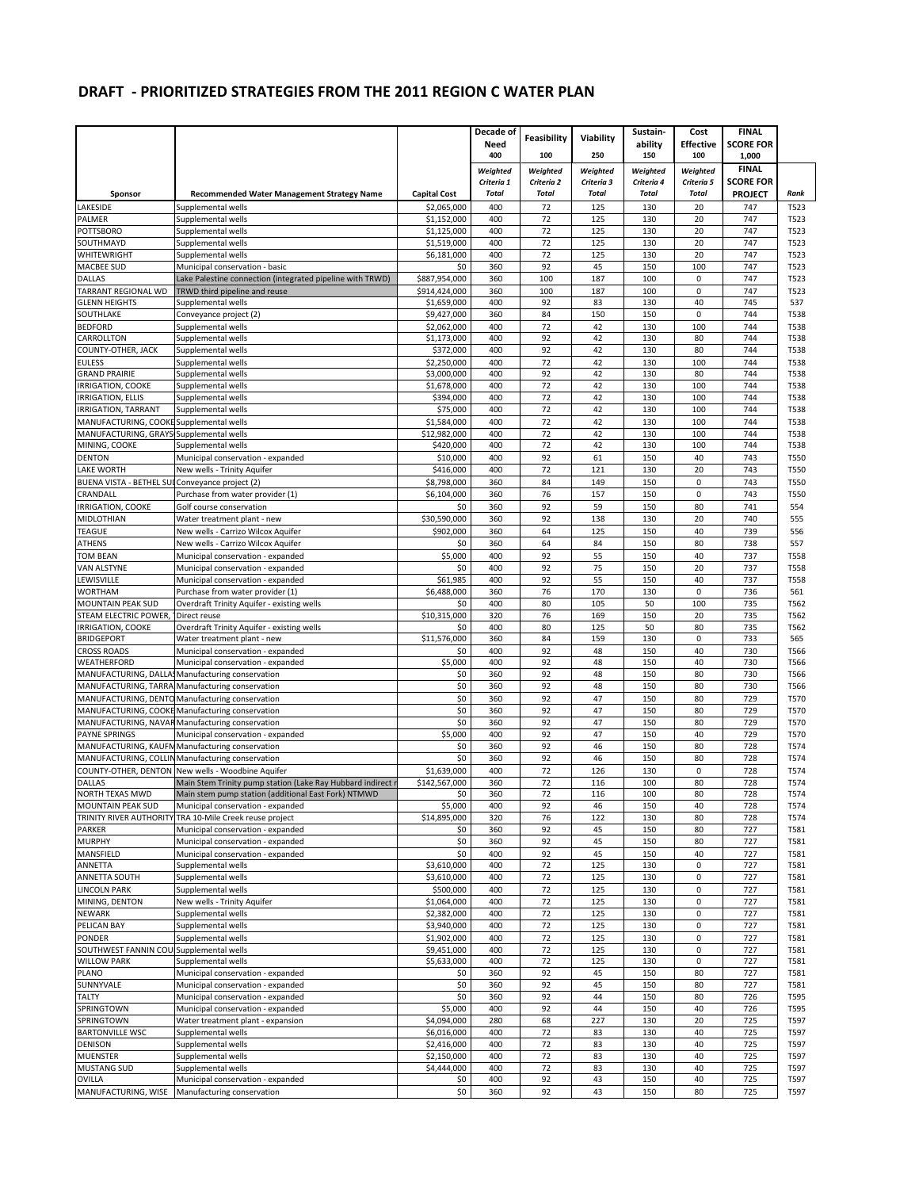## DRAFT - PRIORITIZED STRATEGIES FROM THE 2011 REGION C WATER PLAN

| Sponsor | Recommended Water Management Strategy Name | Capital Cost | Decade of Need 400 Weighted Criteria 1 Total | Feasibility 100 Weighted Criteria 2 Total | Viability 250 Weighted Criteria 3 Total | Sustain-ability 150 Weighted Criteria 4 Total | Cost Effective 100 Weighted Criteria 5 Total | FINAL SCORE FOR 1,000 FINAL SCORE FOR PROJECT | Rank |
|---|---|---|---|---|---|---|---|---|---|
| LAKESIDE | Supplemental wells | $2,065,000 | 400 | 72 | 125 | 130 | 20 | 747 | T523 |
| PALMER | Supplemental wells | $1,152,000 | 400 | 72 | 125 | 130 | 20 | 747 | T523 |
| POTTSBORO | Supplemental wells | $1,125,000 | 400 | 72 | 125 | 130 | 20 | 747 | T523 |
| SOUTHMAYD | Supplemental wells | $1,519,000 | 400 | 72 | 125 | 130 | 20 | 747 | T523 |
| WHITEWRIGHT | Supplemental wells | $6,181,000 | 400 | 72 | 125 | 130 | 20 | 747 | T523 |
| MACBEE SUD | Municipal conservation - basic | $0 | 360 | 92 | 45 | 150 | 100 | 747 | T523 |
| DALLAS | Lake Palestine connection (integrated pipeline with TRWD) | $887,954,000 | 360 | 100 | 187 | 100 | 0 | 747 | T523 |
| TARRANT REGIONAL WD | TRWD third pipeline and reuse | $914,424,000 | 360 | 100 | 187 | 100 | 0 | 747 | T523 |
| GLENN HEIGHTS | Supplemental wells | $1,659,000 | 400 | 92 | 83 | 130 | 40 | 745 | 537 |
| SOUTHLAKE | Conveyance project (2) | $9,427,000 | 360 | 84 | 150 | 150 | 0 | 744 | T538 |
| BEDFORD | Supplemental wells | $2,062,000 | 400 | 72 | 42 | 130 | 100 | 744 | T538 |
| CARROLLTON | Supplemental wells | $1,173,000 | 400 | 92 | 42 | 130 | 80 | 744 | T538 |
| COUNTY-OTHER, JACK | Supplemental wells | $372,000 | 400 | 92 | 42 | 130 | 80 | 744 | T538 |
| EULESS | Supplemental wells | $2,250,000 | 400 | 72 | 42 | 130 | 100 | 744 | T538 |
| GRAND PRAIRIE | Supplemental wells | $3,000,000 | 400 | 92 | 42 | 130 | 80 | 744 | T538 |
| IRRIGATION, COOKE | Supplemental wells | $1,678,000 | 400 | 72 | 42 | 130 | 100 | 744 | T538 |
| IRRIGATION, ELLIS | Supplemental wells | $394,000 | 400 | 72 | 42 | 130 | 100 | 744 | T538 |
| IRRIGATION, TARRANT | Supplemental wells | $75,000 | 400 | 72 | 42 | 130 | 100 | 744 | T538 |
| MANUFACTURING, COOKE | Supplemental wells | $1,584,000 | 400 | 72 | 42 | 130 | 100 | 744 | T538 |
| MANUFACTURING, GRAYS | Supplemental wells | $12,982,000 | 400 | 72 | 42 | 130 | 100 | 744 | T538 |
| MINING, COOKE | Supplemental wells | $420,000 | 400 | 72 | 42 | 130 | 100 | 744 | T538 |
| DENTON | Municipal conservation - expanded | $10,000 | 400 | 92 | 61 | 150 | 40 | 743 | T550 |
| LAKE WORTH | New wells - Trinity Aquifer | $416,000 | 400 | 72 | 121 | 130 | 20 | 743 | T550 |
| BUENA VISTA - BETHEL SUD | Conveyance project (2) | $8,798,000 | 360 | 84 | 149 | 150 | 0 | 743 | T550 |
| CRANDALL | Purchase from water provider (1) | $6,104,000 | 360 | 76 | 157 | 150 | 0 | 743 | T550 |
| IRRIGATION, COOKE | Golf course conservation | $0 | 360 | 92 | 59 | 150 | 80 | 741 | 554 |
| MIDLOTHIAN | Water treatment plant - new | $30,590,000 | 360 | 92 | 138 | 130 | 20 | 740 | 555 |
| TEAGUE | New wells - Carrizo Wilcox Aquifer | $902,000 | 360 | 64 | 125 | 150 | 40 | 739 | 556 |
| ATHENS | New wells - Carrizo Wilcox Aquifer | $0 | 360 | 64 | 84 | 150 | 80 | 738 | 557 |
| TOM BEAN | Municipal conservation - expanded | $5,000 | 400 | 92 | 55 | 150 | 40 | 737 | T558 |
| VAN ALSTYNE | Municipal conservation - expanded | $0 | 400 | 92 | 75 | 150 | 20 | 737 | T558 |
| LEWISVILLE | Municipal conservation - expanded | $61,985 | 400 | 92 | 55 | 150 | 40 | 737 | T558 |
| WORTHAM | Purchase from water provider (1) | $6,488,000 | 360 | 76 | 170 | 130 | 0 | 736 | 561 |
| MOUNTAIN PEAK SUD | Overdraft Trinity Aquifer - existing wells | $0 | 400 | 80 | 105 | 50 | 100 | 735 | T562 |
| STEAM ELECTRIC POWER, | Direct reuse | $10,315,000 | 320 | 76 | 169 | 150 | 20 | 735 | T562 |
| IRRIGATION, COOKE | Overdraft Trinity Aquifer - existing wells | $0 | 400 | 80 | 125 | 50 | 80 | 735 | T562 |
| BRIDGEPORT | Water treatment plant - new | $11,576,000 | 360 | 84 | 159 | 130 | 0 | 733 | 565 |
| CROSS ROADS | Municipal conservation - expanded | $0 | 400 | 92 | 48 | 150 | 40 | 730 | T566 |
| WEATHERFORD | Municipal conservation - expanded | $5,000 | 400 | 92 | 48 | 150 | 40 | 730 | T566 |
| MANUFACTURING, DALLAS | Manufacturing conservation | $0 | 360 | 92 | 48 | 150 | 80 | 730 | T566 |
| MANUFACTURING, TARRA | Manufacturing conservation | $0 | 360 | 92 | 48 | 150 | 80 | 730 | T566 |
| MANUFACTURING, DENTO | Manufacturing conservation | $0 | 360 | 92 | 47 | 150 | 80 | 729 | T570 |
| MANUFACTURING, COOKE | Manufacturing conservation | $0 | 360 | 92 | 47 | 150 | 80 | 729 | T570 |
| MANUFACTURING, NAVAR | Manufacturing conservation | $0 | 360 | 92 | 47 | 150 | 80 | 729 | T570 |
| PAYNE SPRINGS | Municipal conservation - expanded | $5,000 | 400 | 92 | 47 | 150 | 40 | 729 | T570 |
| MANUFACTURING, KAUFM | Manufacturing conservation | $0 | 360 | 92 | 46 | 150 | 80 | 728 | T574 |
| MANUFACTURING, COLLIN | Manufacturing conservation | $0 | 360 | 92 | 46 | 150 | 80 | 728 | T574 |
| COUNTY-OTHER, DENTON | New wells - Woodbine Aquifer | $1,639,000 | 400 | 72 | 126 | 130 | 0 | 728 | T574 |
| DALLAS | Main Stem Trinity pump station (Lake Ray Hubbard indirect r | $142,567,000 | 360 | 72 | 116 | 100 | 80 | 728 | T574 |
| NORTH TEXAS MWD | Main stem pump station (additional East Fork) NTMWD | $0 | 360 | 72 | 116 | 100 | 80 | 728 | T574 |
| MOUNTAIN PEAK SUD | Municipal conservation - expanded | $5,000 | 400 | 92 | 46 | 150 | 40 | 728 | T574 |
| TRINITY RIVER AUTHORITY | TRA 10-Mile Creek reuse project | $14,895,000 | 320 | 76 | 122 | 130 | 80 | 728 | T574 |
| PARKER | Municipal conservation - expanded | $0 | 360 | 92 | 45 | 150 | 80 | 727 | T581 |
| MURPHY | Municipal conservation - expanded | $0 | 360 | 92 | 45 | 150 | 80 | 727 | T581 |
| MANSFIELD | Municipal conservation - expanded | $0 | 400 | 92 | 45 | 150 | 40 | 727 | T581 |
| ANNETTA | Supplemental wells | $3,610,000 | 400 | 72 | 125 | 130 | 0 | 727 | T581 |
| ANNETTA SOUTH | Supplemental wells | $3,610,000 | 400 | 72 | 125 | 130 | 0 | 727 | T581 |
| LINCOLN PARK | Supplemental wells | $500,000 | 400 | 72 | 125 | 130 | 0 | 727 | T581 |
| MINING, DENTON | New wells - Trinity Aquifer | $1,064,000 | 400 | 72 | 125 | 130 | 0 | 727 | T581 |
| NEWARK | Supplemental wells | $2,382,000 | 400 | 72 | 125 | 130 | 0 | 727 | T581 |
| PELICAN BAY | Supplemental wells | $3,940,000 | 400 | 72 | 125 | 130 | 0 | 727 | T581 |
| PONDER | Supplemental wells | $1,902,000 | 400 | 72 | 125 | 130 | 0 | 727 | T581 |
| SOUTHWEST FANNIN COU | Supplemental wells | $9,451,000 | 400 | 72 | 125 | 130 | 0 | 727 | T581 |
| WILLOW PARK | Supplemental wells | $5,633,000 | 400 | 72 | 125 | 130 | 0 | 727 | T581 |
| PLANO | Municipal conservation - expanded | $0 | 360 | 92 | 45 | 150 | 80 | 727 | T581 |
| SUNNYVALE | Municipal conservation - expanded | $0 | 360 | 92 | 45 | 150 | 80 | 727 | T581 |
| TALTY | Municipal conservation - expanded | $0 | 360 | 92 | 44 | 150 | 80 | 726 | T595 |
| SPRINGTOWN | Municipal conservation - expanded | $5,000 | 400 | 92 | 44 | 150 | 40 | 726 | T595 |
| SPRINGTOWN | Water treatment plant - expansion | $4,094,000 | 280 | 68 | 227 | 130 | 20 | 725 | T597 |
| BARTONVILLE WSC | Supplemental wells | $6,016,000 | 400 | 72 | 83 | 130 | 40 | 725 | T597 |
| DENISON | Supplemental wells | $2,416,000 | 400 | 72 | 83 | 130 | 40 | 725 | T597 |
| MUENSTER | Supplemental wells | $2,150,000 | 400 | 72 | 83 | 130 | 40 | 725 | T597 |
| MUSTANG SUD | Supplemental wells | $4,444,000 | 400 | 72 | 83 | 130 | 40 | 725 | T597 |
| OVILLA | Municipal conservation - expanded | $0 | 400 | 92 | 43 | 150 | 40 | 725 | T597 |
| MANUFACTURING, WISE | Manufacturing conservation | $0 | 360 | 92 | 43 | 150 | 80 | 725 | T597 |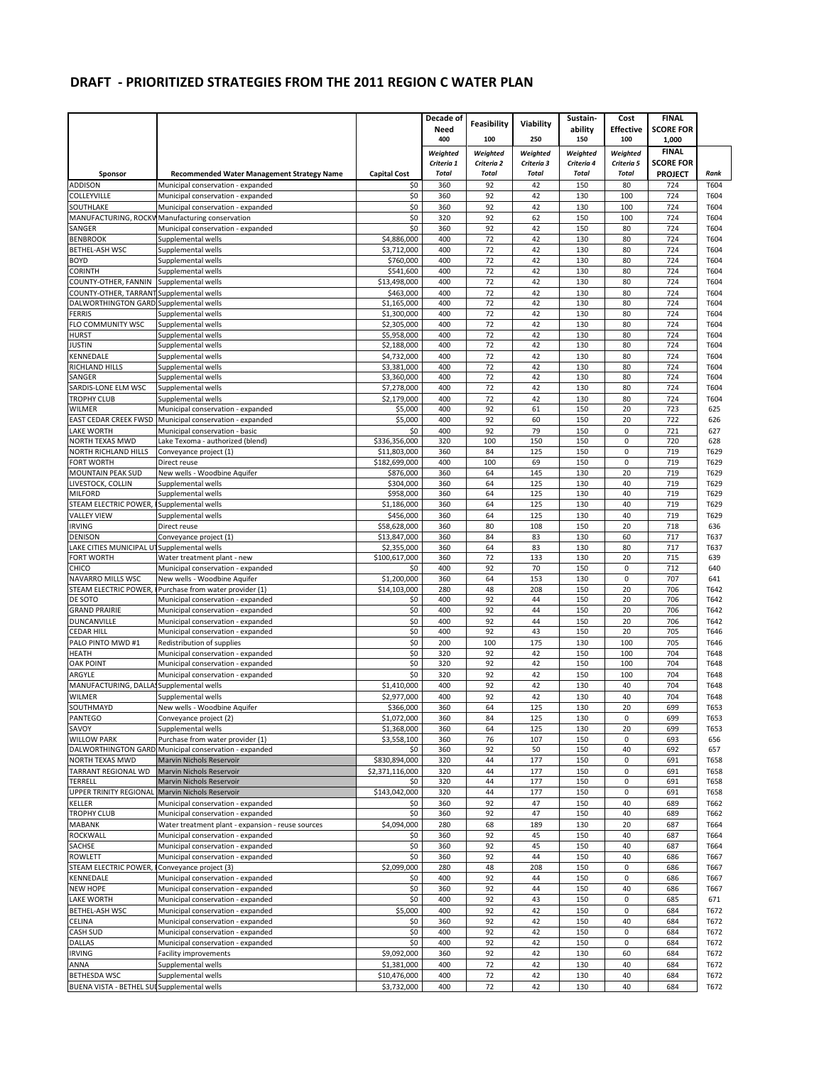# DRAFT - PRIORITIZED STRATEGIES FROM THE 2011 REGION C WATER PLAN

| Sponsor | Recommended Water Management Strategy Name | Capital Cost | Decade of Need 400 Weighted Criteria 1 Total | Feasibility 100 Weighted Criteria 2 Total | Viability 250 Weighted Criteria 3 Total | Sustain-ability 150 Weighted Criteria 4 Total | Cost Effective 100 Weighted Criteria 5 Total | FINAL SCORE FOR 1,000 FINAL SCORE FOR PROJECT | Rank |
|---|---|---|---|---|---|---|---|---|---|
| ADDISON | Municipal conservation - expanded | $0 | 360 | 92 | 42 | 150 | 80 | 724 | T604 |
| COLLEYVILLE | Municipal conservation - expanded | $0 | 360 | 92 | 42 | 130 | 100 | 724 | T604 |
| SOUTHLAKE | Municipal conservation - expanded | $0 | 360 | 92 | 42 | 130 | 100 | 724 | T604 |
| MANUFACTURING, ROCKW | Manufacturing conservation | $0 | 320 | 92 | 62 | 150 | 100 | 724 | T604 |
| SANGER | Municipal conservation - expanded | $0 | 360 | 92 | 42 | 150 | 80 | 724 | T604 |
| BENBROOK | Supplemental wells | $4,886,000 | 400 | 72 | 42 | 130 | 80 | 724 | T604 |
| BETHEL-ASH WSC | Supplemental wells | $3,712,000 | 400 | 72 | 42 | 130 | 80 | 724 | T604 |
| BOYD | Supplemental wells | $760,000 | 400 | 72 | 42 | 130 | 80 | 724 | T604 |
| CORINTH | Supplemental wells | $541,600 | 400 | 72 | 42 | 130 | 80 | 724 | T604 |
| COUNTY-OTHER, FANNIN | Supplemental wells | $13,498,000 | 400 | 72 | 42 | 130 | 80 | 724 | T604 |
| COUNTY-OTHER, TARRANT | Supplemental wells | $463,000 | 400 | 72 | 42 | 130 | 80 | 724 | T604 |
| DALWORTHINGTON GARD | Supplemental wells | $1,165,000 | 400 | 72 | 42 | 130 | 80 | 724 | T604 |
| FERRIS | Supplemental wells | $1,300,000 | 400 | 72 | 42 | 130 | 80 | 724 | T604 |
| FLO COMMUNITY WSC | Supplemental wells | $2,305,000 | 400 | 72 | 42 | 130 | 80 | 724 | T604 |
| HURST | Supplemental wells | $5,958,000 | 400 | 72 | 42 | 130 | 80 | 724 | T604 |
| JUSTIN | Supplemental wells | $2,188,000 | 400 | 72 | 42 | 130 | 80 | 724 | T604 |
| KENNEDALE | Supplemental wells | $4,732,000 | 400 | 72 | 42 | 130 | 80 | 724 | T604 |
| RICHLAND HILLS | Supplemental wells | $3,381,000 | 400 | 72 | 42 | 130 | 80 | 724 | T604 |
| SANGER | Supplemental wells | $3,360,000 | 400 | 72 | 42 | 130 | 80 | 724 | T604 |
| SARDIS-LONE ELM WSC | Supplemental wells | $7,278,000 | 400 | 72 | 42 | 130 | 80 | 724 | T604 |
| TROPHY CLUB | Supplemental wells | $2,179,000 | 400 | 72 | 42 | 130 | 80 | 724 | T604 |
| WILMER | Municipal conservation - expanded | $5,000 | 400 | 92 | 61 | 150 | 20 | 723 | 625 |
| EAST CEDAR CREEK FWSD | Municipal conservation - expanded | $5,000 | 400 | 92 | 60 | 150 | 20 | 722 | 626 |
| LAKE WORTH | Municipal conservation - basic | $0 | 400 | 92 | 79 | 150 | 0 | 721 | 627 |
| NORTH TEXAS MWD | Lake Texoma - authorized (blend) | $336,356,000 | 320 | 100 | 150 | 150 | 0 | 720 | 628 |
| NORTH RICHLAND HILLS | Conveyance project (1) | $11,803,000 | 360 | 84 | 125 | 150 | 0 | 719 | T629 |
| FORT WORTH | Direct reuse | $182,699,000 | 400 | 100 | 69 | 150 | 0 | 719 | T629 |
| MOUNTAIN PEAK SUD | New wells - Woodbine Aquifer | $876,000 | 360 | 64 | 145 | 130 | 20 | 719 | T629 |
| LIVESTOCK, COLLIN | Supplemental wells | $304,000 | 360 | 64 | 125 | 130 | 40 | 719 | T629 |
| MILFORD | Supplemental wells | $958,000 | 360 | 64 | 125 | 130 | 40 | 719 | T629 |
| STEAM ELECTRIC POWER, I | Supplemental wells | $1,186,000 | 360 | 64 | 125 | 130 | 40 | 719 | T629 |
| VALLEY VIEW | Supplemental wells | $456,000 | 360 | 64 | 125 | 130 | 40 | 719 | T629 |
| IRVING | Direct reuse | $58,628,000 | 360 | 80 | 108 | 150 | 20 | 718 | 636 |
| DENISON | Conveyance project (1) | $13,847,000 | 360 | 84 | 83 | 130 | 60 | 717 | T637 |
| LAKE CITIES MUNICIPAL UT | Supplemental wells | $2,355,000 | 360 | 64 | 83 | 130 | 80 | 717 | T637 |
| FORT WORTH | Water treatment plant - new | $100,617,000 | 360 | 72 | 133 | 130 | 20 | 715 | 639 |
| CHICO | Municipal conservation - expanded | $0 | 400 | 92 | 70 | 150 | 0 | 712 | 640 |
| NAVARRO MILLS WSC | New wells - Woodbine Aquifer | $1,200,000 | 360 | 64 | 153 | 130 | 0 | 707 | 641 |
| STEAM ELECTRIC POWER, I | Purchase from water provider (1) | $14,103,000 | 280 | 48 | 208 | 150 | 20 | 706 | T642 |
| DE SOTO | Municipal conservation - expanded | $0 | 400 | 92 | 44 | 150 | 20 | 706 | T642 |
| GRAND PRAIRIE | Municipal conservation - expanded | $0 | 400 | 92 | 44 | 150 | 20 | 706 | T642 |
| DUNCANVILLE | Municipal conservation - expanded | $0 | 400 | 92 | 44 | 150 | 20 | 706 | T642 |
| CEDAR HILL | Municipal conservation - expanded | $0 | 400 | 92 | 43 | 150 | 20 | 705 | T646 |
| PALO PINTO MWD #1 | Redistribution of supplies | $0 | 200 | 100 | 175 | 130 | 100 | 705 | T646 |
| HEATH | Municipal conservation - expanded | $0 | 320 | 92 | 42 | 150 | 100 | 704 | T648 |
| OAK POINT | Municipal conservation - expanded | $0 | 320 | 92 | 42 | 150 | 100 | 704 | T648 |
| ARGYLE | Municipal conservation - expanded | $0 | 320 | 92 | 42 | 150 | 100 | 704 | T648 |
| MANUFACTURING, DALLAS | Supplemental wells | $1,410,000 | 400 | 92 | 42 | 130 | 40 | 704 | T648 |
| WILMER | Supplemental wells | $2,977,000 | 400 | 92 | 42 | 130 | 40 | 704 | T648 |
| SOUTHMAYD | New wells - Woodbine Aquifer | $366,000 | 360 | 64 | 125 | 130 | 20 | 699 | T653 |
| PANTEGO | Conveyance project (2) | $1,072,000 | 360 | 84 | 125 | 130 | 0 | 699 | T653 |
| SAVOY | Supplemental wells | $1,368,000 | 360 | 64 | 125 | 130 | 20 | 699 | T653 |
| WILLOW PARK | Purchase from water provider (1) | $3,558,100 | 360 | 76 | 107 | 150 | 0 | 693 | 656 |
| DALWORTHINGTON GARD | Municipal conservation - expanded | $0 | 360 | 92 | 50 | 150 | 40 | 692 | 657 |
| NORTH TEXAS MWD | Marvin Nichols Reservoir | $830,894,000 | 320 | 44 | 177 | 150 | 0 | 691 | T658 |
| TARRANT REGIONAL WD | Marvin Nichols Reservoir | $2,371,116,000 | 320 | 44 | 177 | 150 | 0 | 691 | T658 |
| TERRELL | Marvin Nichols Reservoir | $0 | 320 | 44 | 177 | 150 | 0 | 691 | T658 |
| UPPER TRINITY REGIONAL | Marvin Nichols Reservoir | $143,042,000 | 320 | 44 | 177 | 150 | 0 | 691 | T658 |
| KELLER | Municipal conservation - expanded | $0 | 360 | 92 | 47 | 150 | 40 | 689 | T662 |
| TROPHY CLUB | Municipal conservation - expanded | $0 | 360 | 92 | 47 | 150 | 40 | 689 | T662 |
| MABANK | Water treatment plant - expansion - reuse sources | $4,094,000 | 280 | 68 | 189 | 130 | 20 | 687 | T664 |
| ROCKWALL | Municipal conservation - expanded | $0 | 360 | 92 | 45 | 150 | 40 | 687 | T664 |
| SACHSE | Municipal conservation - expanded | $0 | 360 | 92 | 45 | 150 | 40 | 687 | T664 |
| ROWLETT | Municipal conservation - expanded | $0 | 360 | 92 | 44 | 150 | 40 | 686 | T667 |
| STEAM ELECTRIC POWER, I | Conveyance project (3) | $2,099,000 | 280 | 48 | 208 | 150 | 0 | 686 | T667 |
| KENNEDALE | Municipal conservation - expanded | $0 | 400 | 92 | 44 | 150 | 0 | 686 | T667 |
| NEW HOPE | Municipal conservation - expanded | $0 | 360 | 92 | 44 | 150 | 40 | 686 | T667 |
| LAKE WORTH | Municipal conservation - expanded | $0 | 400 | 92 | 43 | 150 | 0 | 685 | 671 |
| BETHEL-ASH WSC | Municipal conservation - expanded | $5,000 | 400 | 92 | 42 | 150 | 0 | 684 | T672 |
| CELINA | Municipal conservation - expanded | $0 | 360 | 92 | 42 | 150 | 40 | 684 | T672 |
| CASH SUD | Municipal conservation - expanded | $0 | 400 | 92 | 42 | 150 | 0 | 684 | T672 |
| DALLAS | Municipal conservation - expanded | $0 | 400 | 92 | 42 | 150 | 0 | 684 | T672 |
| IRVING | Facility improvements | $9,092,000 | 360 | 92 | 42 | 130 | 60 | 684 | T672 |
| ANNA | Supplemental wells | $1,381,000 | 400 | 72 | 42 | 130 | 40 | 684 | T672 |
| BETHESDA WSC | Supplemental wells | $10,476,000 | 400 | 72 | 42 | 130 | 40 | 684 | T672 |
| BUENA VISTA - BETHEL SUI | Supplemental wells | $3,732,000 | 400 | 72 | 42 | 130 | 40 | 684 | T672 |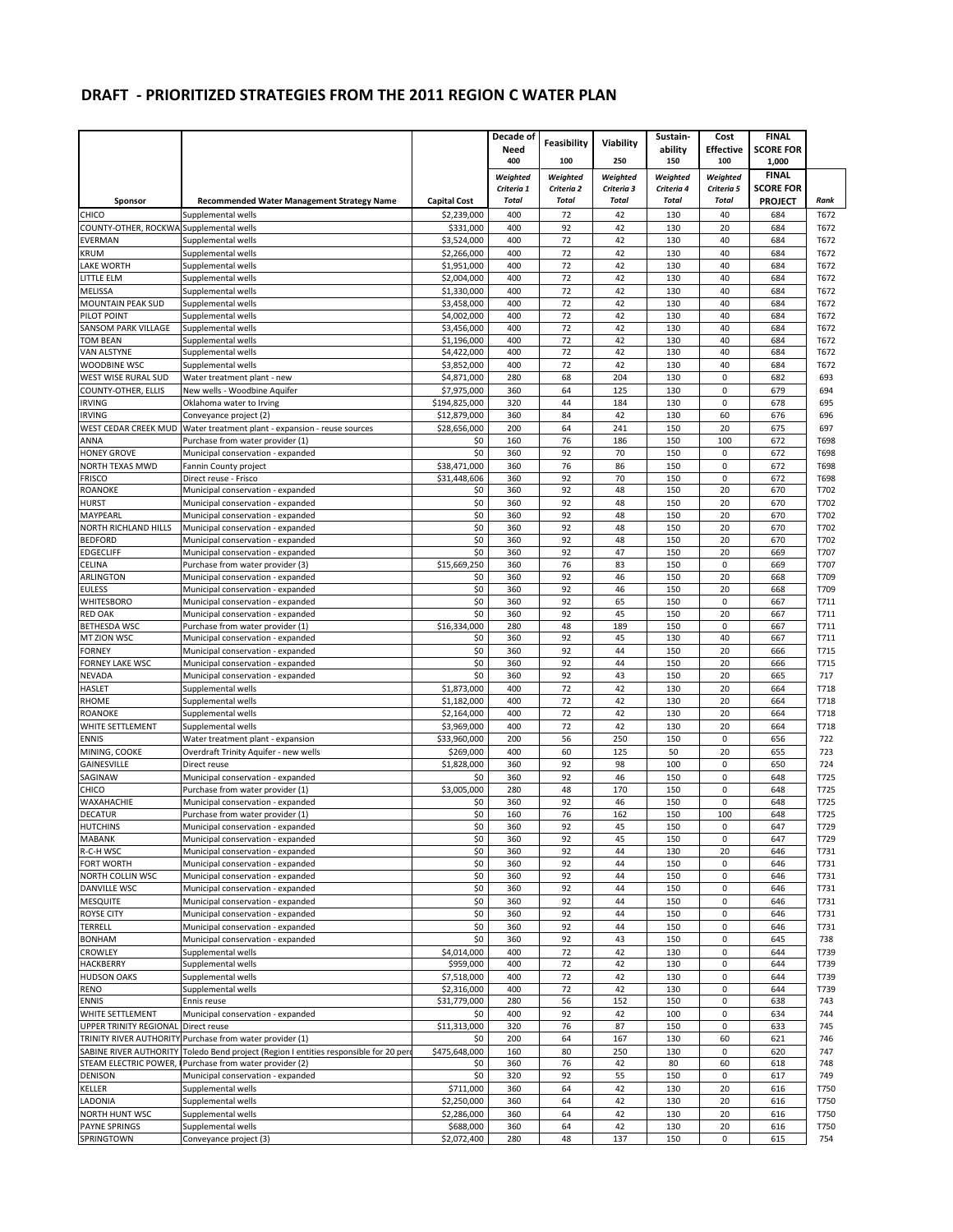## DRAFT - PRIORITIZED STRATEGIES FROM THE 2011 REGION C WATER PLAN

| | | | Decade of Need 400 | Feasibility 100 | Viability 250 | Sustain-ability 150 | Cost Effective 100 | FINAL SCORE FOR 1,000 | |
|---|---|---|---|---|---|---|---|---|---|
| Sponsor | Recommended Water Management Strategy Name | Capital Cost | Weighted Criteria 1 Total | Weighted Criteria 2 Total | Weighted Criteria 3 Total | Weighted Criteria 4 Total | Weighted Criteria 5 Total | FINAL SCORE FOR PROJECT | Rank |
| CHICO | Supplemental wells | $2,239,000 | 400 | 72 | 42 | 130 | 40 | 684 | T672 |
| COUNTY-OTHER, ROCKWA | Supplemental wells | $331,000 | 400 | 92 | 42 | 130 | 20 | 684 | T672 |
| EVERMAN | Supplemental wells | $3,524,000 | 400 | 72 | 42 | 130 | 40 | 684 | T672 |
| KRUM | Supplemental wells | $2,266,000 | 400 | 72 | 42 | 130 | 40 | 684 | T672 |
| LAKE WORTH | Supplemental wells | $1,951,000 | 400 | 72 | 42 | 130 | 40 | 684 | T672 |
| LITTLE ELM | Supplemental wells | $2,004,000 | 400 | 72 | 42 | 130 | 40 | 684 | T672 |
| MELISSA | Supplemental wells | $1,330,000 | 400 | 72 | 42 | 130 | 40 | 684 | T672 |
| MOUNTAIN PEAK SUD | Supplemental wells | $3,458,000 | 400 | 72 | 42 | 130 | 40 | 684 | T672 |
| PILOT POINT | Supplemental wells | $4,002,000 | 400 | 72 | 42 | 130 | 40 | 684 | T672 |
| SANSOM PARK VILLAGE | Supplemental wells | $3,456,000 | 400 | 72 | 42 | 130 | 40 | 684 | T672 |
| TOM BEAN | Supplemental wells | $1,196,000 | 400 | 72 | 42 | 130 | 40 | 684 | T672 |
| VAN ALSTYNE | Supplemental wells | $4,422,000 | 400 | 72 | 42 | 130 | 40 | 684 | T672 |
| WOODBINE WSC | Supplemental wells | $3,852,000 | 400 | 72 | 42 | 130 | 40 | 684 | T672 |
| WEST WISE RURAL SUD | Water treatment plant - new | $4,871,000 | 280 | 68 | 204 | 130 | 0 | 682 | 693 |
| COUNTY-OTHER, ELLIS | New wells - Woodbine Aquifer | $7,975,000 | 360 | 64 | 125 | 130 | 0 | 679 | 694 |
| IRVING | Oklahoma water to Irving | $194,825,000 | 320 | 44 | 184 | 130 | 0 | 678 | 695 |
| IRVING | Conveyance project (2) | $12,879,000 | 360 | 84 | 42 | 130 | 60 | 676 | 696 |
| WEST CEDAR CREEK MUD | Water treatment plant - expansion - reuse sources | $28,656,000 | 200 | 64 | 241 | 150 | 20 | 675 | 697 |
| ANNA | Purchase from water provider (1) | $0 | 160 | 76 | 186 | 150 | 100 | 672 | T698 |
| HONEY GROVE | Municipal conservation - expanded | $0 | 360 | 92 | 70 | 150 | 0 | 672 | T698 |
| NORTH TEXAS MWD | Fannin County project | $38,471,000 | 360 | 76 | 86 | 150 | 0 | 672 | T698 |
| FRISCO | Direct reuse - Frisco | $31,448,606 | 360 | 92 | 70 | 150 | 0 | 672 | T698 |
| ROANOKE | Municipal conservation - expanded | $0 | 360 | 92 | 48 | 150 | 20 | 670 | T702 |
| HURST | Municipal conservation - expanded | $0 | 360 | 92 | 48 | 150 | 20 | 670 | T702 |
| MAYPEARL | Municipal conservation - expanded | $0 | 360 | 92 | 48 | 150 | 20 | 670 | T702 |
| NORTH RICHLAND HILLS | Municipal conservation - expanded | $0 | 360 | 92 | 48 | 150 | 20 | 670 | T702 |
| BEDFORD | Municipal conservation - expanded | $0 | 360 | 92 | 48 | 150 | 20 | 670 | T702 |
| EDGECLIFF | Municipal conservation - expanded | $0 | 360 | 92 | 47 | 150 | 20 | 669 | T707 |
| CELINA | Purchase from water provider (3) | $15,669,250 | 360 | 76 | 83 | 150 | 0 | 669 | T707 |
| ARLINGTON | Municipal conservation - expanded | $0 | 360 | 92 | 46 | 150 | 20 | 668 | T709 |
| EULESS | Municipal conservation - expanded | $0 | 360 | 92 | 46 | 150 | 20 | 668 | T709 |
| WHITESBORO | Municipal conservation - expanded | $0 | 360 | 92 | 65 | 150 | 0 | 667 | T711 |
| RED OAK | Municipal conservation - expanded | $0 | 360 | 92 | 45 | 150 | 20 | 667 | T711 |
| BETHESDA WSC | Purchase from water provider (1) | $16,334,000 | 280 | 48 | 189 | 150 | 0 | 667 | T711 |
| MT ZION WSC | Municipal conservation - expanded | $0 | 360 | 92 | 45 | 130 | 40 | 667 | T711 |
| FORNEY | Municipal conservation - expanded | $0 | 360 | 92 | 44 | 150 | 20 | 666 | T715 |
| FORNEY LAKE WSC | Municipal conservation - expanded | $0 | 360 | 92 | 44 | 150 | 20 | 666 | T715 |
| NEVADA | Municipal conservation - expanded | $0 | 360 | 92 | 43 | 150 | 20 | 665 | 717 |
| HASLET | Supplemental wells | $1,873,000 | 400 | 72 | 42 | 130 | 20 | 664 | T718 |
| RHOME | Supplemental wells | $1,182,000 | 400 | 72 | 42 | 130 | 20 | 664 | T718 |
| ROANOKE | Supplemental wells | $2,164,000 | 400 | 72 | 42 | 130 | 20 | 664 | T718 |
| WHITE SETTLEMENT | Supplemental wells | $3,969,000 | 400 | 72 | 42 | 130 | 20 | 664 | T718 |
| ENNIS | Water treatment plant - expansion | $33,960,000 | 200 | 56 | 250 | 150 | 0 | 656 | 722 |
| MINING, COOKE | Overdraft Trinity Aquifer - new wells | $269,000 | 400 | 60 | 125 | 50 | 20 | 655 | 723 |
| GAINESVILLE | Direct reuse | $1,828,000 | 360 | 92 | 98 | 100 | 0 | 650 | 724 |
| SAGINAW | Municipal conservation - expanded | $0 | 360 | 92 | 46 | 150 | 0 | 648 | T725 |
| CHICO | Purchase from water provider (1) | $3,005,000 | 280 | 48 | 170 | 150 | 0 | 648 | T725 |
| WAXAHACHIE | Municipal conservation - expanded | $0 | 360 | 92 | 46 | 150 | 0 | 648 | T725 |
| DECATUR | Purchase from water provider (1) | $0 | 160 | 76 | 162 | 150 | 100 | 648 | T725 |
| HUTCHINS | Municipal conservation - expanded | $0 | 360 | 92 | 45 | 150 | 0 | 647 | T729 |
| MABANK | Municipal conservation - expanded | $0 | 360 | 92 | 45 | 150 | 0 | 647 | T729 |
| R-C-H WSC | Municipal conservation - expanded | $0 | 360 | 92 | 44 | 130 | 20 | 646 | T731 |
| FORT WORTH | Municipal conservation - expanded | $0 | 360 | 92 | 44 | 150 | 0 | 646 | T731 |
| NORTH COLLIN WSC | Municipal conservation - expanded | $0 | 360 | 92 | 44 | 150 | 0 | 646 | T731 |
| DANVILLE WSC | Municipal conservation - expanded | $0 | 360 | 92 | 44 | 150 | 0 | 646 | T731 |
| MESQUITE | Municipal conservation - expanded | $0 | 360 | 92 | 44 | 150 | 0 | 646 | T731 |
| ROYSE CITY | Municipal conservation - expanded | $0 | 360 | 92 | 44 | 150 | 0 | 646 | T731 |
| TERRELL | Municipal conservation - expanded | $0 | 360 | 92 | 44 | 150 | 0 | 646 | T731 |
| BONHAM | Municipal conservation - expanded | $0 | 360 | 92 | 43 | 150 | 0 | 645 | 738 |
| CROWLEY | Supplemental wells | $4,014,000 | 400 | 72 | 42 | 130 | 0 | 644 | T739 |
| HACKBERRY | Supplemental wells | $959,000 | 400 | 72 | 42 | 130 | 0 | 644 | T739 |
| HUDSON OAKS | Supplemental wells | $7,518,000 | 400 | 72 | 42 | 130 | 0 | 644 | T739 |
| RENO | Supplemental wells | $2,316,000 | 400 | 72 | 42 | 130 | 0 | 644 | T739 |
| ENNIS | Ennis reuse | $31,779,000 | 280 | 56 | 152 | 150 | 0 | 638 | 743 |
| WHITE SETTLEMENT | Municipal conservation - expanded | $0 | 400 | 92 | 42 | 100 | 0 | 634 | 744 |
| UPPER TRINITY REGIONAL | Direct reuse | $11,313,000 | 320 | 76 | 87 | 150 | 0 | 633 | 745 |
| TRINITY RIVER AUTHORITY | Purchase from water provider (1) | $0 | 200 | 64 | 167 | 130 | 60 | 621 | 746 |
| SABINE RIVER AUTHORITY | Toledo Bend project (Region I entities responsible for 20 perc | $475,648,000 | 160 | 80 | 250 | 130 | 0 | 620 | 747 |
| STEAM ELECTRIC POWER, I | Purchase from water provider (2) | $0 | 360 | 76 | 42 | 80 | 60 | 618 | 748 |
| DENISON | Municipal conservation - expanded | $0 | 320 | 92 | 55 | 150 | 0 | 617 | 749 |
| KELLER | Supplemental wells | $711,000 | 360 | 64 | 42 | 130 | 20 | 616 | T750 |
| LADONIA | Supplemental wells | $2,250,000 | 360 | 64 | 42 | 130 | 20 | 616 | T750 |
| NORTH HUNT WSC | Supplemental wells | $2,286,000 | 360 | 64 | 42 | 130 | 20 | 616 | T750 |
| PAYNE SPRINGS | Supplemental wells | $688,000 | 360 | 64 | 42 | 130 | 20 | 616 | T750 |
| SPRINGTOWN | Conveyance project (3) | $2,072,400 | 280 | 48 | 137 | 150 | 0 | 615 | 754 |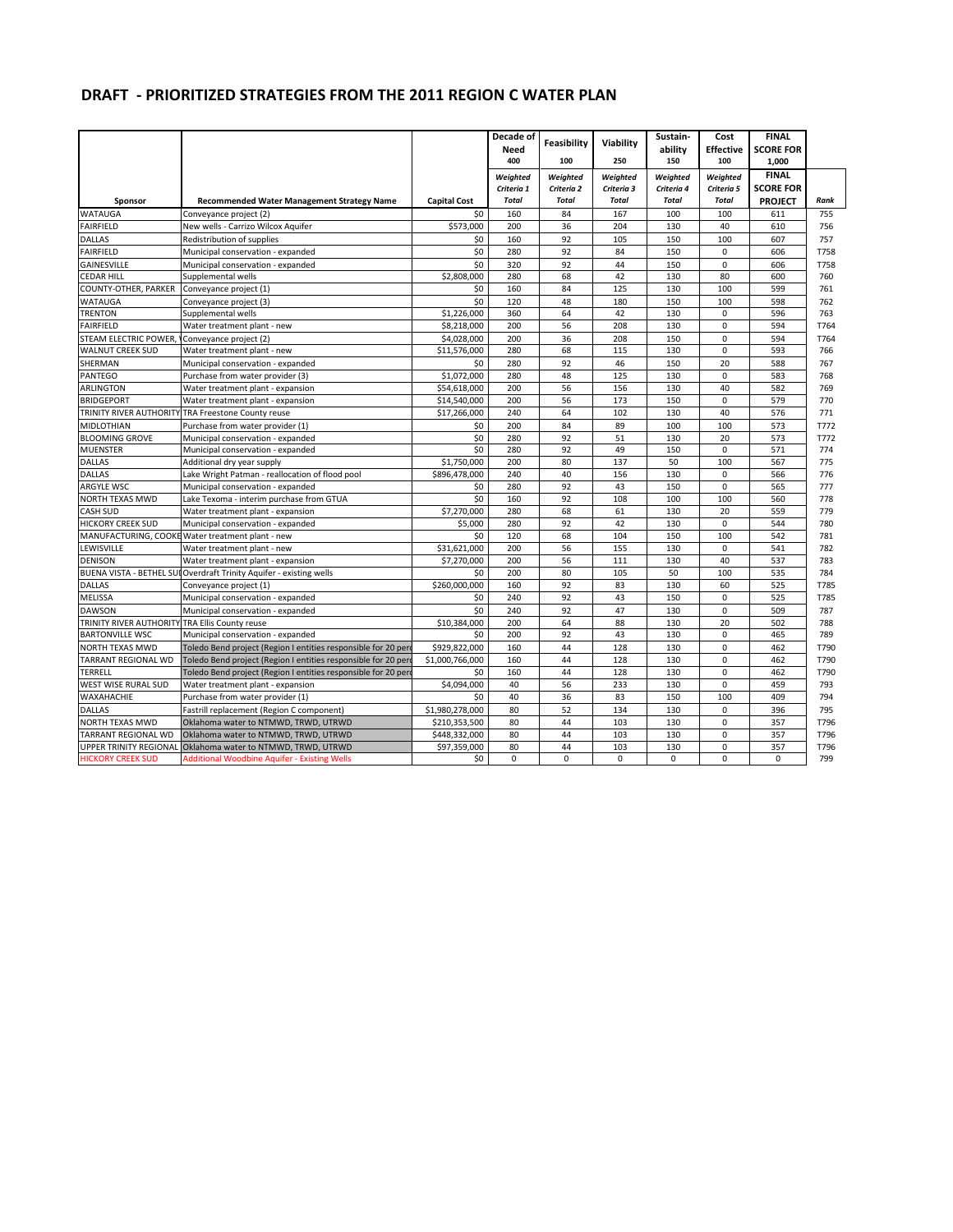## DRAFT - PRIORITIZED STRATEGIES FROM THE 2011 REGION C WATER PLAN

| | | | Decade of Need 400 | Feasibility 100 | Viability 250 | Sustain-ability 150 | Cost Effective 100 | FINAL SCORE FOR 1,000 | |
|---|---|---|---|---|---|---|---|---|---|
| Sponsor | Recommended Water Management Strategy Name | Capital Cost | Weighted Criteria 1 Total | Weighted Criteria 2 Total | Weighted Criteria 3 Total | Weighted Criteria 4 Total | Weighted Criteria 5 Total | FINAL SCORE FOR PROJECT | Rank |
| WATAUGA | Conveyance project (2) | $0 | 160 | 84 | 167 | 100 | 100 | 611 | 755 |
| FAIRFIELD | New wells - Carrizo Wilcox Aquifer | $573,000 | 200 | 36 | 204 | 130 | 40 | 610 | 756 |
| DALLAS | Redistribution of supplies | $0 | 160 | 92 | 105 | 150 | 100 | 607 | 757 |
| FAIRFIELD | Municipal conservation - expanded | $0 | 280 | 92 | 84 | 150 | 0 | 606 | T758 |
| GAINESVILLE | Municipal conservation - expanded | $0 | 320 | 92 | 44 | 150 | 0 | 606 | T758 |
| CEDAR HILL | Supplemental wells | $2,808,000 | 280 | 68 | 42 | 130 | 80 | 600 | 760 |
| COUNTY-OTHER, PARKER | Conveyance project (1) | $0 | 160 | 84 | 125 | 130 | 100 | 599 | 761 |
| WATAUGA | Conveyance project (3) | $0 | 120 | 48 | 180 | 150 | 100 | 598 | 762 |
| TRENTON | Supplemental wells | $1,226,000 | 360 | 64 | 42 | 130 | 0 | 596 | 763 |
| FAIRFIELD | Water treatment plant - new | $8,218,000 | 200 | 56 | 208 | 130 | 0 | 594 | T764 |
| STEAM ELECTRIC POWER, \ | Conveyance project (2) | $4,028,000 | 200 | 36 | 208 | 150 | 0 | 594 | T764 |
| WALNUT CREEK SUD | Water treatment plant - new | $11,576,000 | 280 | 68 | 115 | 130 | 0 | 593 | 766 |
| SHERMAN | Municipal conservation - expanded | $0 | 280 | 92 | 46 | 150 | 20 | 588 | 767 |
| PANTEGO | Purchase from water provider (3) | $1,072,000 | 280 | 48 | 125 | 130 | 0 | 583 | 768 |
| ARLINGTON | Water treatment plant - expansion | $54,618,000 | 200 | 56 | 156 | 130 | 40 | 582 | 769 |
| BRIDGEPORT | Water treatment plant - expansion | $14,540,000 | 200 | 56 | 173 | 150 | 0 | 579 | 770 |
| TRINITY RIVER AUTHORITY | TRA Freestone County reuse | $17,266,000 | 240 | 64 | 102 | 130 | 40 | 576 | 771 |
| MIDLOTHIAN | Purchase from water provider (1) | $0 | 200 | 84 | 89 | 100 | 100 | 573 | T772 |
| BLOOMING GROVE | Municipal conservation - expanded | $0 | 280 | 92 | 51 | 130 | 20 | 573 | T772 |
| MUENSTER | Municipal conservation - expanded | $0 | 280 | 92 | 49 | 150 | 0 | 571 | 774 |
| DALLAS | Additional dry year supply | $1,750,000 | 200 | 80 | 137 | 50 | 100 | 567 | 775 |
| DALLAS | Lake Wright Patman - reallocation of flood pool | $896,478,000 | 240 | 40 | 156 | 130 | 0 | 566 | 776 |
| ARGYLE WSC | Municipal conservation - expanded | $0 | 280 | 92 | 43 | 150 | 0 | 565 | 777 |
| NORTH TEXAS MWD | Lake Texoma - interim purchase from GTUA | $0 | 160 | 92 | 108 | 100 | 100 | 560 | 778 |
| CASH SUD | Water treatment plant - expansion | $7,270,000 | 280 | 68 | 61 | 130 | 20 | 559 | 779 |
| HICKORY CREEK SUD | Municipal conservation - expanded | $5,000 | 280 | 92 | 42 | 130 | 0 | 544 | 780 |
| MANUFACTURING, COOKE | Water treatment plant - new | $0 | 120 | 68 | 104 | 150 | 100 | 542 | 781 |
| LEWISVILLE | Water treatment plant - new | $31,621,000 | 200 | 56 | 155 | 130 | 0 | 541 | 782 |
| DENISON | Water treatment plant - expansion | $7,270,000 | 200 | 56 | 111 | 130 | 40 | 537 | 783 |
| BUENA VISTA - BETHEL SUI | Overdraft Trinity Aquifer - existing wells | $0 | 200 | 80 | 105 | 50 | 100 | 535 | 784 |
| DALLAS | Conveyance project (1) | $260,000,000 | 160 | 92 | 83 | 130 | 60 | 525 | T785 |
| MELISSA | Municipal conservation - expanded | $0 | 240 | 92 | 43 | 150 | 0 | 525 | T785 |
| DAWSON | Municipal conservation - expanded | $0 | 240 | 92 | 47 | 130 | 0 | 509 | 787 |
| TRINITY RIVER AUTHORITY | TRA Ellis County reuse | $10,384,000 | 200 | 64 | 88 | 130 | 20 | 502 | 788 |
| BARTONVILLE WSC | Municipal conservation - expanded | $0 | 200 | 92 | 43 | 130 | 0 | 465 | 789 |
| NORTH TEXAS MWD | Toledo Bend project (Region I entities responsible for 20 perc | $929,822,000 | 160 | 44 | 128 | 130 | 0 | 462 | T790 |
| TARRANT REGIONAL WD | Toledo Bend project (Region I entities responsible for 20 perc | $1,000,766,000 | 160 | 44 | 128 | 130 | 0 | 462 | T790 |
| TERRELL | Toledo Bend project (Region I entities responsible for 20 perc | $0 | 160 | 44 | 128 | 130 | 0 | 462 | T790 |
| WEST WISE RURAL SUD | Water treatment plant - expansion | $4,094,000 | 40 | 56 | 233 | 130 | 0 | 459 | 793 |
| WAXAHACHIE | Purchase from water provider (1) | $0 | 40 | 36 | 83 | 150 | 100 | 409 | 794 |
| DALLAS | Fastrill replacement (Region C component) | $1,980,278,000 | 80 | 52 | 134 | 130 | 0 | 396 | 795 |
| NORTH TEXAS MWD | Oklahoma water to NTMWD, TRWD, UTRWD | $210,353,500 | 80 | 44 | 103 | 130 | 0 | 357 | T796 |
| TARRANT REGIONAL WD | Oklahoma water to NTMWD, TRWD, UTRWD | $448,332,000 | 80 | 44 | 103 | 130 | 0 | 357 | T796 |
| UPPER TRINITY REGIONAL | Oklahoma water to NTMWD, TRWD, UTRWD | $97,359,000 | 80 | 44 | 103 | 130 | 0 | 357 | T796 |
| HICKORY CREEK SUD | Additional Woodbine Aquifer - Existing Wells | $0 | 0 | 0 | 0 | 0 | 0 | 0 | 799 |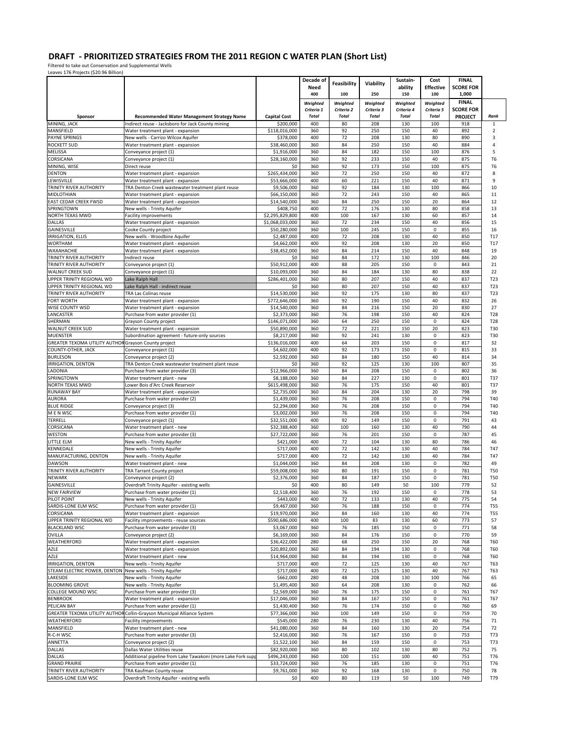# DRAFT - PRIORITIZED STRATEGIES FROM THE 2011 REGION C WATER PLAN (Short List)

Filtered to take out Conservation and Supplemental Wells

Leaves 176 Projects ($20.96 Billion)

| | | | Decade of Need | Feasibility | Viability | Sustain-ability | Cost Effective | FINAL SCORE FOR | |
|---|---|---|---|---|---|---|---|---|---|
| | | | 400 | 100 | 250 | 150 | 100 | 1,000 | |
| **Sponsor** | **Recommended Water Management Strategy Name** | **Capital Cost** | *Weighted Criteria 1 Total* | *Weighted Criteria 2 Total* | *Weighted Criteria 3 Total* | *Weighted Criteria 4 Total* | *Weighted Criteria 5 Total* | **FINAL SCORE FOR PROJECT** | *Rank* |
| MINING, JACK | Indirect reuse - Jacksboro for Jack County mining | $200,000 | 400 | 80 | 208 | 130 | 100 | 918 | 1 |
| MANSFIELD | Water treatment plant - expansion | $118,016,000 | 360 | 92 | 250 | 150 | 40 | 892 | 2 |
| PAYNE SPRINGS | New wells - Carrizo Wilcox Aquifer | $378,000 | 400 | 72 | 208 | 130 | 80 | 890 | 3 |
| ROCKETT SUD | Water treatment plant - expansion | $38,460,000 | 360 | 84 | 250 | 150 | 40 | 884 | 4 |
| MELISSA | Conveyance project (1) | $1,916,000 | 360 | 84 | 182 | 150 | 100 | 876 | 5 |
| CORSICANA | Conveyance project (1) | $28,160,000 | 360 | 92 | 233 | 150 | 40 | 875 | T6 |
| MINING, WISE | Direct reuse | $0 | 360 | 92 | 173 | 150 | 100 | 875 | T6 |
| DENTON | Water treatment plant - expansion | $265,434,000 | 360 | 72 | 250 | 150 | 40 | 872 | 8 |
| LEWISVILLE | Water treatment plant - expansion | $53,666,000 | 400 | 60 | 221 | 150 | 40 | 871 | 9 |
| TRINITY RIVER AUTHORITY | TRA Denton Creek wastewater treatment plant reuse | $9,506,000 | 360 | 92 | 184 | 130 | 100 | 866 | 10 |
| MIDLOTHIAN | Water treatment plant - expansion | $66,150,000 | 360 | 72 | 243 | 150 | 40 | 865 | 11 |
| EAST CEDAR CREEK FWSD | Water treatment plant - expansion | $14,540,000 | 360 | 84 | 250 | 150 | 20 | 864 | 12 |
| SPRINGTOWN | New wells - Trinity Aquifer | $408,750 | 400 | 72 | 176 | 130 | 80 | 858 | 13 |
| NORTH TEXAS MWD | Facility improvements | $2,295,829,800 | 400 | 100 | 167 | 130 | 60 | 857 | 14 |
| DALLAS | Water treatment plant - expansion | $1,068,033,000 | 360 | 72 | 234 | 150 | 40 | 856 | 15 |
| GAINESVILLE | Cooke County project | $50,280,000 | 360 | 100 | 245 | 150 | 0 | 855 | 16 |
| IRRIGATION, ELLIS | New wells - Woodbine Aquifer | $2,487,000 | 400 | 72 | 208 | 130 | 40 | 850 | T17 |
| WORTHAM | Water treatment plant - expansion | $4,662,000 | 400 | 92 | 208 | 130 | 20 | 850 | T17 |
| WAXAHACHIE | Water treatment plant - expansion | $38,452,000 | 360 | 84 | 214 | 150 | 40 | 848 | 19 |
| TRINITY RIVER AUTHORITY | Indirect reuse | $0 | 360 | 84 | 172 | 130 | 100 | 846 | 20 |
| TRINITY RIVER AUTHORITY | Conveyance project (1) | $50,912,000 | 400 | 88 | 205 | 150 | 0 | 843 | 21 |
| WALNUT CREEK SUD | Conveyance project (1) | $10,093,000 | 360 | 84 | 184 | 130 | 80 | 838 | 22 |
| UPPER TRINITY REGIONAL WD | Lake Ralph Hall | $286,401,000 | 360 | 80 | 207 | 150 | 40 | 837 | T23 |
| UPPER TRINITY REGIONAL WD | Lake Ralph Hall - indirect reuse | $0 | 360 | 80 | 207 | 150 | 40 | 837 | T23 |
| TRINITY RIVER AUTHORITY | TRA Las Colinas reuse | $14,530,000 | 360 | 92 | 175 | 130 | 80 | 837 | T23 |
| FORT WORTH | Water treatment plant - expansion | $772,646,000 | 360 | 92 | 190 | 150 | 40 | 832 | 26 |
| WISE COUNTY WSD | Water treatment plant - expansion | $14,540,000 | 360 | 84 | 216 | 150 | 20 | 830 | 27 |
| LANCASTER | Purchase from water provider (1) | $2,373,000 | 360 | 76 | 198 | 150 | 40 | 824 | T28 |
| SHERMAN | Grayson County project | $146,071,000 | 360 | 64 | 250 | 150 | 0 | 824 | T28 |
| WALNUT CREEK SUD | Water treatment plant - expansion | $50,890,000 | 360 | 72 | 221 | 150 | 20 | 823 | T30 |
| MUENSTER | Subordination agreement - future-only sources | $8,217,000 | 360 | 92 | 241 | 130 | 0 | 823 | T30 |
| GREATER TEXOMA UTILITY AUTHOR | Grayson County project | $136,016,000 | 400 | 64 | 203 | 150 | 0 | 817 | 32 |
| COUNTY-OTHER, JACK | Conveyance project (1) | $4,602,000 | 400 | 92 | 173 | 150 | 0 | 815 | 33 |
| BURLESON | Conveyance project (2) | $2,592,000 | 360 | 84 | 180 | 150 | 40 | 814 | 34 |
| IRRIGATION, DENTON | TRA Denton Creek wastewater treatment plant reuse | $0 | 360 | 92 | 125 | 130 | 100 | 807 | 35 |
| LADONIA | Purchase from water provider (3) | $12,966,000 | 360 | 84 | 208 | 150 | 0 | 802 | 36 |
| SPRINGTOWN | Water treatment plant - new | $8,188,000 | 360 | 84 | 227 | 130 | 0 | 801 | T37 |
| NORTH TEXAS MWD | Lower Bois d'Arc Creek Reservoir | $615,498,000 | 360 | 76 | 175 | 150 | 40 | 801 | T37 |
| RUNAWAY BAY | Water treatment plant - expansion | $2,735,000 | 360 | 84 | 204 | 130 | 20 | 798 | 39 |
| AURORA | Purchase from water provider (2) | $1,439,000 | 360 | 76 | 208 | 150 | 0 | 794 | T40 |
| BLUE RIDGE | Conveyance project (3) | $2,294,000 | 360 | 76 | 208 | 150 | 0 | 794 | T40 |
| M E N WSC | Purchase from water provider (1) | $3,002,000 | 360 | 76 | 208 | 150 | 0 | 794 | T40 |
| TERRELL | Conveyance project (1) | $32,551,000 | 400 | 92 | 149 | 150 | 0 | 791 | 43 |
| CORSICANA | Water treatment plant - new | $32,388,400 | 360 | 100 | 160 | 130 | 40 | 790 | 44 |
| WESTON | Purchase from water provider (3) | $27,722,000 | 360 | 76 | 201 | 150 | 0 | 787 | 45 |
| LITTLE ELM | New wells - Trinity Aquifer | $421,000 | 400 | 72 | 104 | 130 | 80 | 786 | 46 |
| KENNEDALE | New wells - Trinity Aquifer | $717,000 | 400 | 72 | 142 | 130 | 40 | 784 | T47 |
| MANUFACTURING, DENTON | New wells - Trinity Aquifer | $717,000 | 400 | 72 | 142 | 130 | 40 | 784 | T47 |
| DAWSON | Water treatment plant - new | $1,044,000 | 360 | 84 | 208 | 130 | 0 | 782 | 49 |
| TRINITY RIVER AUTHORITY | TRA Tarrant County project | $59,008,000 | 360 | 80 | 191 | 150 | 0 | 781 | T50 |
| NEWARK | Conveyance project (2) | $2,376,000 | 360 | 84 | 187 | 150 | 0 | 781 | T50 |
| GAINESVILLE | Overdraft Trinity Aquifer - existing wells | $0 | 400 | 80 | 149 | 50 | 100 | 779 | 52 |
| NEW FAIRVIEW | Purchase from water provider (1) | $2,518,400 | 360 | 76 | 192 | 150 | 0 | 778 | 53 |
| PILOT POINT | New wells - Trinity Aquifer | $443,000 | 400 | 72 | 133 | 130 | 40 | 775 | 54 |
| SARDIS-LONE ELM WSC | Purchase from water provider (1) | $9,467,000 | 360 | 76 | 188 | 150 | 0 | 774 | T55 |
| CORSICANA | Water treatment plant - expansion | $19,970,000 | 360 | 84 | 160 | 130 | 40 | 774 | T55 |
| UPPER TRINITY REGIONAL WD | Facility improvements - reuse sources | $590,686,000 | 400 | 100 | 83 | 130 | 60 | 773 | 57 |
| BLACKLAND WSC | Purchase from water provider (3) | $3,067,000 | 360 | 76 | 185 | 150 | 0 | 771 | 58 |
| OVILLA | Conveyance project (2) | $6,169,000 | 360 | 84 | 176 | 150 | 0 | 770 | 59 |
| WEATHERFORD | Water treatment plant - expansion | $36,422,000 | 280 | 68 | 250 | 150 | 20 | 768 | T60 |
| AZLE | Water treatment plant - expansion | $20,892,000 | 360 | 84 | 194 | 130 | 0 | 768 | T60 |
| AZLE | Water treatment plant - new | $14,964,000 | 360 | 84 | 194 | 130 | 0 | 768 | T60 |
| IRRIGATION, DENTON | New wells - Trinity Aquifer | $717,000 | 400 | 72 | 125 | 130 | 40 | 767 | T63 |
| STEAM ELECTRIC POWER, DENTON | New wells - Trinity Aquifer | $717,000 | 400 | 72 | 125 | 130 | 40 | 767 | T63 |
| LAKESIDE | New wells - Trinity Aquifer | $662,000 | 280 | 48 | 208 | 130 | 100 | 766 | 65 |
| BLOOMING GROVE | New wells - Trinity Aquifer | $1,495,400 | 360 | 64 | 208 | 130 | 0 | 762 | 66 |
| COLLEGE MOUND WSC | Purchase from water provider (3) | $2,569,000 | 360 | 76 | 175 | 150 | 0 | 761 | T67 |
| BENBROOK | Water treatment plant - expansion | $17,046,000 | 360 | 84 | 167 | 150 | 0 | 761 | T67 |
| PELICAN BAY | Purchase from water provider (1) | $1,430,400 | 360 | 76 | 174 | 150 | 0 | 760 | 69 |
| GREATER TEXOMA UTILITY AUTHOR | Collin-Grayson Municipal Alliance System | $77,366,000 | 360 | 100 | 149 | 150 | 0 | 759 | 70 |
| WEATHERFORD | Facility improvements | $545,000 | 280 | 76 | 230 | 130 | 40 | 756 | 71 |
| MANSFIELD | Water treatment plant - new | $41,080,000 | 360 | 84 | 160 | 130 | 20 | 754 | 72 |
| R-C-H WSC | Purchase from water provider (3) | $2,416,000 | 360 | 76 | 167 | 150 | 0 | 753 | T73 |
| ANNETTA | Conveyance project (2) | $1,522,100 | 360 | 84 | 159 | 150 | 0 | 753 | T73 |
| DALLAS | Dallas Water Utilities reuse | $82,920,000 | 360 | 80 | 102 | 130 | 80 | 752 | 75 |
| DALLAS | Additional pipeline from Lake Tawakoni (more Lake Fork supp | $496,243,000 | 360 | 100 | 151 | 100 | 40 | 751 | T76 |
| GRAND PRAIRIE | Purchase from water provider (1) | $33,724,000 | 360 | 76 | 185 | 130 | 0 | 751 | T76 |
| TRINITY RIVER AUTHORITY | TRA Kaufman County reuse | $9,761,000 | 360 | 92 | 168 | 130 | 0 | 750 | 78 |
| SARDIS-LONE ELM WSC | Overdraft Trinity Aquifer - existing wells | $0 | 400 | 80 | 119 | 50 | 100 | 749 | T79 |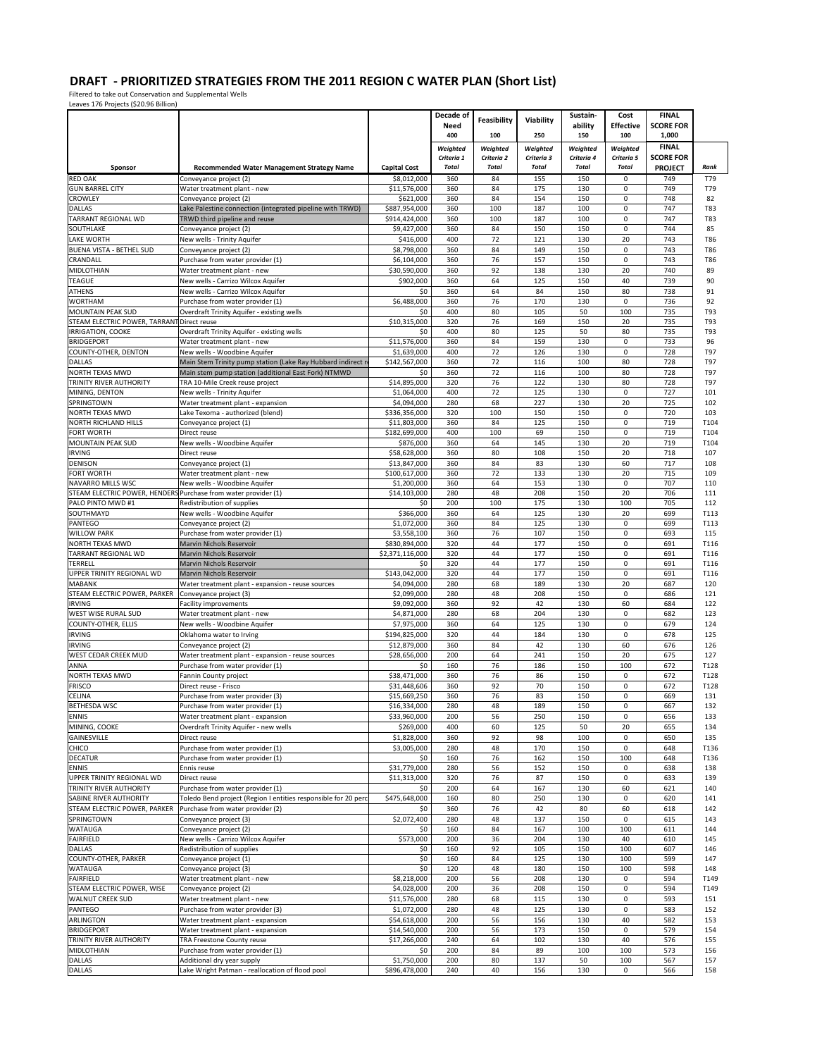# DRAFT - PRIORITIZED STRATEGIES FROM THE 2011 REGION C WATER PLAN (Short List)

Filtered to take out Conservation and Supplemental Wells
Leaves 176 Projects ($20.96 Billion)

| | | | Decade of Need | Feasibility | Viability | Sustain-ability | Cost Effective | FINAL SCORE FOR | |
|---|---|---|---|---|---|---|---|---|---|
| | | | 400 | 100 | 250 | 150 | 100 | 1,000 | |
| Sponsor | Recommended Water Management Strategy Name | Capital Cost | Weighted Criteria 1 Total | Weighted Criteria 2 Total | Weighted Criteria 3 Total | Weighted Criteria 4 Total | Weighted Criteria 5 Total | FINAL SCORE FOR PROJECT | Rank |
| RED OAK | Conveyance project (2) | $8,012,000 | 360 | 84 | 155 | 150 | 0 | 749 | T79 |
| GUN BARREL CITY | Water treatment plant - new | $11,576,000 | 360 | 84 | 175 | 130 | 0 | 749 | T79 |
| CROWLEY | Conveyance project (2) | $621,000 | 360 | 84 | 154 | 150 | 0 | 748 | 82 |
| DALLAS | Lake Palestine connection (integrated pipeline with TRWD) | $887,954,000 | 360 | 100 | 187 | 100 | 0 | 747 | T83 |
| TARRANT REGIONAL WD | TRWD third pipeline and reuse | $914,424,000 | 360 | 100 | 187 | 100 | 0 | 747 | T83 |
| SOUTHLAKE | Conveyance project (2) | $9,427,000 | 360 | 84 | 150 | 150 | 0 | 744 | 85 |
| LAKE WORTH | New wells - Trinity Aquifer | $416,000 | 400 | 72 | 121 | 130 | 20 | 743 | T86 |
| BUENA VISTA - BETHEL SUD | Conveyance project (2) | $8,798,000 | 360 | 84 | 149 | 150 | 0 | 743 | T86 |
| CRANDALL | Purchase from water provider (1) | $6,104,000 | 360 | 76 | 157 | 150 | 0 | 743 | T86 |
| MIDLOTHIAN | Water treatment plant - new | $30,590,000 | 360 | 92 | 138 | 130 | 20 | 740 | 89 |
| TEAGUE | New wells - Carrizo Wilcox Aquifer | $902,000 | 360 | 64 | 125 | 150 | 40 | 739 | 90 |
| ATHENS | New wells - Carrizo Wilcox Aquifer | $0 | 360 | 64 | 84 | 150 | 80 | 738 | 91 |
| WORTHAM | Purchase from water provider (1) | $6,488,000 | 360 | 76 | 170 | 130 | 0 | 736 | 92 |
| MOUNTAIN PEAK SUD | Overdraft Trinity Aquifer - existing wells | $0 | 400 | 80 | 105 | 50 | 100 | 735 | T93 |
| STEAM ELECTRIC POWER, TARRANT | Direct reuse | $10,315,000 | 320 | 76 | 169 | 150 | 20 | 735 | T93 |
| IRRIGATION, COOKE | Overdraft Trinity Aquifer - existing wells | $0 | 400 | 80 | 125 | 50 | 80 | 735 | T93 |
| BRIDGEPORT | Water treatment plant - new | $11,576,000 | 360 | 84 | 159 | 130 | 0 | 733 | 96 |
| COUNTY-OTHER, DENTON | New wells - Woodbine Aquifer | $1,639,000 | 400 | 72 | 126 | 130 | 0 | 728 | T97 |
| DALLAS | Main Stem Trinity pump station (Lake Ray Hubbard indirect r | $142,567,000 | 360 | 72 | 116 | 100 | 80 | 728 | T97 |
| NORTH TEXAS MWD | Main stem pump station (additional East Fork) NTMWD | $0 | 360 | 72 | 116 | 100 | 80 | 728 | T97 |
| TRINITY RIVER AUTHORITY | TRA 10-Mile Creek reuse project | $14,895,000 | 320 | 76 | 122 | 130 | 80 | 728 | T97 |
| MINING, DENTON | New wells - Trinity Aquifer | $1,064,000 | 400 | 72 | 125 | 130 | 0 | 727 | 101 |
| SPRINGTOWN | Water treatment plant - expansion | $4,094,000 | 280 | 68 | 227 | 130 | 20 | 725 | 102 |
| NORTH TEXAS MWD | Lake Texoma - authorized (blend) | $336,356,000 | 320 | 100 | 150 | 150 | 0 | 720 | 103 |
| NORTH RICHLAND HILLS | Conveyance project (1) | $11,803,000 | 360 | 84 | 125 | 150 | 0 | 719 | T104 |
| FORT WORTH | Direct reuse | $182,699,000 | 400 | 100 | 69 | 150 | 0 | 719 | T104 |
| MOUNTAIN PEAK SUD | New wells - Woodbine Aquifer | $876,000 | 360 | 64 | 145 | 130 | 20 | 719 | T104 |
| IRVING | Direct reuse | $58,628,000 | 360 | 80 | 108 | 150 | 20 | 718 | 107 |
| DENISON | Conveyance project (1) | $13,847,000 | 360 | 84 | 83 | 130 | 60 | 717 | 108 |
| FORT WORTH | Water treatment plant - new | $100,617,000 | 360 | 72 | 133 | 130 | 20 | 715 | 109 |
| NAVARRO MILLS WSC | New wells - Woodbine Aquifer | $1,200,000 | 360 | 64 | 153 | 130 | 0 | 707 | 110 |
| STEAM ELECTRIC POWER, HENDERS | Purchase from water provider (1) | $14,103,000 | 280 | 48 | 208 | 150 | 20 | 706 | 111 |
| PALO PINTO MWD #1 | Redistribution of supplies | $0 | 200 | 100 | 175 | 130 | 100 | 705 | 112 |
| SOUTHMAYD | New wells - Woodbine Aquifer | $366,000 | 360 | 64 | 125 | 130 | 20 | 699 | T113 |
| PANTEGO | Conveyance project (2) | $1,072,000 | 360 | 84 | 125 | 130 | 0 | 699 | T113 |
| WILLOW PARK | Purchase from water provider (1) | $3,558,100 | 360 | 76 | 107 | 150 | 0 | 693 | 115 |
| NORTH TEXAS MWD | Marvin Nichols Reservoir | $830,894,000 | 320 | 44 | 177 | 150 | 0 | 691 | T116 |
| TARRANT REGIONAL WD | Marvin Nichols Reservoir | $2,371,116,000 | 320 | 44 | 177 | 150 | 0 | 691 | T116 |
| TERRELL | Marvin Nichols Reservoir | $0 | 320 | 44 | 177 | 150 | 0 | 691 | T116 |
| UPPER TRINITY REGIONAL WD | Marvin Nichols Reservoir | $143,042,000 | 320 | 44 | 177 | 150 | 0 | 691 | T116 |
| MABANK | Water treatment plant - expansion - reuse sources | $4,094,000 | 280 | 68 | 189 | 130 | 20 | 687 | 120 |
| STEAM ELECTRIC POWER, PARKER | Conveyance project (3) | $2,099,000 | 280 | 48 | 208 | 150 | 0 | 686 | 121 |
| IRVING | Facility improvements | $9,092,000 | 360 | 92 | 42 | 130 | 60 | 684 | 122 |
| WEST WISE RURAL SUD | Water treatment plant - new | $4,871,000 | 280 | 68 | 204 | 130 | 0 | 682 | 123 |
| COUNTY-OTHER, ELLIS | New wells - Woodbine Aquifer | $7,975,000 | 360 | 64 | 125 | 130 | 0 | 679 | 124 |
| IRVING | Oklahoma water to Irving | $194,825,000 | 320 | 44 | 184 | 130 | 0 | 678 | 125 |
| IRVING | Conveyance project (2) | $12,879,000 | 360 | 84 | 42 | 130 | 60 | 676 | 126 |
| WEST CEDAR CREEK MUD | Water treatment plant - expansion - reuse sources | $28,656,000 | 200 | 64 | 241 | 150 | 20 | 675 | 127 |
| ANNA | Purchase from water provider (1) | $0 | 160 | 76 | 186 | 150 | 100 | 672 | T128 |
| NORTH TEXAS MWD | Fannin County project | $38,471,000 | 360 | 76 | 86 | 150 | 0 | 672 | T128 |
| FRISCO | Direct reuse - Frisco | $31,448,606 | 360 | 92 | 70 | 150 | 0 | 672 | T128 |
| CELINA | Purchase from water provider (3) | $15,669,250 | 360 | 76 | 83 | 150 | 0 | 669 | 131 |
| BETHESDA WSC | Purchase from water provider (1) | $16,334,000 | 280 | 48 | 189 | 150 | 0 | 667 | 132 |
| ENNIS | Water treatment plant - expansion | $33,960,000 | 200 | 56 | 250 | 150 | 0 | 656 | 133 |
| MINING, COOKE | Overdraft Trinity Aquifer - new wells | $269,000 | 400 | 60 | 125 | 50 | 20 | 655 | 134 |
| GAINESVILLE | Direct reuse | $1,828,000 | 360 | 92 | 98 | 100 | 0 | 650 | 135 |
| CHICO | Purchase from water provider (1) | $3,005,000 | 280 | 48 | 170 | 150 | 0 | 648 | T136 |
| DECATUR | Purchase from water provider (1) | $0 | 160 | 76 | 162 | 150 | 100 | 648 | T136 |
| ENNIS | Ennis reuse | $31,779,000 | 280 | 56 | 152 | 150 | 0 | 638 | 138 |
| UPPER TRINITY REGIONAL WD | Direct reuse | $11,313,000 | 320 | 76 | 87 | 150 | 0 | 633 | 139 |
| TRINITY RIVER AUTHORITY | Purchase from water provider (1) | $0 | 200 | 64 | 167 | 130 | 60 | 621 | 140 |
| SABINE RIVER AUTHORITY | Toledo Bend project (Region I entities responsible for 20 perc | $475,648,000 | 160 | 80 | 250 | 130 | 0 | 620 | 141 |
| STEAM ELECTRIC POWER, PARKER | Purchase from water provider (2) | $0 | 360 | 76 | 42 | 80 | 60 | 618 | 142 |
| SPRINGTOWN | Conveyance project (3) | $2,072,400 | 280 | 48 | 137 | 150 | 0 | 615 | 143 |
| WATAUGA | Conveyance project (2) | $0 | 160 | 84 | 167 | 100 | 100 | 611 | 144 |
| FAIRFIELD | New wells - Carrizo Wilcox Aquifer | $573,000 | 200 | 36 | 204 | 130 | 40 | 610 | 145 |
| DALLAS | Redistribution of supplies | $0 | 160 | 92 | 105 | 150 | 100 | 607 | 146 |
| COUNTY-OTHER, PARKER | Conveyance project (1) | $0 | 160 | 84 | 125 | 130 | 100 | 599 | 147 |
| WATAUGA | Conveyance project (3) | $0 | 120 | 48 | 180 | 150 | 100 | 598 | 148 |
| FAIRFIELD | Water treatment plant - new | $8,218,000 | 200 | 56 | 208 | 130 | 0 | 594 | T149 |
| STEAM ELECTRIC POWER, WISE | Conveyance project (2) | $4,028,000 | 200 | 36 | 208 | 150 | 0 | 594 | T149 |
| WALNUT CREEK SUD | Water treatment plant - new | $11,576,000 | 280 | 68 | 115 | 130 | 0 | 593 | 151 |
| PANTEGO | Purchase from water provider (3) | $1,072,000 | 280 | 48 | 125 | 130 | 0 | 583 | 152 |
| ARLINGTON | Water treatment plant - expansion | $54,618,000 | 200 | 56 | 156 | 130 | 40 | 582 | 153 |
| BRIDGEPORT | Water treatment plant - expansion | $14,540,000 | 200 | 56 | 173 | 150 | 0 | 579 | 154 |
| TRINITY RIVER AUTHORITY | TRA Freestone County reuse | $17,266,000 | 240 | 64 | 102 | 130 | 40 | 576 | 155 |
| MIDLOTHIAN | Purchase from water provider (1) | $0 | 200 | 84 | 89 | 100 | 100 | 573 | 156 |
| DALLAS | Additional dry year supply | $1,750,000 | 200 | 80 | 137 | 50 | 100 | 567 | 157 |
| DALLAS | Lake Wright Patman - reallocation of flood pool | $896,478,000 | 240 | 40 | 156 | 130 | 0 | 566 | 158 |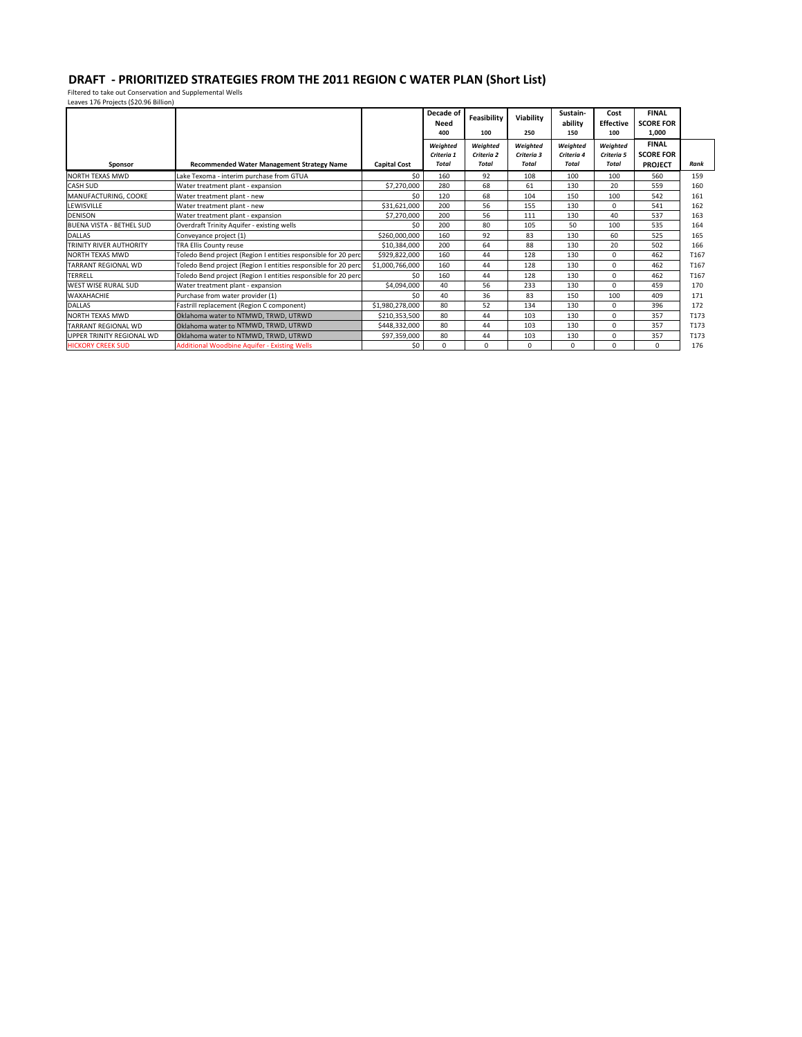# DRAFT - PRIORITIZED STRATEGIES FROM THE 2011 REGION C WATER PLAN (Short List)

Filtered to take out Conservation and Supplemental Wells
Leaves 176 Projects ($20.96 Billion)

| | | | Decade of Need 400 | Feasibility 100 | Viability 250 | Sustain-ability 150 | Cost Effective 100 | FINAL SCORE FOR 1,000 | |
|---|---|---|---|---|---|---|---|---|---|
| Sponsor | Recommended Water Management Strategy Name | Capital Cost | *Weighted Criteria 1 Total* | *Weighted Criteria 2 Total* | *Weighted Criteria 3 Total* | *Weighted Criteria 4 Total* | *Weighted Criteria 5 Total* | FINAL SCORE FOR PROJECT | *Rank* |
| NORTH TEXAS MWD | Lake Texoma - interim purchase from GTUA | $0 | 160 | 92 | 108 | 100 | 100 | 560 | 159 |
| CASH SUD | Water treatment plant - expansion | $7,270,000 | 280 | 68 | 61 | 130 | 20 | 559 | 160 |
| MANUFACTURING, COOKE | Water treatment plant - new | $0 | 120 | 68 | 104 | 150 | 100 | 542 | 161 |
| LEWISVILLE | Water treatment plant - new | $31,621,000 | 200 | 56 | 155 | 130 | 0 | 541 | 162 |
| DENISON | Water treatment plant - expansion | $7,270,000 | 200 | 56 | 111 | 130 | 40 | 537 | 163 |
| BUENA VISTA - BETHEL SUD | Overdraft Trinity Aquifer - existing wells | $0 | 200 | 80 | 105 | 50 | 100 | 535 | 164 |
| DALLAS | Conveyance project (1) | $260,000,000 | 160 | 92 | 83 | 130 | 60 | 525 | 165 |
| TRINITY RIVER AUTHORITY | TRA Ellis County reuse | $10,384,000 | 200 | 64 | 88 | 130 | 20 | 502 | 166 |
| NORTH TEXAS MWD | Toledo Bend project (Region I entities responsible for 20 perc | $929,822,000 | 160 | 44 | 128 | 130 | 0 | 462 | T167 |
| TARRANT REGIONAL WD | Toledo Bend project (Region I entities responsible for 20 perc | $1,000,766,000 | 160 | 44 | 128 | 130 | 0 | 462 | T167 |
| TERRELL | Toledo Bend project (Region I entities responsible for 20 perc | $0 | 160 | 44 | 128 | 130 | 0 | 462 | T167 |
| WEST WISE RURAL SUD | Water treatment plant - expansion | $4,094,000 | 40 | 56 | 233 | 130 | 0 | 459 | 170 |
| WAXAHACHIE | Purchase from water provider (1) | $0 | 40 | 36 | 83 | 150 | 100 | 409 | 171 |
| DALLAS | Fastrill replacement (Region C component) | $1,980,278,000 | 80 | 52 | 134 | 130 | 0 | 396 | 172 |
| NORTH TEXAS MWD | Oklahoma water to NTMWD, TRWD, UTRWD | $210,353,500 | 80 | 44 | 103 | 130 | 0 | 357 | T173 |
| TARRANT REGIONAL WD | Oklahoma water to NTMWD, TRWD, UTRWD | $448,332,000 | 80 | 44 | 103 | 130 | 0 | 357 | T173 |
| UPPER TRINITY REGIONAL WD | Oklahoma water to NTMWD, TRWD, UTRWD | $97,359,000 | 80 | 44 | 103 | 130 | 0 | 357 | T173 |
| HICKORY CREEK SUD | Additional Woodbine Aquifer - Existing Wells | $0 | 0 | 0 | 0 | 0 | 0 | 0 | 176 |